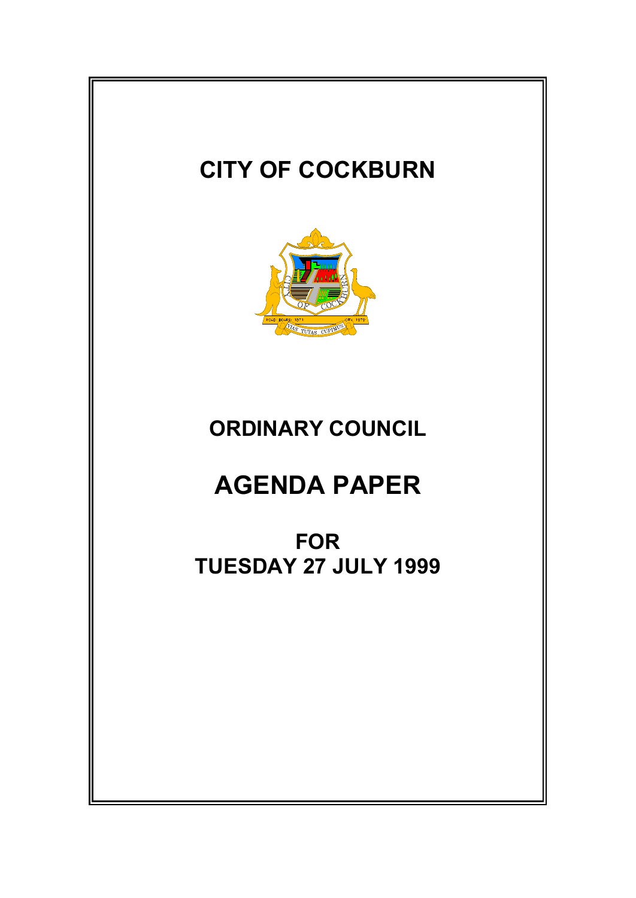# CITY OF COCKBURN

## ORDINARY COUNCIL

# AGENDA PAPER

## FOR
## TUESDAY 27 JULY 1999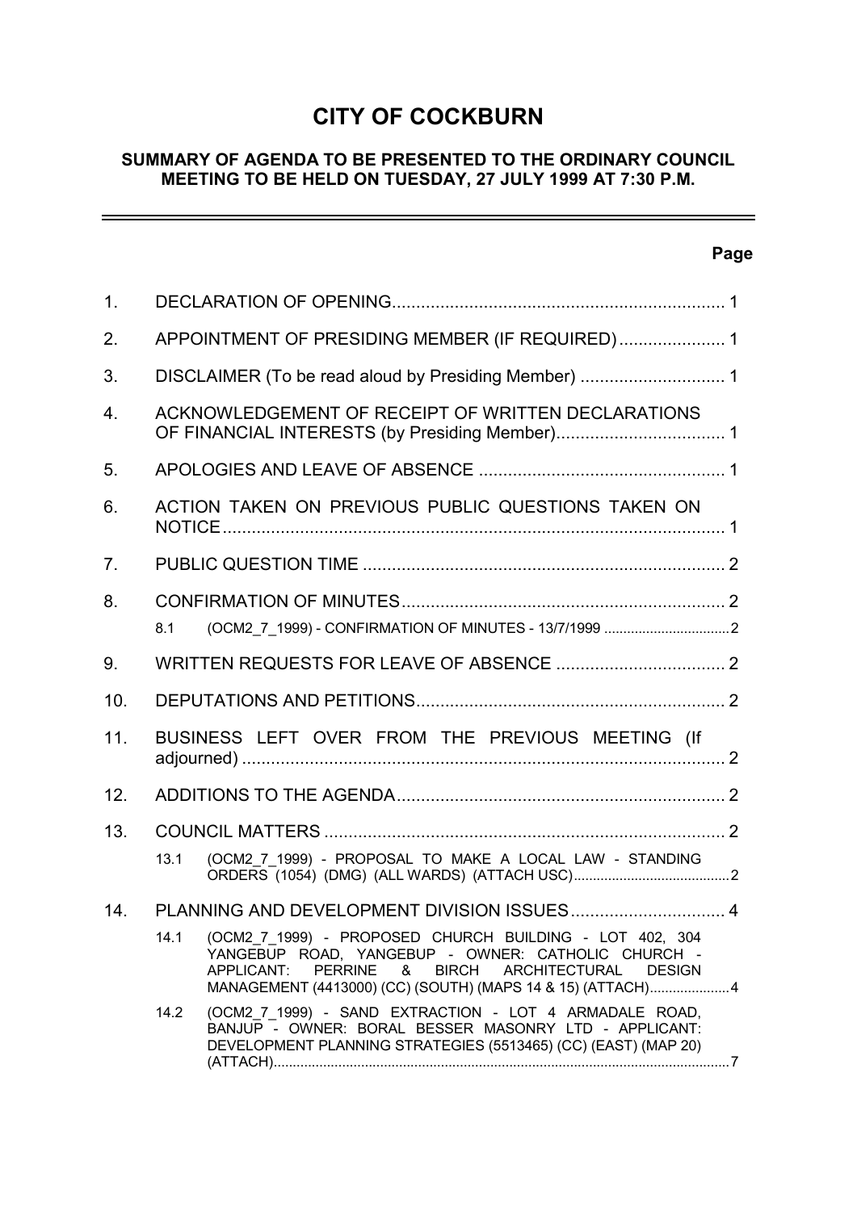# CITY OF COCKBURN

## SUMMARY OF AGENDA TO BE PRESENTED TO THE ORDINARY COUNCIL MEETING TO BE HELD ON TUESDAY, 27 JULY 1999 AT 7:30 P.M.

| | | Page |
|---|---|---|
| 1. | DECLARATION OF OPENING | 1 |
| 2. | APPOINTMENT OF PRESIDING MEMBER (IF REQUIRED) | 1 |
| 3. | DISCLAIMER (To be read aloud by Presiding Member) | 1 |
| 4. | ACKNOWLEDGEMENT OF RECEIPT OF WRITTEN DECLARATIONS OF FINANCIAL INTERESTS (by Presiding Member) | 1 |
| 5. | APOLOGIES AND LEAVE OF ABSENCE | 1 |
| 6. | ACTION TAKEN ON PREVIOUS PUBLIC QUESTIONS TAKEN ON NOTICE | 1 |
| 7. | PUBLIC QUESTION TIME | 2 |
| 8. | CONFIRMATION OF MINUTES | 2 |
| 8.1 | (OCM2_7_1999) - CONFIRMATION OF MINUTES - 13/7/1999 | 2 |
| 9. | WRITTEN REQUESTS FOR LEAVE OF ABSENCE | 2 |
| 10. | DEPUTATIONS AND PETITIONS | 2 |
| 11. | BUSINESS LEFT OVER FROM THE PREVIOUS MEETING (If adjourned) | 2 |
| 12. | ADDITIONS TO THE AGENDA | 2 |
| 13. | COUNCIL MATTERS | 2 |
| 13.1 | (OCM2_7_1999) - PROPOSAL TO MAKE A LOCAL LAW - STANDING ORDERS (1054) (DMG) (ALL WARDS) (ATTACH USC) | 2 |
| 14. | PLANNING AND DEVELOPMENT DIVISION ISSUES | 4 |
| 14.1 | (OCM2_7_1999) - PROPOSED CHURCH BUILDING - LOT 402, 304 YANGEBUP ROAD, YANGEBUP - OWNER: CATHOLIC CHURCH - APPLICANT: PERRINE & BIRCH ARCHITECTURAL DESIGN MANAGEMENT (4413000) (CC) (SOUTH) (MAPS 14 & 15) (ATTACH) | 4 |
| 14.2 | (OCM2_7_1999) - SAND EXTRACTION - LOT 4 ARMADALE ROAD, BANJUP - OWNER: BORAL BESSER MASONRY LTD - APPLICANT: DEVELOPMENT PLANNING STRATEGIES (5513465) (CC) (EAST) (MAP 20) (ATTACH) | 7 |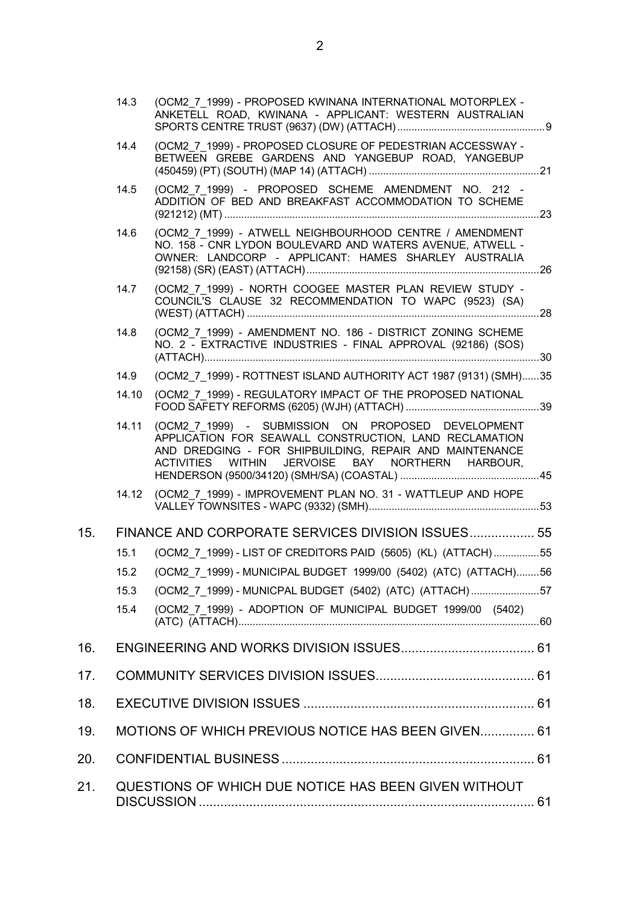14.3 (OCM2_7_1999) - PROPOSED KWINANA INTERNATIONAL MOTORPLEX - ANKETELL ROAD, KWINANA - APPLICANT: WESTERN AUSTRALIAN SPORTS CENTRE TRUST (9637) (DW) (ATTACH) ....................................................9

14.4 (OCM2_7_1999) - PROPOSED CLOSURE OF PEDESTRIAN ACCESSWAY - BETWEEN GREBE GARDENS AND YANGEBUP ROAD, YANGEBUP (450459) (PT) (SOUTH) (MAP 14) (ATTACH) ............................................................21

14.5 (OCM2_7_1999) - PROPOSED SCHEME AMENDMENT NO. 212 - ADDITION OF BED AND BREAKFAST ACCOMMODATION TO SCHEME (921212) (MT) ...............................................................................................................23

14.6 (OCM2_7_1999) - ATWELL NEIGHBOURHOOD CENTRE / AMENDMENT NO. 158 - CNR LYDON BOULEVARD AND WATERS AVENUE, ATWELL - OWNER: LANDCORP - APPLICANT: HAMES SHARLEY AUSTRALIA (92158) (SR) (EAST) (ATTACH) ..................................................................................26

14.7 (OCM2_7_1999) - NORTH COOGEE MASTER PLAN REVIEW STUDY - COUNCIL'S CLAUSE 32 RECOMMENDATION TO WAPC (9523) (SA) (WEST) (ATTACH) .......................................................................................................28

14.8 (OCM2_7_1999) - AMENDMENT NO. 186 - DISTRICT ZONING SCHEME NO. 2 - EXTRACTIVE INDUSTRIES - FINAL APPROVAL (92186) (SOS) (ATTACH)......................................................................................................................30

14.9 (OCM2_7_1999) - ROTTNEST ISLAND AUTHORITY ACT 1987 (9131) (SMH)......35

14.10 (OCM2_7_1999) - REGULATORY IMPACT OF THE PROPOSED NATIONAL FOOD SAFETY REFORMS (6205) (WJH) (ATTACH) ...............................................39

14.11 (OCM2_7_1999) - SUBMISSION ON PROPOSED DEVELOPMENT APPLICATION FOR SEAWALL CONSTRUCTION, LAND RECLAMATION AND DREDGING - FOR SHIPBUILDING, REPAIR AND MAINTENANCE ACTIVITIES WITHIN JERVOISE BAY NORTHERN HARBOUR, HENDERSON (9500/34120) (SMH/SA) (COASTAL) .................................................45

14.12 (OCM2_7_1999) - IMPROVEMENT PLAN NO. 31 - WATTLEUP AND HOPE VALLEY TOWNSITES - WAPC (9332) (SMH)............................................................53

15. FINANCE AND CORPORATE SERVICES DIVISION ISSUES.................. 55

15.1 (OCM2_7_1999) - LIST OF CREDITORS PAID (5605) (KL) (ATTACH) ................55

15.2 (OCM2_7_1999) - MUNICIPAL BUDGET 1999/00 (5402) (ATC) (ATTACH)........56

15.3 (OCM2_7_1999) - MUNICPAL BUDGET (5402) (ATC) (ATTACH) ........................57

15.4 (OCM2_7_1999) - ADOPTION OF MUNICIPAL BUDGET 1999/00 (5402) (ATC) (ATTACH).........................................................................................................60

16. ENGINEERING AND WORKS DIVISION ISSUES..................................... 61

17. COMMUNITY SERVICES DIVISION ISSUES............................................ 61

18. EXECUTIVE DIVISION ISSUES ................................................................ 61

19. MOTIONS OF WHICH PREVIOUS NOTICE HAS BEEN GIVEN............... 61

20. CONFIDENTIAL BUSINESS ...................................................................... 61

21. QUESTIONS OF WHICH DUE NOTICE HAS BEEN GIVEN WITHOUT DISCUSSION ............................................................................................. 61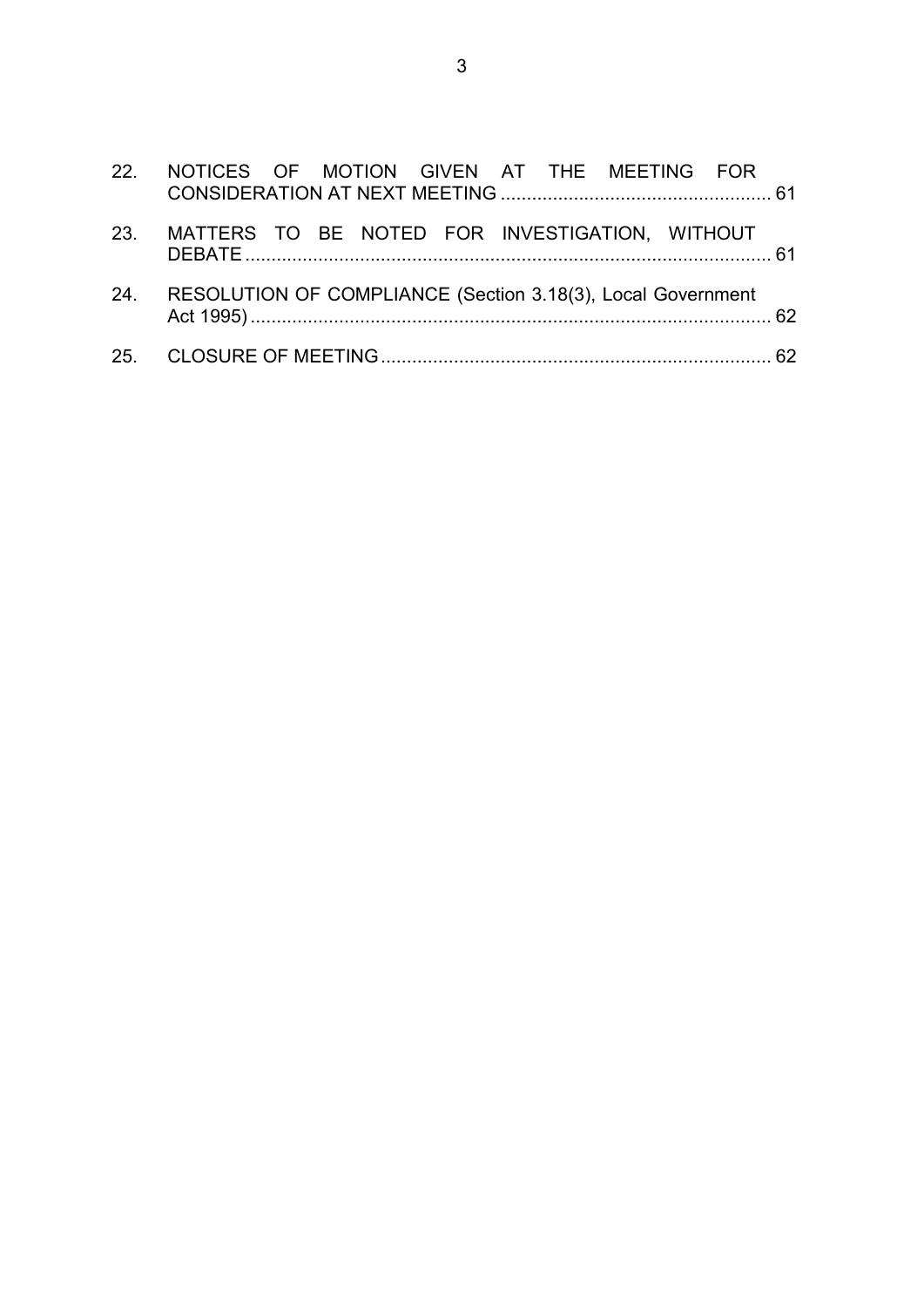| | | |
|---|---|---|
| 22. | NOTICES OF MOTION GIVEN AT THE MEETING FOR CONSIDERATION AT NEXT MEETING | 61 |
| 23. | MATTERS TO BE NOTED FOR INVESTIGATION, WITHOUT DEBATE | 61 |
| 24. | RESOLUTION OF COMPLIANCE (Section 3.18(3), Local Government Act 1995) | 62 |
| 25. | CLOSURE OF MEETING | 62 |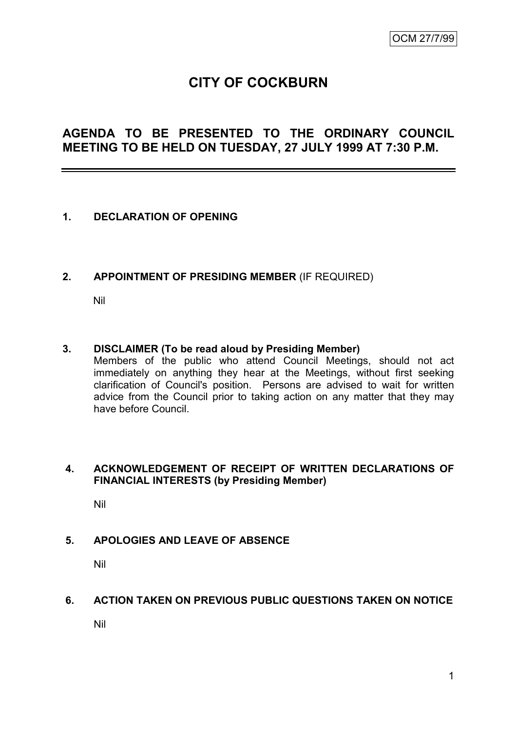OCM 27/7/99

# CITY OF COCKBURN

## AGENDA TO BE PRESENTED TO THE ORDINARY COUNCIL MEETING TO BE HELD ON TUESDAY, 27 JULY 1999 AT 7:30 P.M.

---

### 1. DECLARATION OF OPENING

### 2. APPOINTMENT OF PRESIDING MEMBER (IF REQUIRED)

Nil

### 3. DISCLAIMER (To be read aloud by Presiding Member)

Members of the public who attend Council Meetings, should not act immediately on anything they hear at the Meetings, without first seeking clarification of Council's position. Persons are advised to wait for written advice from the Council prior to taking action on any matter that they may have before Council.

### 4. ACKNOWLEDGEMENT OF RECEIPT OF WRITTEN DECLARATIONS OF FINANCIAL INTERESTS (by Presiding Member)

Nil

### 5. APOLOGIES AND LEAVE OF ABSENCE

Nil

### 6. ACTION TAKEN ON PREVIOUS PUBLIC QUESTIONS TAKEN ON NOTICE

Nil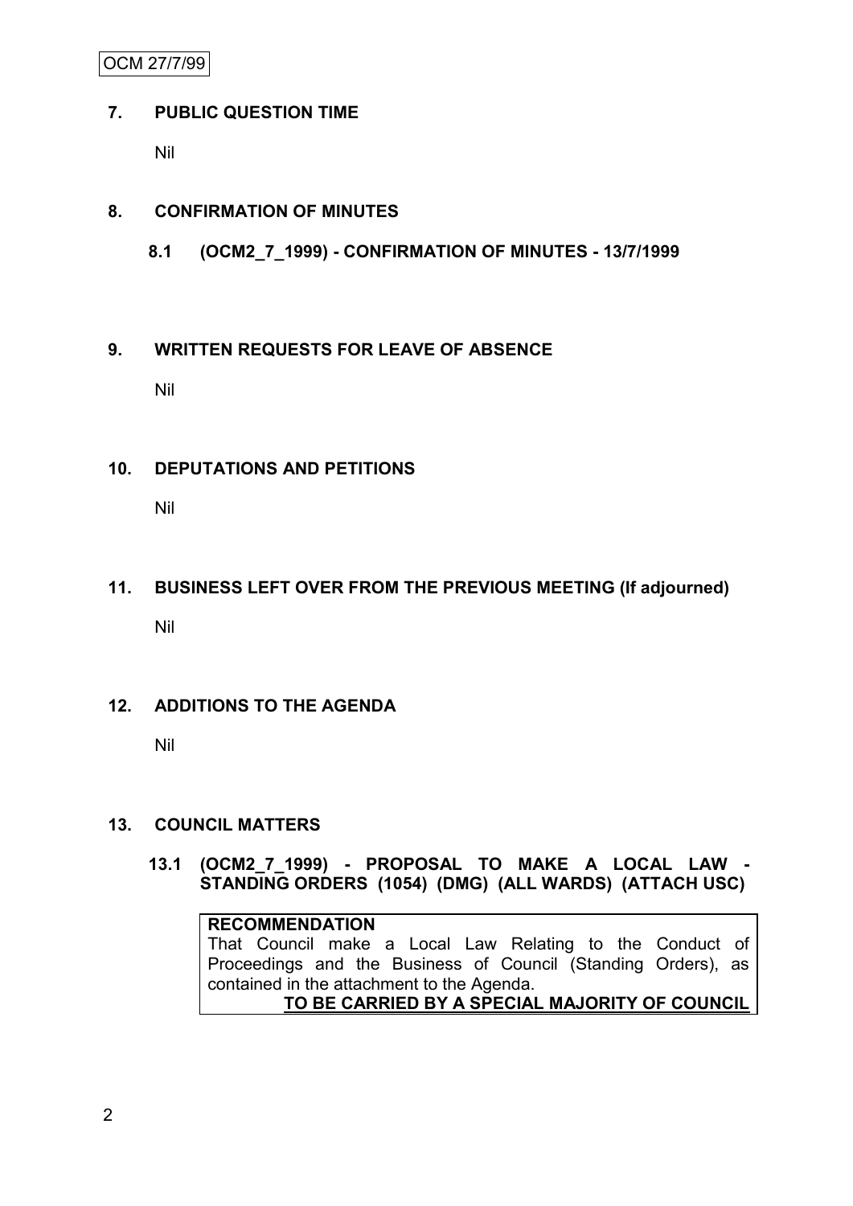## 7. PUBLIC QUESTION TIME

Nil

## 8. CONFIRMATION OF MINUTES

### 8.1 (OCM2_7_1999) - CONFIRMATION OF MINUTES - 13/7/1999

## 9. WRITTEN REQUESTS FOR LEAVE OF ABSENCE

Nil

## 10. DEPUTATIONS AND PETITIONS

Nil

## 11. BUSINESS LEFT OVER FROM THE PREVIOUS MEETING (If adjourned)

Nil

## 12. ADDITIONS TO THE AGENDA

Nil

## 13. COUNCIL MATTERS

### 13.1 (OCM2_7_1999) - PROPOSAL TO MAKE A LOCAL LAW - STANDING ORDERS (1054) (DMG) (ALL WARDS) (ATTACH USC)

**RECOMMENDATION**

That Council make a Local Law Relating to the Conduct of Proceedings and the Business of Council (Standing Orders), as contained in the attachment to the Agenda.

**TO BE CARRIED BY A SPECIAL MAJORITY OF COUNCIL**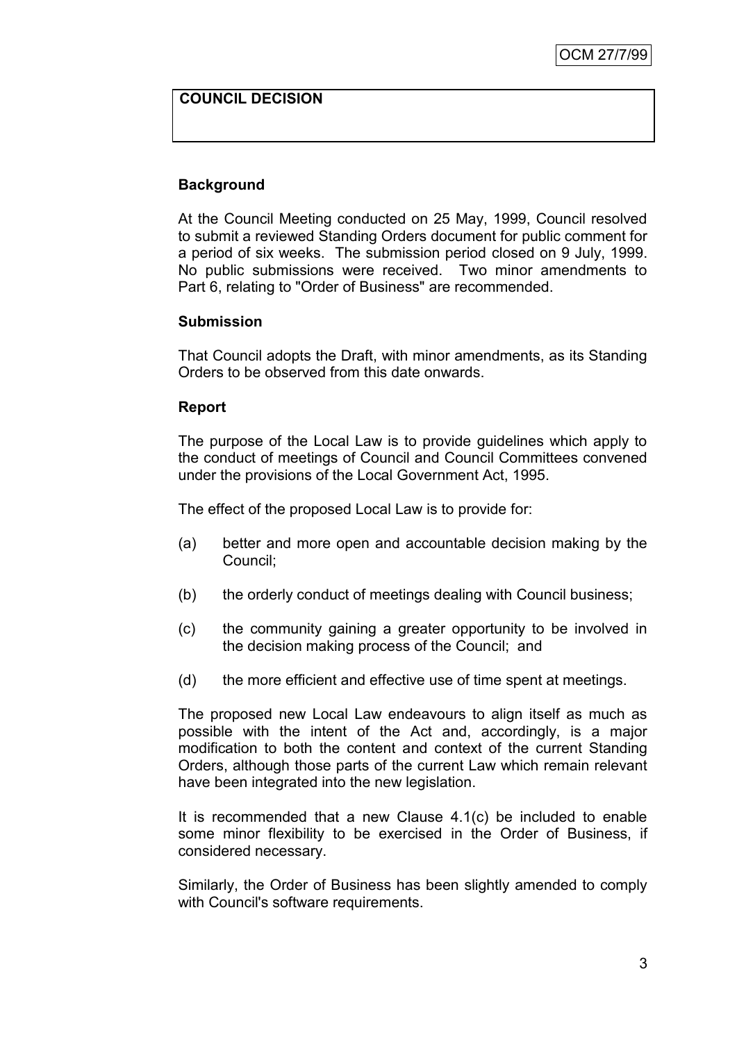**COUNCIL DECISION**

### Background

At the Council Meeting conducted on 25 May, 1999, Council resolved to submit a reviewed Standing Orders document for public comment for a period of six weeks. The submission period closed on 9 July, 1999. No public submissions were received. Two minor amendments to Part 6, relating to "Order of Business" are recommended.

### Submission

That Council adopts the Draft, with minor amendments, as its Standing Orders to be observed from this date onwards.

### Report

The purpose of the Local Law is to provide guidelines which apply to the conduct of meetings of Council and Council Committees convened under the provisions of the Local Government Act, 1995.

The effect of the proposed Local Law is to provide for:

(a) better and more open and accountable decision making by the Council;

(b) the orderly conduct of meetings dealing with Council business;

(c) the community gaining a greater opportunity to be involved in the decision making process of the Council; and

(d) the more efficient and effective use of time spent at meetings.

The proposed new Local Law endeavours to align itself as much as possible with the intent of the Act and, accordingly, is a major modification to both the content and context of the current Standing Orders, although those parts of the current Law which remain relevant have been integrated into the new legislation.

It is recommended that a new Clause 4.1(c) be included to enable some minor flexibility to be exercised in the Order of Business, if considered necessary.

Similarly, the Order of Business has been slightly amended to comply with Council's software requirements.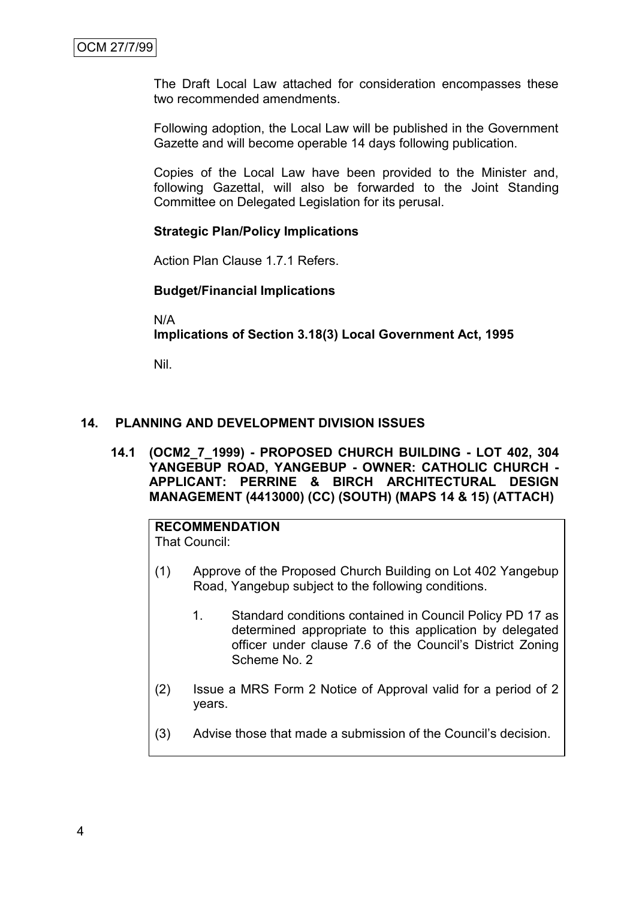The Draft Local Law attached for consideration encompasses these two recommended amendments.

Following adoption, the Local Law will be published in the Government Gazette and will become operable 14 days following publication.

Copies of the Local Law have been provided to the Minister and, following Gazettal, will also be forwarded to the Joint Standing Committee on Delegated Legislation for its perusal.

**Strategic Plan/Policy Implications**

Action Plan Clause 1.7.1 Refers.

**Budget/Financial Implications**

N/A

**Implications of Section 3.18(3) Local Government Act, 1995**

Nil.

## 14. PLANNING AND DEVELOPMENT DIVISION ISSUES

### 14.1 (OCM2_7_1999) - PROPOSED CHURCH BUILDING - LOT 402, 304 YANGEBUP ROAD, YANGEBUP - OWNER: CATHOLIC CHURCH - APPLICANT: PERRINE & BIRCH ARCHITECTURAL DESIGN MANAGEMENT (4413000) (CC) (SOUTH) (MAPS 14 & 15) (ATTACH)

**RECOMMENDATION**

That Council:

(1) Approve of the Proposed Church Building on Lot 402 Yangebup Road, Yangebup subject to the following conditions.

1. Standard conditions contained in Council Policy PD 17 as determined appropriate to this application by delegated officer under clause 7.6 of the Council's District Zoning Scheme No. 2

(2) Issue a MRS Form 2 Notice of Approval valid for a period of 2 years.

(3) Advise those that made a submission of the Council's decision.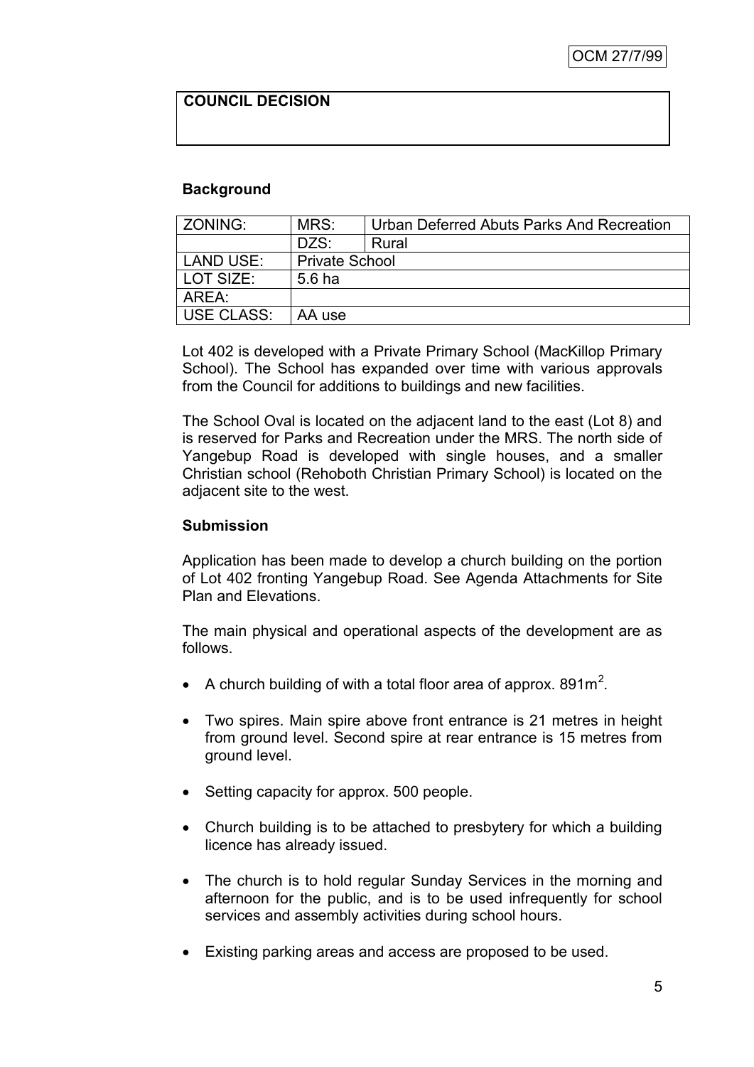**COUNCIL DECISION**

**Background**

| ZONING: | MRS: | Urban Deferred Abuts Parks And Recreation |
|---|---|---|
| | DZS: | Rural |
| LAND USE: | Private School | |
| LOT SIZE: | 5.6 ha | |
| AREA: | | |
| USE CLASS: | AA use | |

Lot 402 is developed with a Private Primary School (MacKillop Primary School). The School has expanded over time with various approvals from the Council for additions to buildings and new facilities.

The School Oval is located on the adjacent land to the east (Lot 8) and is reserved for Parks and Recreation under the MRS. The north side of Yangebup Road is developed with single houses, and a smaller Christian school (Rehoboth Christian Primary School) is located on the adjacent site to the west.

**Submission**

Application has been made to develop a church building on the portion of Lot 402 fronting Yangebup Road. See Agenda Attachments for Site Plan and Elevations.

The main physical and operational aspects of the development are as follows.

- A church building of with a total floor area of approx. 891m$^2$.
- Two spires. Main spire above front entrance is 21 metres in height from ground level. Second spire at rear entrance is 15 metres from ground level.
- Setting capacity for approx. 500 people.
- Church building is to be attached to presbytery for which a building licence has already issued.
- The church is to hold regular Sunday Services in the morning and afternoon for the public, and is to be used infrequently for school services and assembly activities during school hours.
- Existing parking areas and access are proposed to be used.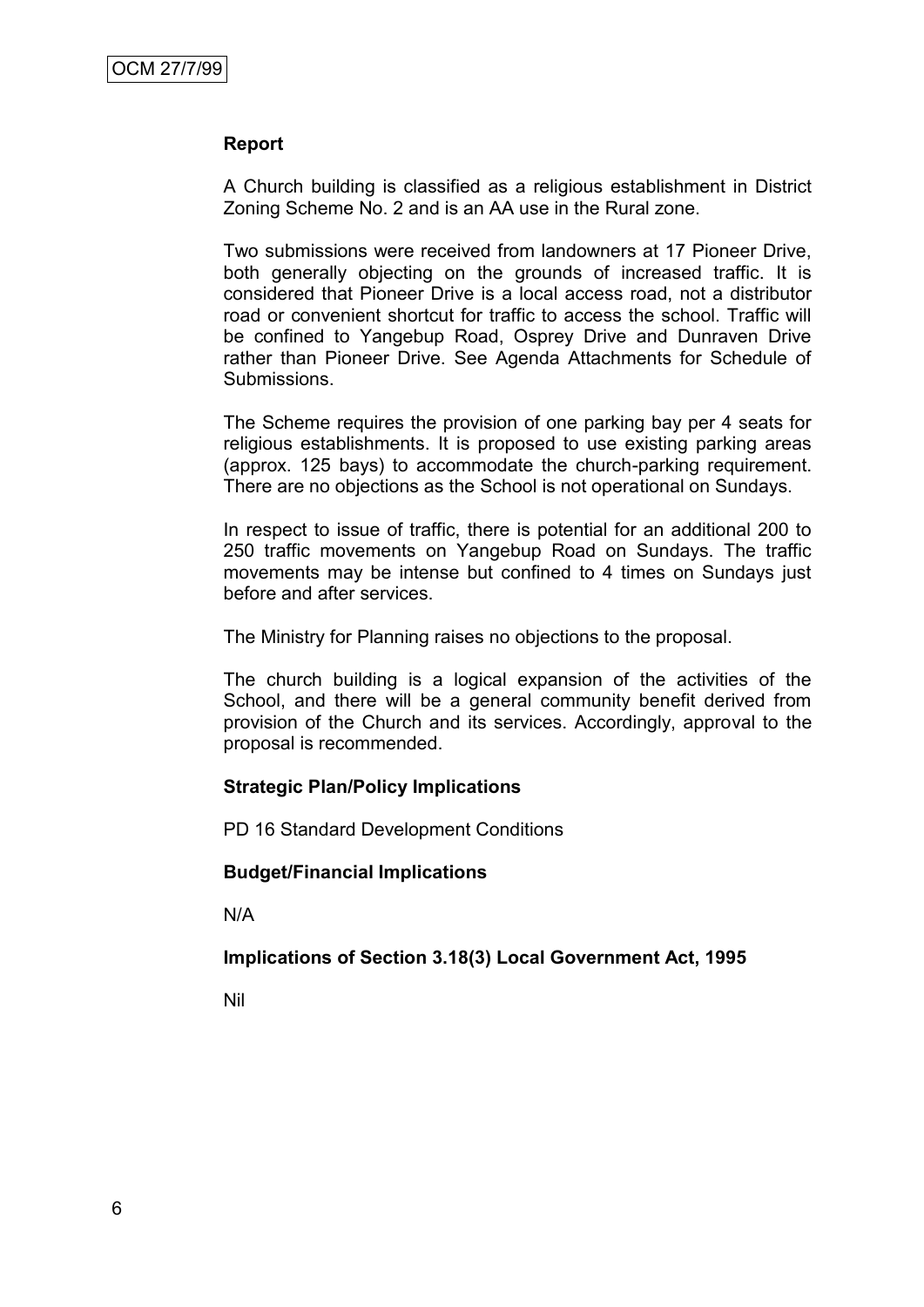**Report**

A Church building is classified as a religious establishment in District Zoning Scheme No. 2 and is an AA use in the Rural zone.

Two submissions were received from landowners at 17 Pioneer Drive, both generally objecting on the grounds of increased traffic. It is considered that Pioneer Drive is a local access road, not a distributor road or convenient shortcut for traffic to access the school. Traffic will be confined to Yangebup Road, Osprey Drive and Dunraven Drive rather than Pioneer Drive. See Agenda Attachments for Schedule of Submissions.

The Scheme requires the provision of one parking bay per 4 seats for religious establishments. It is proposed to use existing parking areas (approx. 125 bays) to accommodate the church-parking requirement. There are no objections as the School is not operational on Sundays.

In respect to issue of traffic, there is potential for an additional 200 to 250 traffic movements on Yangebup Road on Sundays. The traffic movements may be intense but confined to 4 times on Sundays just before and after services.

The Ministry for Planning raises no objections to the proposal.

The church building is a logical expansion of the activities of the School, and there will be a general community benefit derived from provision of the Church and its services. Accordingly, approval to the proposal is recommended.

**Strategic Plan/Policy Implications**

PD 16 Standard Development Conditions

**Budget/Financial Implications**

N/A

**Implications of Section 3.18(3) Local Government Act, 1995**

Nil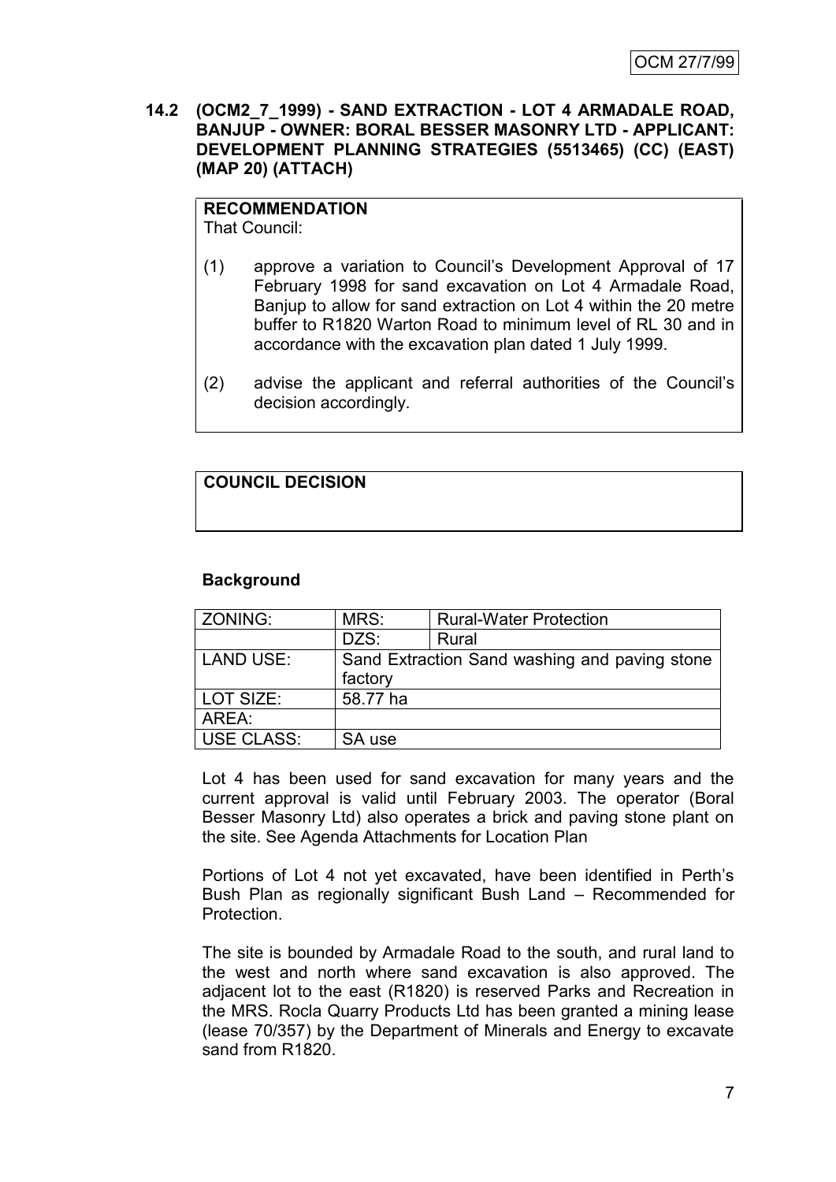## 14.2 (OCM2_7_1999) - SAND EXTRACTION - LOT 4 ARMADALE ROAD, BANJUP - OWNER: BORAL BESSER MASONRY LTD - APPLICANT: DEVELOPMENT PLANNING STRATEGIES (5513465) (CC) (EAST) (MAP 20) (ATTACH)

**RECOMMENDATION**

That Council:

(1) approve a variation to Council's Development Approval of 17 February 1998 for sand excavation on Lot 4 Armadale Road, Banjup to allow for sand extraction on Lot 4 within the 20 metre buffer to R1820 Warton Road to minimum level of RL 30 and in accordance with the excavation plan dated 1 July 1999.

(2) advise the applicant and referral authorities of the Council's decision accordingly.

**COUNCIL DECISION**

**Background**

| ZONING: | MRS: | Rural-Water Protection |
|---|---|---|
| | DZS: | Rural |
| LAND USE: | Sand Extraction Sand washing and paving stone factory | |
| LOT SIZE: | 58.77 ha | |
| AREA: | | |
| USE CLASS: | SA use | |

Lot 4 has been used for sand excavation for many years and the current approval is valid until February 2003. The operator (Boral Besser Masonry Ltd) also operates a brick and paving stone plant on the site. See Agenda Attachments for Location Plan

Portions of Lot 4 not yet excavated, have been identified in Perth's Bush Plan as regionally significant Bush Land – Recommended for Protection.

The site is bounded by Armadale Road to the south, and rural land to the west and north where sand excavation is also approved. The adjacent lot to the east (R1820) is reserved Parks and Recreation in the MRS. Rocla Quarry Products Ltd has been granted a mining lease (lease 70/357) by the Department of Minerals and Energy to excavate sand from R1820.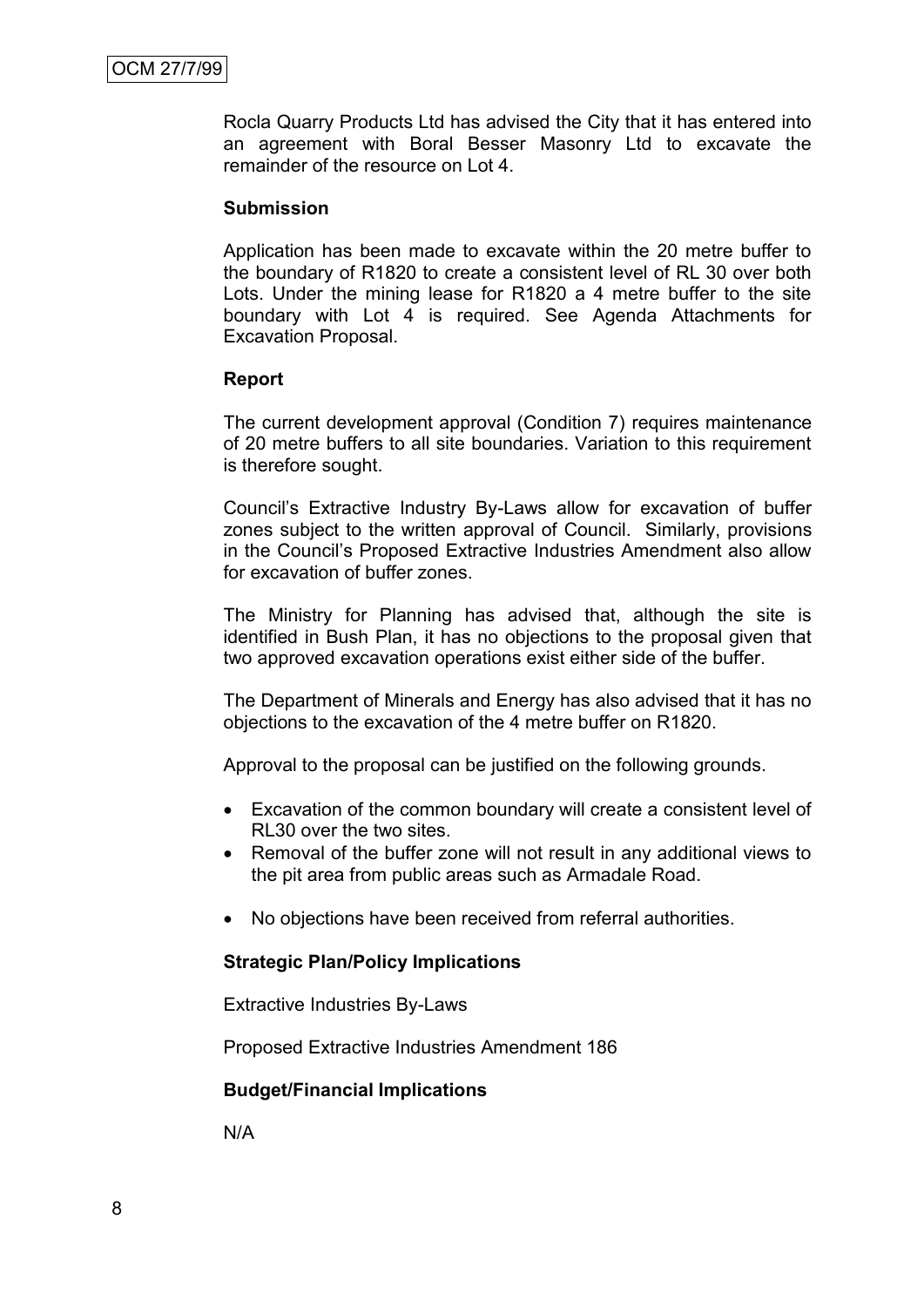Rocla Quarry Products Ltd has advised the City that it has entered into an agreement with Boral Besser Masonry Ltd to excavate the remainder of the resource on Lot 4.

**Submission**

Application has been made to excavate within the 20 metre buffer to the boundary of R1820 to create a consistent level of RL 30 over both Lots. Under the mining lease for R1820 a 4 metre buffer to the site boundary with Lot 4 is required. See Agenda Attachments for Excavation Proposal.

**Report**

The current development approval (Condition 7) requires maintenance of 20 metre buffers to all site boundaries. Variation to this requirement is therefore sought.

Council's Extractive Industry By-Laws allow for excavation of buffer zones subject to the written approval of Council. Similarly, provisions in the Council's Proposed Extractive Industries Amendment also allow for excavation of buffer zones.

The Ministry for Planning has advised that, although the site is identified in Bush Plan, it has no objections to the proposal given that two approved excavation operations exist either side of the buffer.

The Department of Minerals and Energy has also advised that it has no objections to the excavation of the 4 metre buffer on R1820.

Approval to the proposal can be justified on the following grounds.

- Excavation of the common boundary will create a consistent level of RL30 over the two sites.
- Removal of the buffer zone will not result in any additional views to the pit area from public areas such as Armadale Road.
- No objections have been received from referral authorities.

**Strategic Plan/Policy Implications**

Extractive Industries By-Laws

Proposed Extractive Industries Amendment 186

**Budget/Financial Implications**

N/A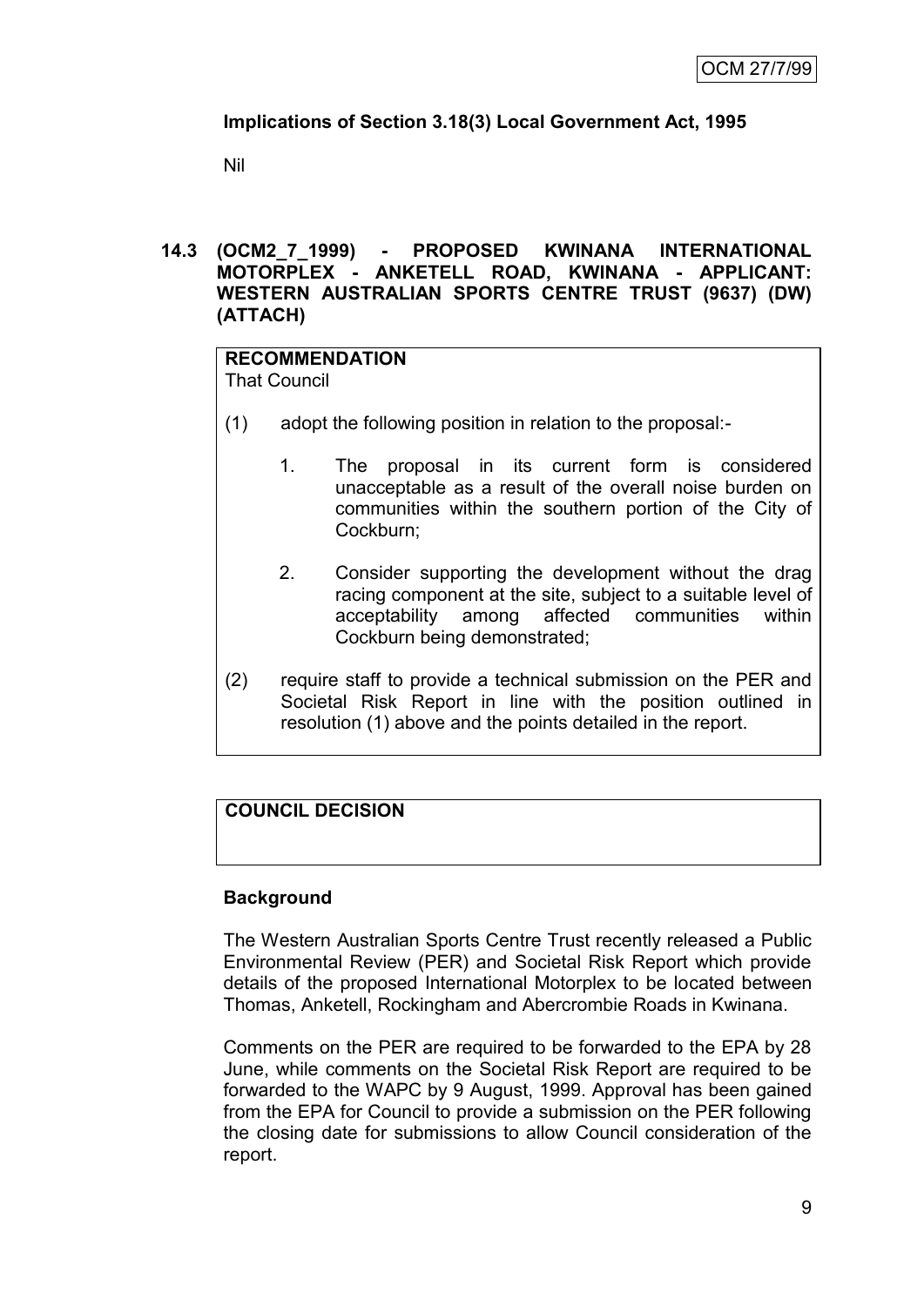**Implications of Section 3.18(3) Local Government Act, 1995**

Nil

## 14.3 (OCM2_7_1999) - PROPOSED KWINANA INTERNATIONAL MOTORPLEX - ANKETELL ROAD, KWINANA - APPLICANT: WESTERN AUSTRALIAN SPORTS CENTRE TRUST (9637) (DW) (ATTACH)

**RECOMMENDATION**

That Council

(1) adopt the following position in relation to the proposal:-

1. The proposal in its current form is considered unacceptable as a result of the overall noise burden on communities within the southern portion of the City of Cockburn;

2. Consider supporting the development without the drag racing component at the site, subject to a suitable level of acceptability among affected communities within Cockburn being demonstrated;

(2) require staff to provide a technical submission on the PER and Societal Risk Report in line with the position outlined in resolution (1) above and the points detailed in the report.

**COUNCIL DECISION**

**Background**

The Western Australian Sports Centre Trust recently released a Public Environmental Review (PER) and Societal Risk Report which provide details of the proposed International Motorplex to be located between Thomas, Anketell, Rockingham and Abercrombie Roads in Kwinana.

Comments on the PER are required to be forwarded to the EPA by 28 June, while comments on the Societal Risk Report are required to be forwarded to the WAPC by 9 August, 1999. Approval has been gained from the EPA for Council to provide a submission on the PER following the closing date for submissions to allow Council consideration of the report.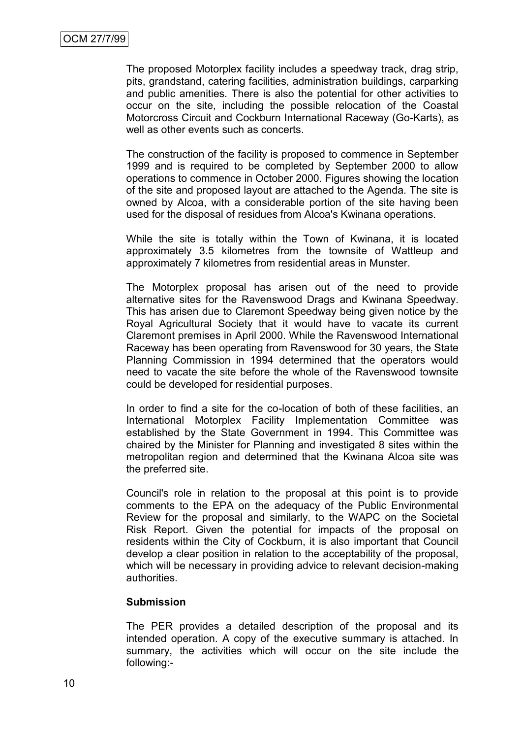The proposed Motorplex facility includes a speedway track, drag strip, pits, grandstand, catering facilities, administration buildings, carparking and public amenities. There is also the potential for other activities to occur on the site, including the possible relocation of the Coastal Motorcross Circuit and Cockburn International Raceway (Go-Karts), as well as other events such as concerts.

The construction of the facility is proposed to commence in September 1999 and is required to be completed by September 2000 to allow operations to commence in October 2000. Figures showing the location of the site and proposed layout are attached to the Agenda. The site is owned by Alcoa, with a considerable portion of the site having been used for the disposal of residues from Alcoa's Kwinana operations.

While the site is totally within the Town of Kwinana, it is located approximately 3.5 kilometres from the townsite of Wattleup and approximately 7 kilometres from residential areas in Munster.

The Motorplex proposal has arisen out of the need to provide alternative sites for the Ravenswood Drags and Kwinana Speedway. This has arisen due to Claremont Speedway being given notice by the Royal Agricultural Society that it would have to vacate its current Claremont premises in April 2000. While the Ravenswood International Raceway has been operating from Ravenswood for 30 years, the State Planning Commission in 1994 determined that the operators would need to vacate the site before the whole of the Ravenswood townsite could be developed for residential purposes.

In order to find a site for the co-location of both of these facilities, an International Motorplex Facility Implementation Committee was established by the State Government in 1994. This Committee was chaired by the Minister for Planning and investigated 8 sites within the metropolitan region and determined that the Kwinana Alcoa site was the preferred site.

Council's role in relation to the proposal at this point is to provide comments to the EPA on the adequacy of the Public Environmental Review for the proposal and similarly, to the WAPC on the Societal Risk Report. Given the potential for impacts of the proposal on residents within the City of Cockburn, it is also important that Council develop a clear position in relation to the acceptability of the proposal, which will be necessary in providing advice to relevant decision-making authorities.

**Submission**

The PER provides a detailed description of the proposal and its intended operation. A copy of the executive summary is attached. In summary, the activities which will occur on the site include the following:-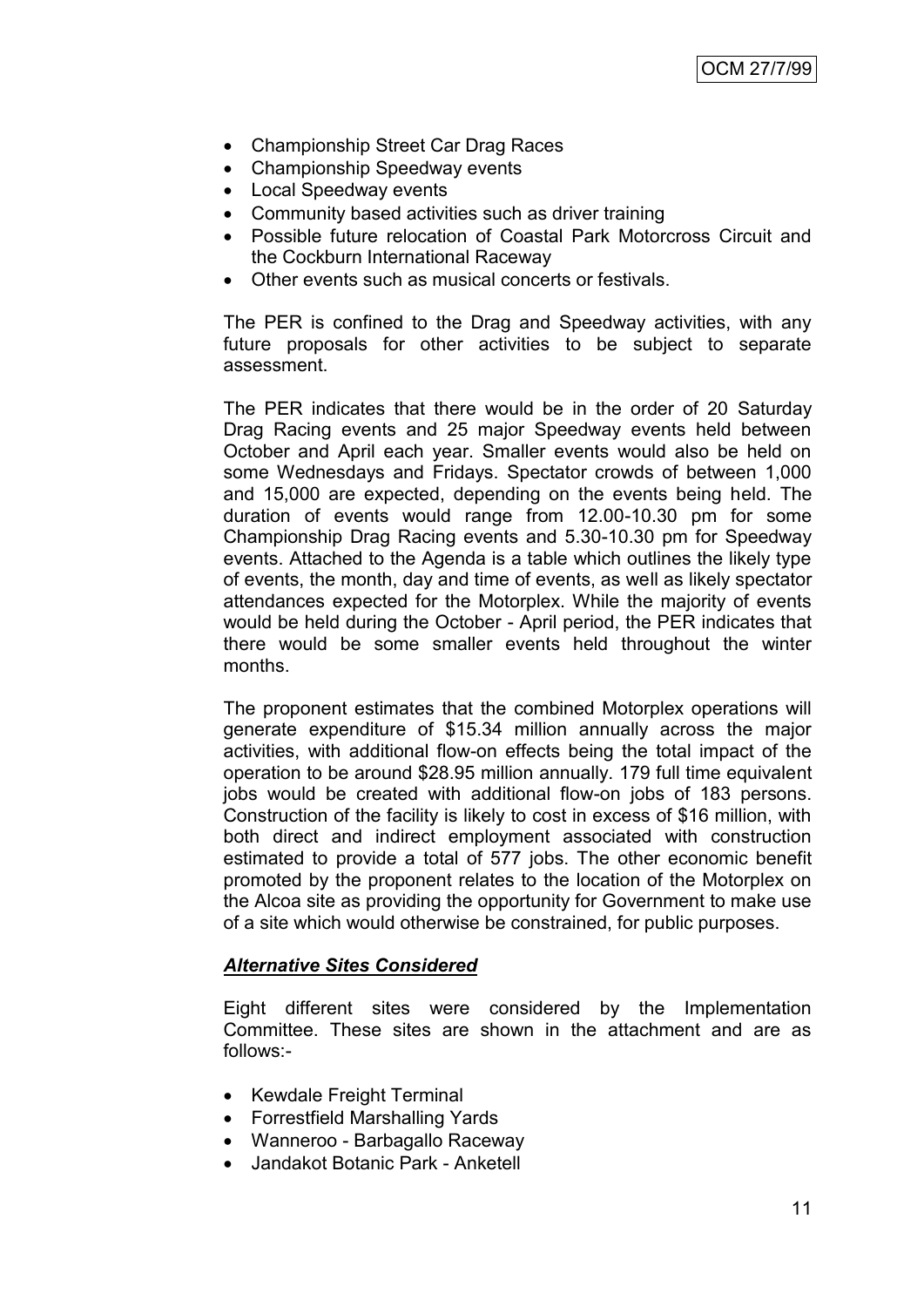- Championship Street Car Drag Races
- Championship Speedway events
- Local Speedway events
- Community based activities such as driver training
- Possible future relocation of Coastal Park Motorcross Circuit and the Cockburn International Raceway
- Other events such as musical concerts or festivals.

The PER is confined to the Drag and Speedway activities, with any future proposals for other activities to be subject to separate assessment.

The PER indicates that there would be in the order of 20 Saturday Drag Racing events and 25 major Speedway events held between October and April each year. Smaller events would also be held on some Wednesdays and Fridays. Spectator crowds of between 1,000 and 15,000 are expected, depending on the events being held. The duration of events would range from 12.00-10.30 pm for some Championship Drag Racing events and 5.30-10.30 pm for Speedway events. Attached to the Agenda is a table which outlines the likely type of events, the month, day and time of events, as well as likely spectator attendances expected for the Motorplex. While the majority of events would be held during the October - April period, the PER indicates that there would be some smaller events held throughout the winter months.

The proponent estimates that the combined Motorplex operations will generate expenditure of $15.34 million annually across the major activities, with additional flow-on effects being the total impact of the operation to be around $28.95 million annually. 179 full time equivalent jobs would be created with additional flow-on jobs of 183 persons. Construction of the facility is likely to cost in excess of $16 million, with both direct and indirect employment associated with construction estimated to provide a total of 577 jobs. The other economic benefit promoted by the proponent relates to the location of the Motorplex on the Alcoa site as providing the opportunity for Government to make use of a site which would otherwise be constrained, for public purposes.

***Alternative Sites Considered***

Eight different sites were considered by the Implementation Committee. These sites are shown in the attachment and are as follows:-

- Kewdale Freight Terminal
- Forrestfield Marshalling Yards
- Wanneroo - Barbagallo Raceway
- Jandakot Botanic Park - Anketell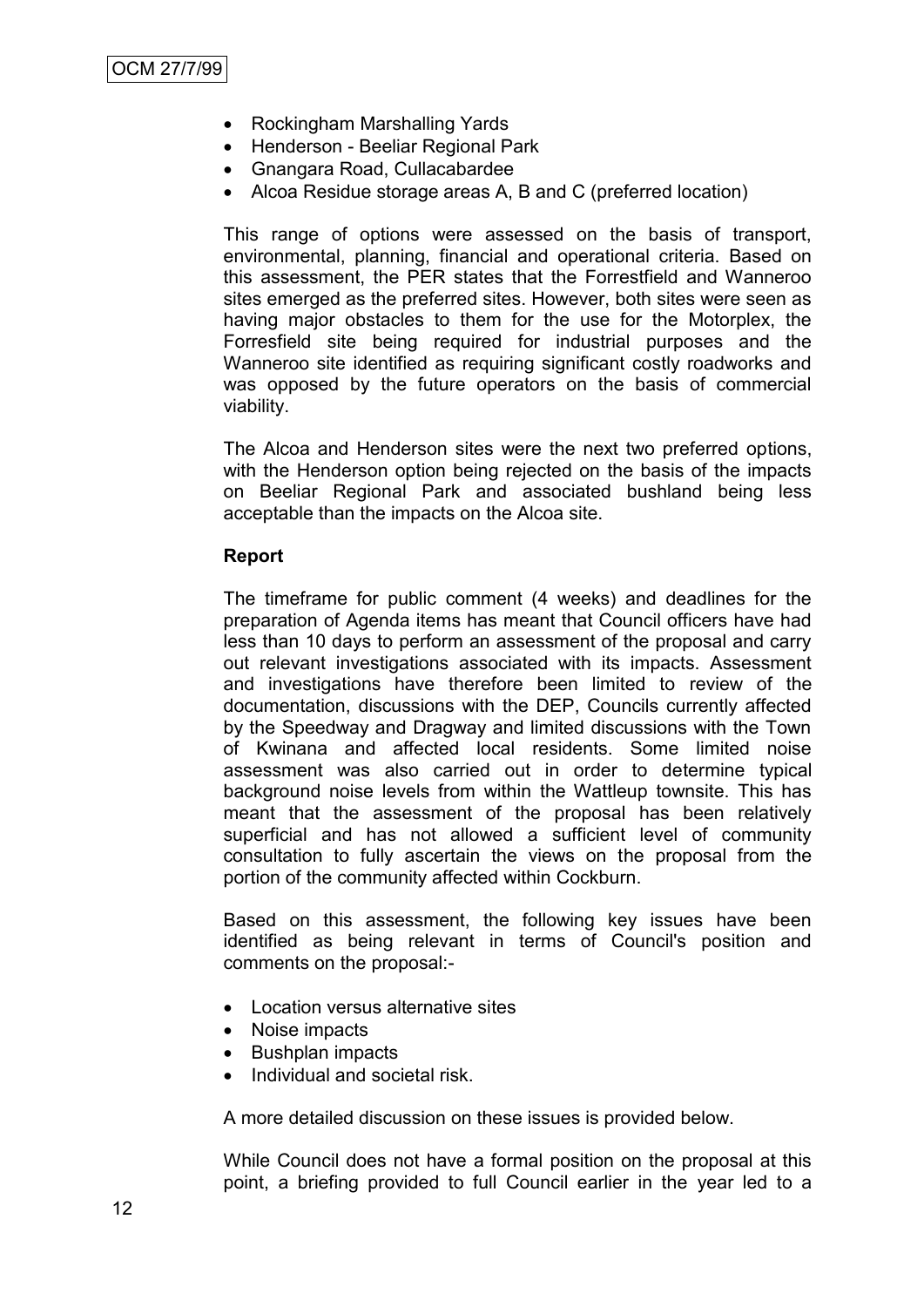- Rockingham Marshalling Yards
- Henderson - Beeliar Regional Park
- Gnangara Road, Cullacabardee
- Alcoa Residue storage areas A, B and C (preferred location)

This range of options were assessed on the basis of transport, environmental, planning, financial and operational criteria. Based on this assessment, the PER states that the Forrestfield and Wanneroo sites emerged as the preferred sites. However, both sites were seen as having major obstacles to them for the use for the Motorplex, the Forresfield site being required for industrial purposes and the Wanneroo site identified as requiring significant costly roadworks and was opposed by the future operators on the basis of commercial viability.

The Alcoa and Henderson sites were the next two preferred options, with the Henderson option being rejected on the basis of the impacts on Beeliar Regional Park and associated bushland being less acceptable than the impacts on the Alcoa site.

**Report**

The timeframe for public comment (4 weeks) and deadlines for the preparation of Agenda items has meant that Council officers have had less than 10 days to perform an assessment of the proposal and carry out relevant investigations associated with its impacts. Assessment and investigations have therefore been limited to review of the documentation, discussions with the DEP, Councils currently affected by the Speedway and Dragway and limited discussions with the Town of Kwinana and affected local residents. Some limited noise assessment was also carried out in order to determine typical background noise levels from within the Wattleup townsite. This has meant that the assessment of the proposal has been relatively superficial and has not allowed a sufficient level of community consultation to fully ascertain the views on the proposal from the portion of the community affected within Cockburn.

Based on this assessment, the following key issues have been identified as being relevant in terms of Council's position and comments on the proposal:-

- Location versus alternative sites
- Noise impacts
- Bushplan impacts
- Individual and societal risk.

A more detailed discussion on these issues is provided below.

While Council does not have a formal position on the proposal at this point, a briefing provided to full Council earlier in the year led to a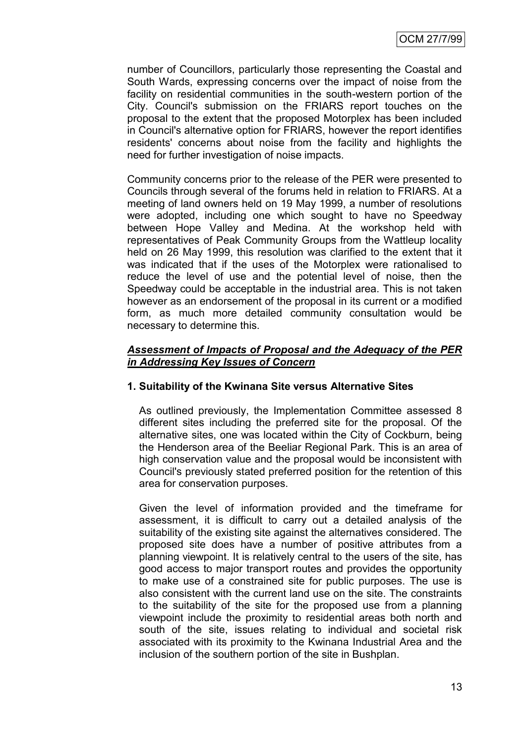number of Councillors, particularly those representing the Coastal and South Wards, expressing concerns over the impact of noise from the facility on residential communities in the south-western portion of the City. Council's submission on the FRIARS report touches on the proposal to the extent that the proposed Motorplex has been included in Council's alternative option for FRIARS, however the report identifies residents' concerns about noise from the facility and highlights the need for further investigation of noise impacts.

Community concerns prior to the release of the PER were presented to Councils through several of the forums held in relation to FRIARS. At a meeting of land owners held on 19 May 1999, a number of resolutions were adopted, including one which sought to have no Speedway between Hope Valley and Medina. At the workshop held with representatives of Peak Community Groups from the Wattleup locality held on 26 May 1999, this resolution was clarified to the extent that it was indicated that if the uses of the Motorplex were rationalised to reduce the level of use and the potential level of noise, then the Speedway could be acceptable in the industrial area. This is not taken however as an endorsement of the proposal in its current or a modified form, as much more detailed community consultation would be necessary to determine this.

***Assessment of Impacts of Proposal and the Adequacy of the PER in Addressing Key Issues of Concern***

**1. Suitability of the Kwinana Site versus Alternative Sites**

As outlined previously, the Implementation Committee assessed 8 different sites including the preferred site for the proposal. Of the alternative sites, one was located within the City of Cockburn, being the Henderson area of the Beeliar Regional Park. This is an area of high conservation value and the proposal would be inconsistent with Council's previously stated preferred position for the retention of this area for conservation purposes.

Given the level of information provided and the timeframe for assessment, it is difficult to carry out a detailed analysis of the suitability of the existing site against the alternatives considered. The proposed site does have a number of positive attributes from a planning viewpoint. It is relatively central to the users of the site, has good access to major transport routes and provides the opportunity to make use of a constrained site for public purposes. The use is also consistent with the current land use on the site. The constraints to the suitability of the site for the proposed use from a planning viewpoint include the proximity to residential areas both north and south of the site, issues relating to individual and societal risk associated with its proximity to the Kwinana Industrial Area and the inclusion of the southern portion of the site in Bushplan.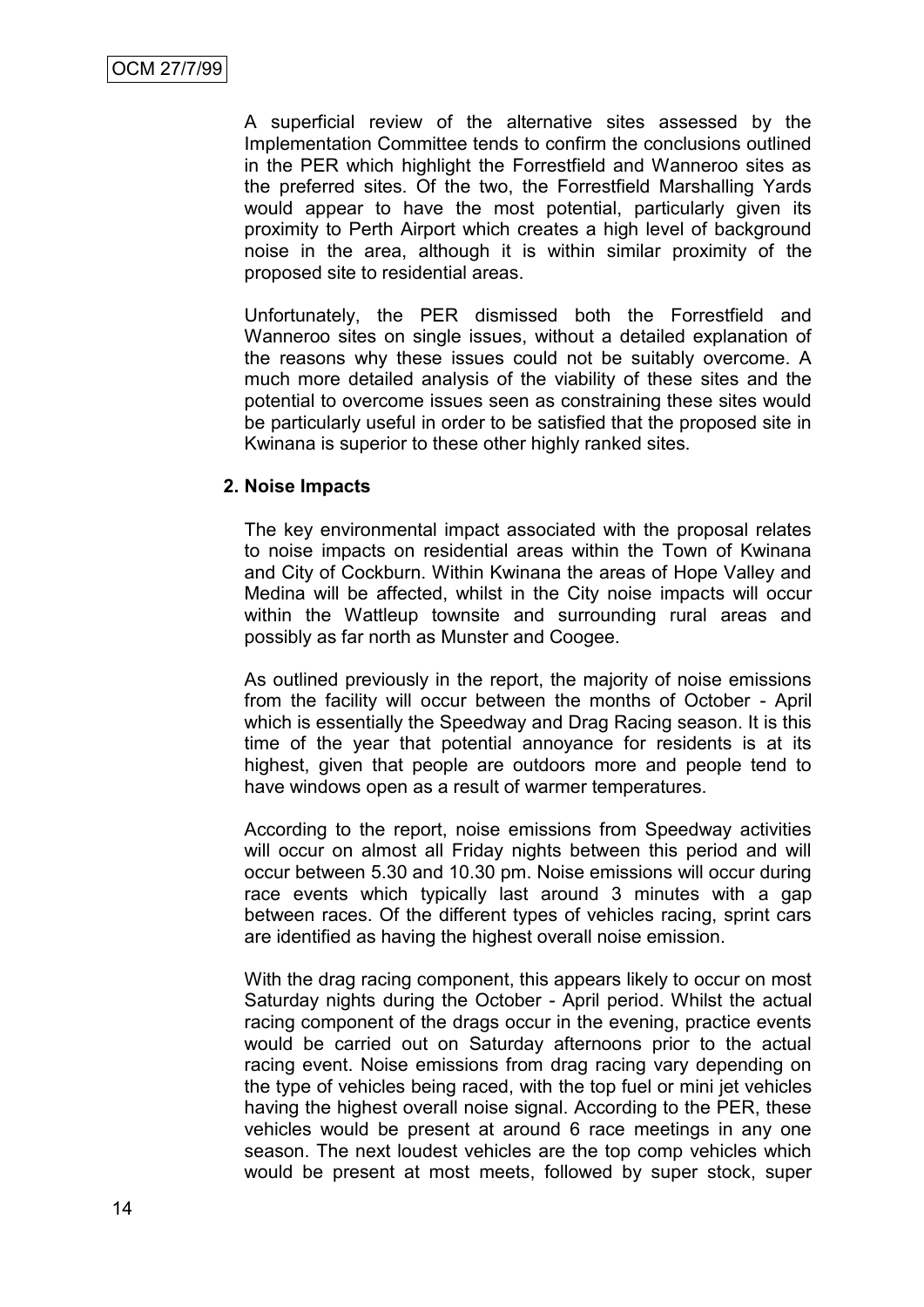A superficial review of the alternative sites assessed by the Implementation Committee tends to confirm the conclusions outlined in the PER which highlight the Forrestfield and Wanneroo sites as the preferred sites. Of the two, the Forrestfield Marshalling Yards would appear to have the most potential, particularly given its proximity to Perth Airport which creates a high level of background noise in the area, although it is within similar proximity of the proposed site to residential areas.

Unfortunately, the PER dismissed both the Forrestfield and Wanneroo sites on single issues, without a detailed explanation of the reasons why these issues could not be suitably overcome. A much more detailed analysis of the viability of these sites and the potential to overcome issues seen as constraining these sites would be particularly useful in order to be satisfied that the proposed site in Kwinana is superior to these other highly ranked sites.

**2. Noise Impacts**

The key environmental impact associated with the proposal relates to noise impacts on residential areas within the Town of Kwinana and City of Cockburn. Within Kwinana the areas of Hope Valley and Medina will be affected, whilst in the City noise impacts will occur within the Wattleup townsite and surrounding rural areas and possibly as far north as Munster and Coogee.

As outlined previously in the report, the majority of noise emissions from the facility will occur between the months of October - April which is essentially the Speedway and Drag Racing season. It is this time of the year that potential annoyance for residents is at its highest, given that people are outdoors more and people tend to have windows open as a result of warmer temperatures.

According to the report, noise emissions from Speedway activities will occur on almost all Friday nights between this period and will occur between 5.30 and 10.30 pm. Noise emissions will occur during race events which typically last around 3 minutes with a gap between races. Of the different types of vehicles racing, sprint cars are identified as having the highest overall noise emission.

With the drag racing component, this appears likely to occur on most Saturday nights during the October - April period. Whilst the actual racing component of the drags occur in the evening, practice events would be carried out on Saturday afternoons prior to the actual racing event. Noise emissions from drag racing vary depending on the type of vehicles being raced, with the top fuel or mini jet vehicles having the highest overall noise signal. According to the PER, these vehicles would be present at around 6 race meetings in any one season. The next loudest vehicles are the top comp vehicles which would be present at most meets, followed by super stock, super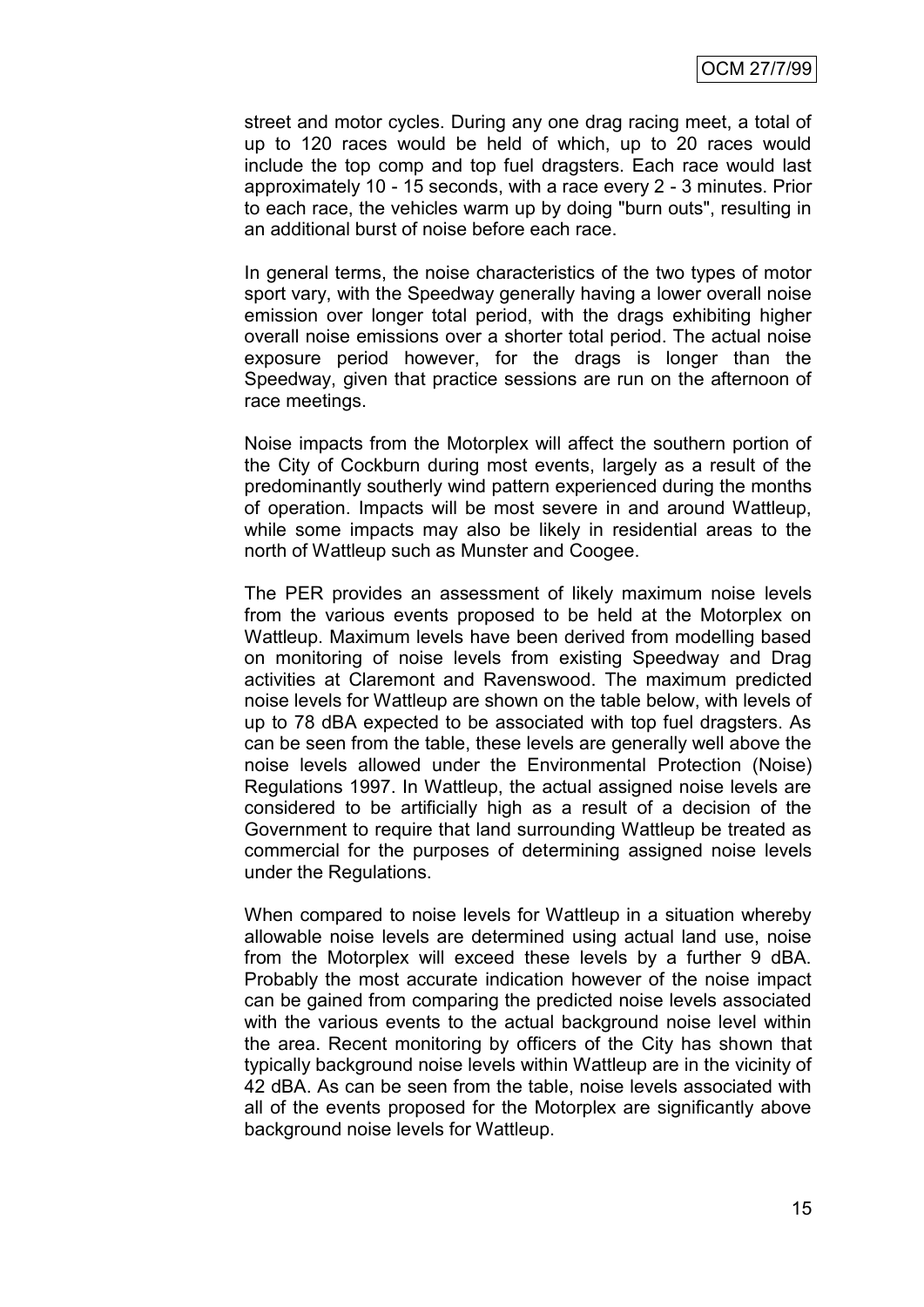street and motor cycles. During any one drag racing meet, a total of up to 120 races would be held of which, up to 20 races would include the top comp and top fuel dragsters. Each race would last approximately 10 - 15 seconds, with a race every 2 - 3 minutes. Prior to each race, the vehicles warm up by doing "burn outs", resulting in an additional burst of noise before each race.

In general terms, the noise characteristics of the two types of motor sport vary, with the Speedway generally having a lower overall noise emission over longer total period, with the drags exhibiting higher overall noise emissions over a shorter total period. The actual noise exposure period however, for the drags is longer than the Speedway, given that practice sessions are run on the afternoon of race meetings.

Noise impacts from the Motorplex will affect the southern portion of the City of Cockburn during most events, largely as a result of the predominantly southerly wind pattern experienced during the months of operation. Impacts will be most severe in and around Wattleup, while some impacts may also be likely in residential areas to the north of Wattleup such as Munster and Coogee.

The PER provides an assessment of likely maximum noise levels from the various events proposed to be held at the Motorplex on Wattleup. Maximum levels have been derived from modelling based on monitoring of noise levels from existing Speedway and Drag activities at Claremont and Ravenswood. The maximum predicted noise levels for Wattleup are shown on the table below, with levels of up to 78 dBA expected to be associated with top fuel dragsters. As can be seen from the table, these levels are generally well above the noise levels allowed under the Environmental Protection (Noise) Regulations 1997. In Wattleup, the actual assigned noise levels are considered to be artificially high as a result of a decision of the Government to require that land surrounding Wattleup be treated as commercial for the purposes of determining assigned noise levels under the Regulations.

When compared to noise levels for Wattleup in a situation whereby allowable noise levels are determined using actual land use, noise from the Motorplex will exceed these levels by a further 9 dBA. Probably the most accurate indication however of the noise impact can be gained from comparing the predicted noise levels associated with the various events to the actual background noise level within the area. Recent monitoring by officers of the City has shown that typically background noise levels within Wattleup are in the vicinity of 42 dBA. As can be seen from the table, noise levels associated with all of the events proposed for the Motorplex are significantly above background noise levels for Wattleup.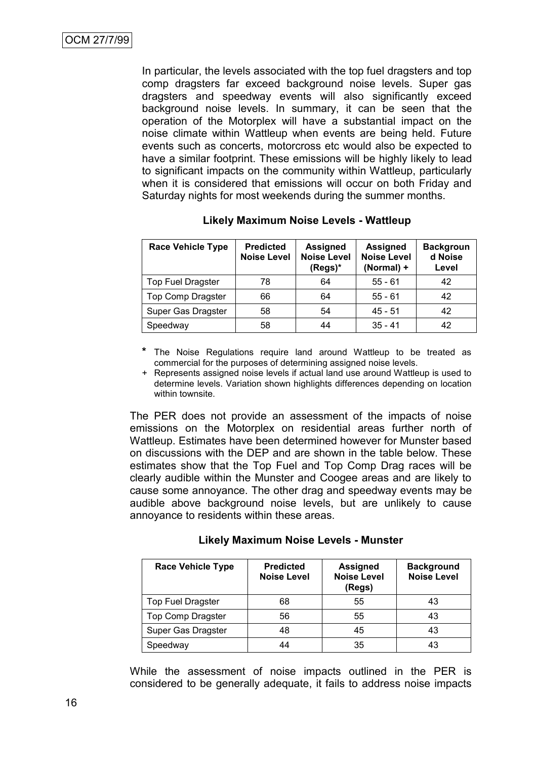In particular, the levels associated with the top fuel dragsters and top comp dragsters far exceed background noise levels. Super gas dragsters and speedway events will also significantly exceed background noise levels. In summary, it can be seen that the operation of the Motorplex will have a substantial impact on the noise climate within Wattleup when events are being held. Future events such as concerts, motorcross etc would also be expected to have a similar footprint. These emissions will be highly likely to lead to significant impacts on the community within Wattleup, particularly when it is considered that emissions will occur on both Friday and Saturday nights for most weekends during the summer months.

**Likely Maximum Noise Levels - Wattleup**

| Race Vehicle Type | Predicted Noise Level | Assigned Noise Level (Regs)* | Assigned Noise Level (Normal) + | Background Noise Level |
|---|---|---|---|---|
| Top Fuel Dragster | 78 | 64 | 55 - 61 | 42 |
| Top Comp Dragster | 66 | 64 | 55 - 61 | 42 |
| Super Gas Dragster | 58 | 54 | 45 - 51 | 42 |
| Speedway | 58 | 44 | 35 - 41 | 42 |

\* The Noise Regulations require land around Wattleup to be treated as commercial for the purposes of determining assigned noise levels.

\+ Represents assigned noise levels if actual land use around Wattleup is used to determine levels. Variation shown highlights differences depending on location within townsite.

The PER does not provide an assessment of the impacts of noise emissions on the Motorplex on residential areas further north of Wattleup. Estimates have been determined however for Munster based on discussions with the DEP and are shown in the table below. These estimates show that the Top Fuel and Top Comp Drag races will be clearly audible within the Munster and Coogee areas and are likely to cause some annoyance. The other drag and speedway events may be audible above background noise levels, but are unlikely to cause annoyance to residents within these areas.

**Likely Maximum Noise Levels - Munster**

| Race Vehicle Type | Predicted Noise Level | Assigned Noise Level (Regs) | Background Noise Level |
|---|---|---|---|
| Top Fuel Dragster | 68 | 55 | 43 |
| Top Comp Dragster | 56 | 55 | 43 |
| Super Gas Dragster | 48 | 45 | 43 |
| Speedway | 44 | 35 | 43 |

While the assessment of noise impacts outlined in the PER is considered to be generally adequate, it fails to address noise impacts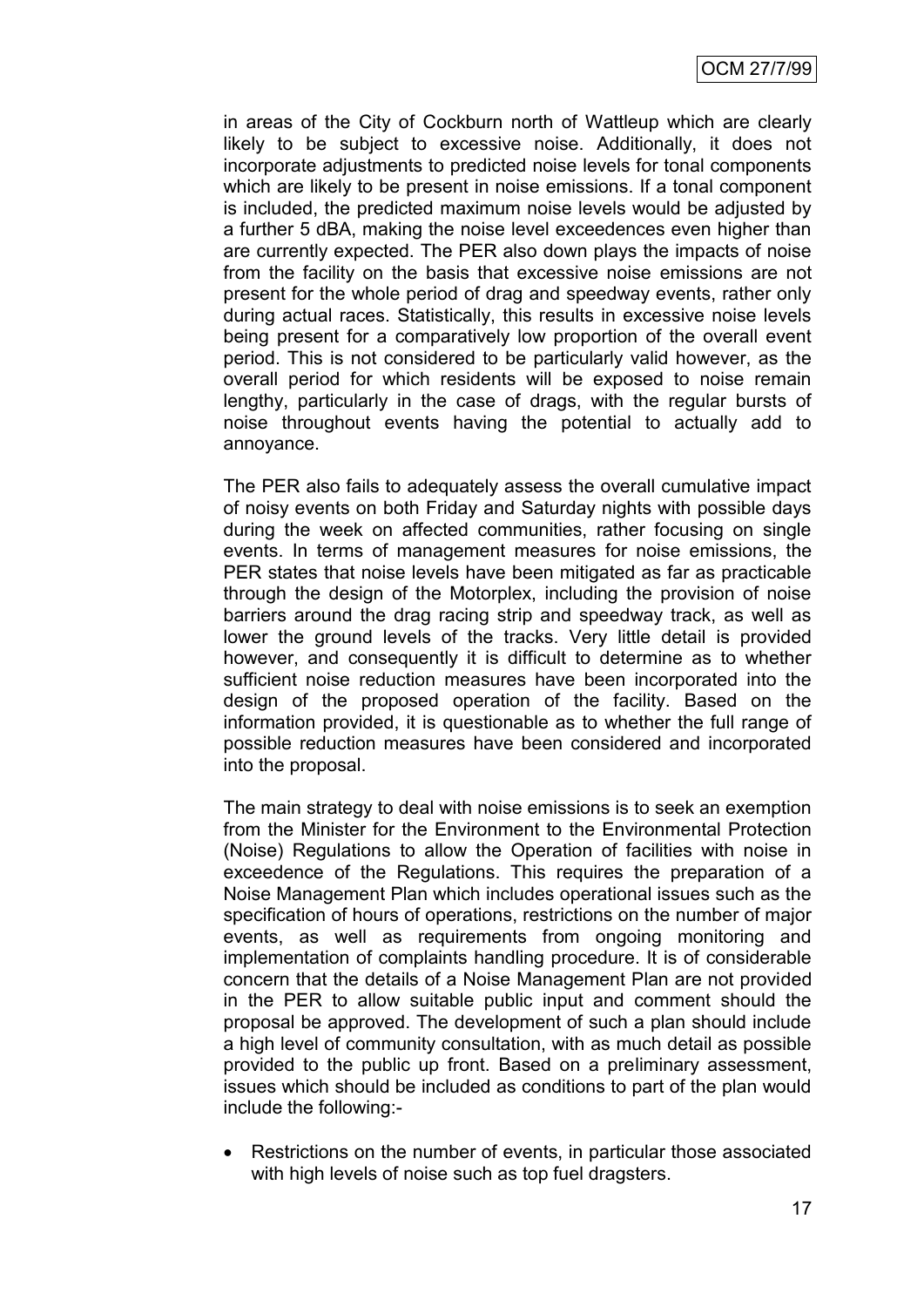in areas of the City of Cockburn north of Wattleup which are clearly likely to be subject to excessive noise. Additionally, it does not incorporate adjustments to predicted noise levels for tonal components which are likely to be present in noise emissions. If a tonal component is included, the predicted maximum noise levels would be adjusted by a further 5 dBA, making the noise level exceedences even higher than are currently expected. The PER also down plays the impacts of noise from the facility on the basis that excessive noise emissions are not present for the whole period of drag and speedway events, rather only during actual races. Statistically, this results in excessive noise levels being present for a comparatively low proportion of the overall event period. This is not considered to be particularly valid however, as the overall period for which residents will be exposed to noise remain lengthy, particularly in the case of drags, with the regular bursts of noise throughout events having the potential to actually add to annoyance.

The PER also fails to adequately assess the overall cumulative impact of noisy events on both Friday and Saturday nights with possible days during the week on affected communities, rather focusing on single events. In terms of management measures for noise emissions, the PER states that noise levels have been mitigated as far as practicable through the design of the Motorplex, including the provision of noise barriers around the drag racing strip and speedway track, as well as lower the ground levels of the tracks. Very little detail is provided however, and consequently it is difficult to determine as to whether sufficient noise reduction measures have been incorporated into the design of the proposed operation of the facility. Based on the information provided, it is questionable as to whether the full range of possible reduction measures have been considered and incorporated into the proposal.

The main strategy to deal with noise emissions is to seek an exemption from the Minister for the Environment to the Environmental Protection (Noise) Regulations to allow the Operation of facilities with noise in exceedence of the Regulations. This requires the preparation of a Noise Management Plan which includes operational issues such as the specification of hours of operations, restrictions on the number of major events, as well as requirements from ongoing monitoring and implementation of complaints handling procedure. It is of considerable concern that the details of a Noise Management Plan are not provided in the PER to allow suitable public input and comment should the proposal be approved. The development of such a plan should include a high level of community consultation, with as much detail as possible provided to the public up front. Based on a preliminary assessment, issues which should be included as conditions to part of the plan would include the following:-

- Restrictions on the number of events, in particular those associated with high levels of noise such as top fuel dragsters.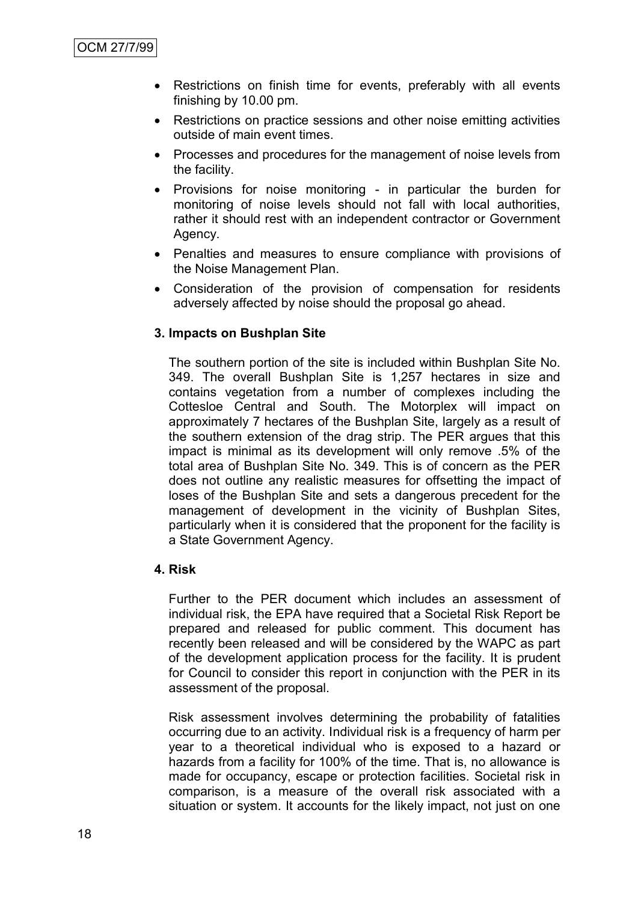- Restrictions on finish time for events, preferably with all events finishing by 10.00 pm.
- Restrictions on practice sessions and other noise emitting activities outside of main event times.
- Processes and procedures for the management of noise levels from the facility.
- Provisions for noise monitoring - in particular the burden for monitoring of noise levels should not fall with local authorities, rather it should rest with an independent contractor or Government Agency.
- Penalties and measures to ensure compliance with provisions of the Noise Management Plan.
- Consideration of the provision of compensation for residents adversely affected by noise should the proposal go ahead.

**3. Impacts on Bushplan Site**

The southern portion of the site is included within Bushplan Site No. 349. The overall Bushplan Site is 1,257 hectares in size and contains vegetation from a number of complexes including the Cottesloe Central and South. The Motorplex will impact on approximately 7 hectares of the Bushplan Site, largely as a result of the southern extension of the drag strip. The PER argues that this impact is minimal as its development will only remove .5% of the total area of Bushplan Site No. 349. This is of concern as the PER does not outline any realistic measures for offsetting the impact of loses of the Bushplan Site and sets a dangerous precedent for the management of development in the vicinity of Bushplan Sites, particularly when it is considered that the proponent for the facility is a State Government Agency.

**4. Risk**

Further to the PER document which includes an assessment of individual risk, the EPA have required that a Societal Risk Report be prepared and released for public comment. This document has recently been released and will be considered by the WAPC as part of the development application process for the facility. It is prudent for Council to consider this report in conjunction with the PER in its assessment of the proposal.

Risk assessment involves determining the probability of fatalities occurring due to an activity. Individual risk is a frequency of harm per year to a theoretical individual who is exposed to a hazard or hazards from a facility for 100% of the time. That is, no allowance is made for occupancy, escape or protection facilities. Societal risk in comparison, is a measure of the overall risk associated with a situation or system. It accounts for the likely impact, not just on one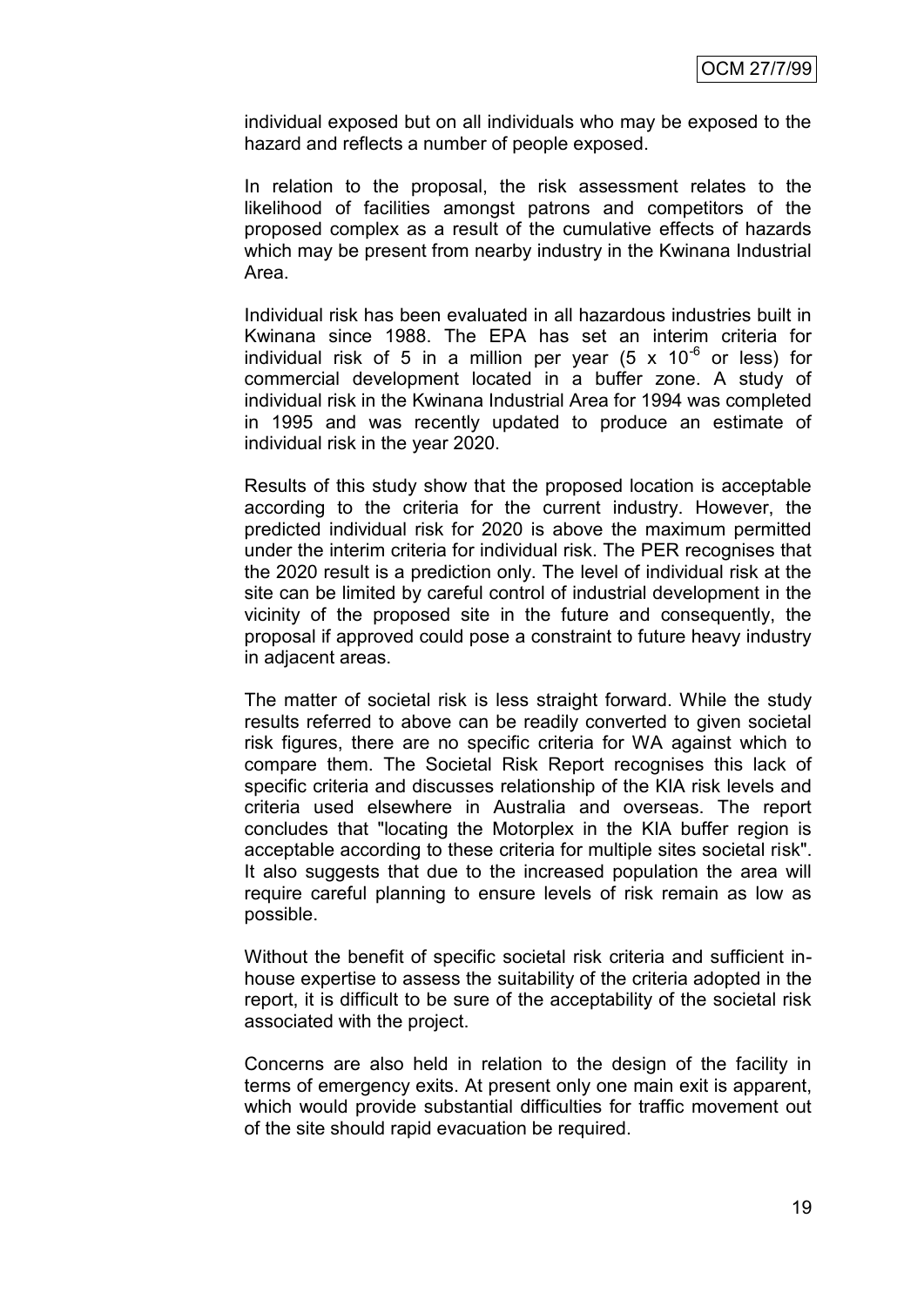individual exposed but on all individuals who may be exposed to the hazard and reflects a number of people exposed.

In relation to the proposal, the risk assessment relates to the likelihood of facilities amongst patrons and competitors of the proposed complex as a result of the cumulative effects of hazards which may be present from nearby industry in the Kwinana Industrial Area.

Individual risk has been evaluated in all hazardous industries built in Kwinana since 1988. The EPA has set an interim criteria for individual risk of 5 in a million per year ($5 \times 10^{-6}$ or less) for commercial development located in a buffer zone. A study of individual risk in the Kwinana Industrial Area for 1994 was completed in 1995 and was recently updated to produce an estimate of individual risk in the year 2020.

Results of this study show that the proposed location is acceptable according to the criteria for the current industry. However, the predicted individual risk for 2020 is above the maximum permitted under the interim criteria for individual risk. The PER recognises that the 2020 result is a prediction only. The level of individual risk at the site can be limited by careful control of industrial development in the vicinity of the proposed site in the future and consequently, the proposal if approved could pose a constraint to future heavy industry in adjacent areas.

The matter of societal risk is less straight forward. While the study results referred to above can be readily converted to given societal risk figures, there are no specific criteria for WA against which to compare them. The Societal Risk Report recognises this lack of specific criteria and discusses relationship of the KIA risk levels and criteria used elsewhere in Australia and overseas. The report concludes that "locating the Motorplex in the KIA buffer region is acceptable according to these criteria for multiple sites societal risk". It also suggests that due to the increased population the area will require careful planning to ensure levels of risk remain as low as possible.

Without the benefit of specific societal risk criteria and sufficient in-house expertise to assess the suitability of the criteria adopted in the report, it is difficult to be sure of the acceptability of the societal risk associated with the project.

Concerns are also held in relation to the design of the facility in terms of emergency exits. At present only one main exit is apparent, which would provide substantial difficulties for traffic movement out of the site should rapid evacuation be required.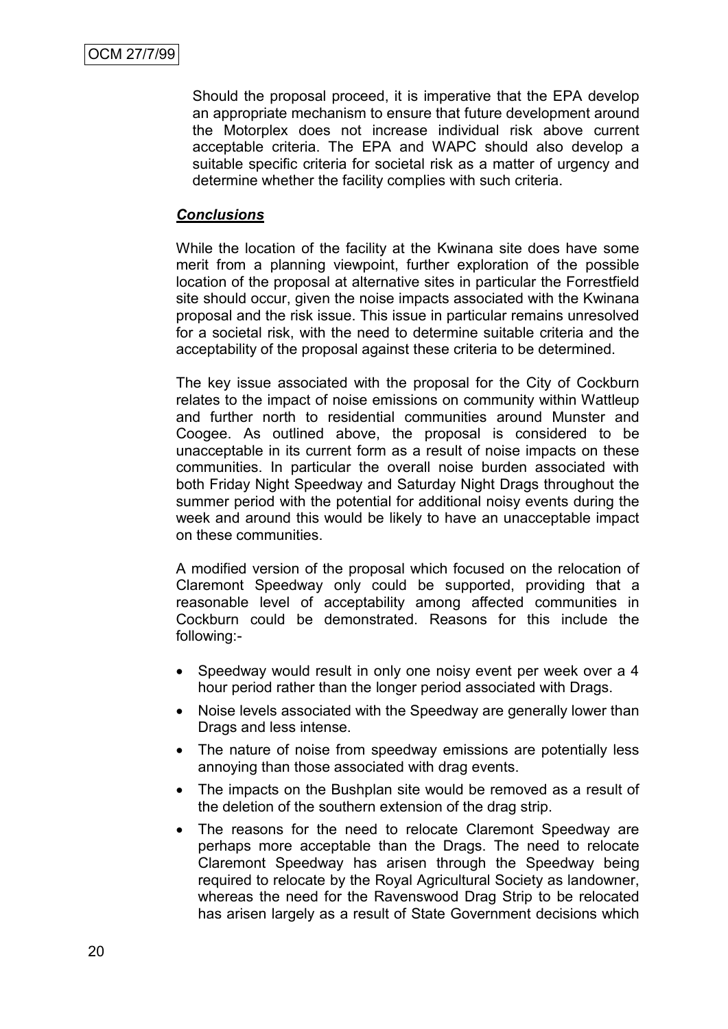Should the proposal proceed, it is imperative that the EPA develop an appropriate mechanism to ensure that future development around the Motorplex does not increase individual risk above current acceptable criteria. The EPA and WAPC should also develop a suitable specific criteria for societal risk as a matter of urgency and determine whether the facility complies with such criteria.

***Conclusions***

While the location of the facility at the Kwinana site does have some merit from a planning viewpoint, further exploration of the possible location of the proposal at alternative sites in particular the Forrestfield site should occur, given the noise impacts associated with the Kwinana proposal and the risk issue. This issue in particular remains unresolved for a societal risk, with the need to determine suitable criteria and the acceptability of the proposal against these criteria to be determined.

The key issue associated with the proposal for the City of Cockburn relates to the impact of noise emissions on community within Wattleup and further north to residential communities around Munster and Coogee. As outlined above, the proposal is considered to be unacceptable in its current form as a result of noise impacts on these communities. In particular the overall noise burden associated with both Friday Night Speedway and Saturday Night Drags throughout the summer period with the potential for additional noisy events during the week and around this would be likely to have an unacceptable impact on these communities.

A modified version of the proposal which focused on the relocation of Claremont Speedway only could be supported, providing that a reasonable level of acceptability among affected communities in Cockburn could be demonstrated. Reasons for this include the following:-

- Speedway would result in only one noisy event per week over a 4 hour period rather than the longer period associated with Drags.
- Noise levels associated with the Speedway are generally lower than Drags and less intense.
- The nature of noise from speedway emissions are potentially less annoying than those associated with drag events.
- The impacts on the Bushplan site would be removed as a result of the deletion of the southern extension of the drag strip.
- The reasons for the need to relocate Claremont Speedway are perhaps more acceptable than the Drags. The need to relocate Claremont Speedway has arisen through the Speedway being required to relocate by the Royal Agricultural Society as landowner, whereas the need for the Ravenswood Drag Strip to be relocated has arisen largely as a result of State Government decisions which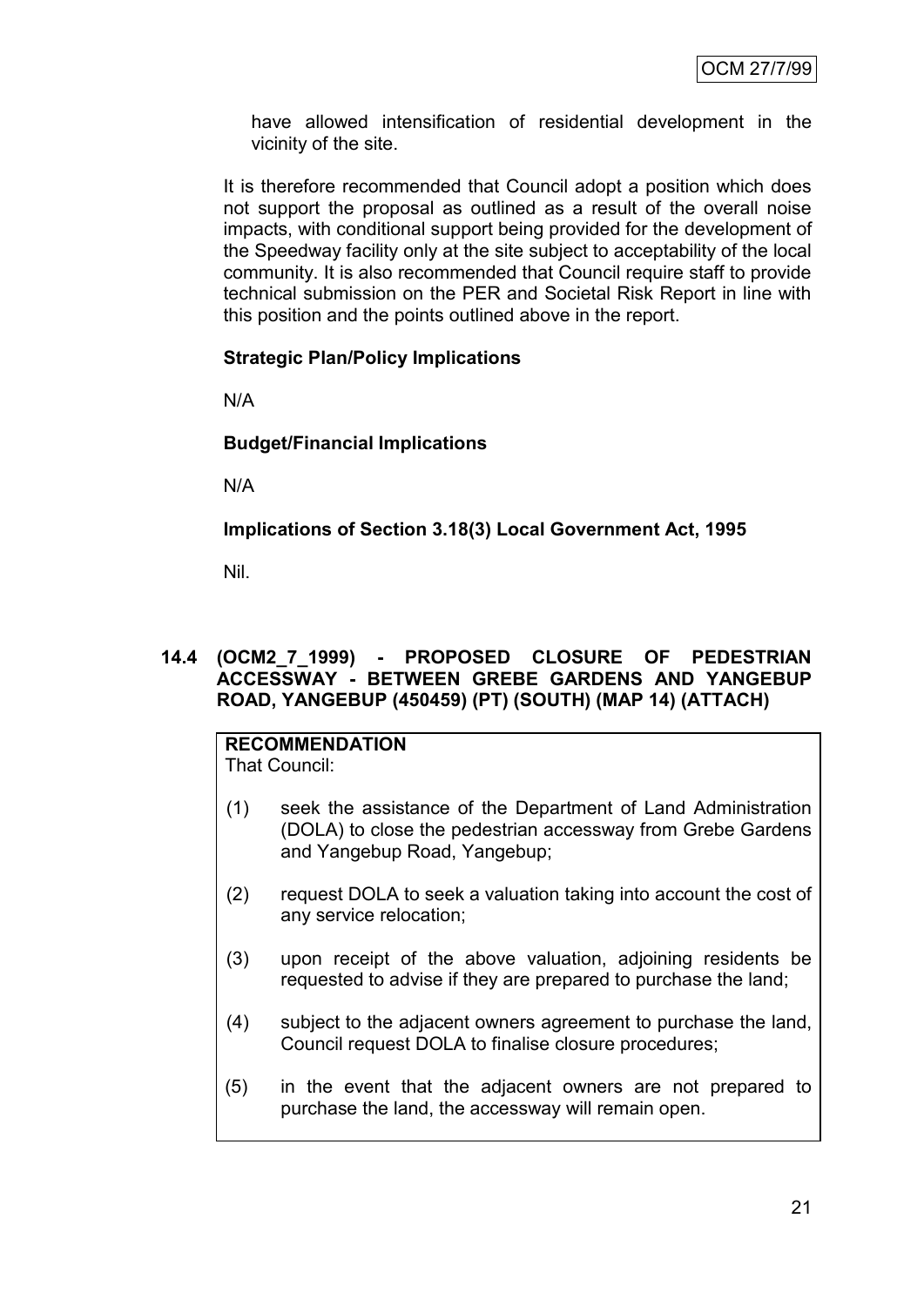have allowed intensification of residential development in the vicinity of the site.

It is therefore recommended that Council adopt a position which does not support the proposal as outlined as a result of the overall noise impacts, with conditional support being provided for the development of the Speedway facility only at the site subject to acceptability of the local community. It is also recommended that Council require staff to provide technical submission on the PER and Societal Risk Report in line with this position and the points outlined above in the report.

**Strategic Plan/Policy Implications**

N/A

**Budget/Financial Implications**

N/A

**Implications of Section 3.18(3) Local Government Act, 1995**

Nil.

### 14.4 (OCM2_7_1999) - PROPOSED CLOSURE OF PEDESTRIAN ACCESSWAY - BETWEEN GREBE GARDENS AND YANGEBUP ROAD, YANGEBUP (450459) (PT) (SOUTH) (MAP 14) (ATTACH)

**RECOMMENDATION**
That Council:

(1) seek the assistance of the Department of Land Administration (DOLA) to close the pedestrian accessway from Grebe Gardens and Yangebup Road, Yangebup;

(2) request DOLA to seek a valuation taking into account the cost of any service relocation;

(3) upon receipt of the above valuation, adjoining residents be requested to advise if they are prepared to purchase the land;

(4) subject to the adjacent owners agreement to purchase the land, Council request DOLA to finalise closure procedures;

(5) in the event that the adjacent owners are not prepared to purchase the land, the accessway will remain open.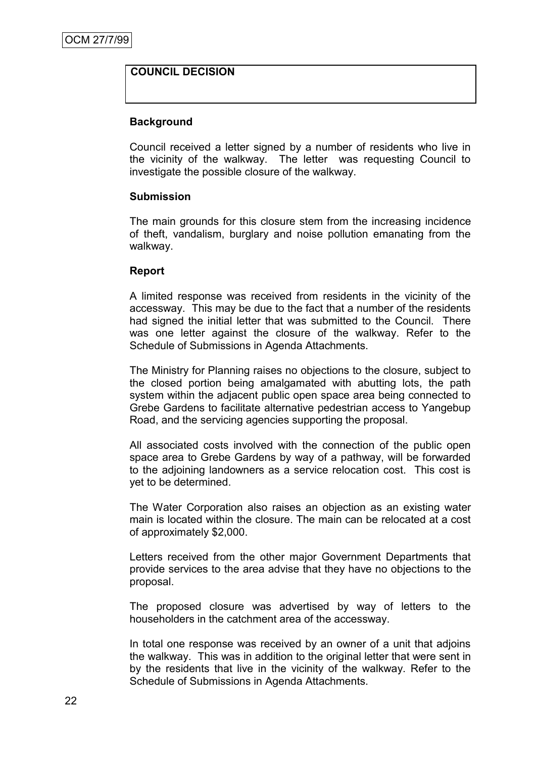**COUNCIL DECISION**

**Background**

Council received a letter signed by a number of residents who live in the vicinity of the walkway. The letter was requesting Council to investigate the possible closure of the walkway.

**Submission**

The main grounds for this closure stem from the increasing incidence of theft, vandalism, burglary and noise pollution emanating from the walkway.

**Report**

A limited response was received from residents in the vicinity of the accessway. This may be due to the fact that a number of the residents had signed the initial letter that was submitted to the Council. There was one letter against the closure of the walkway. Refer to the Schedule of Submissions in Agenda Attachments.

The Ministry for Planning raises no objections to the closure, subject to the closed portion being amalgamated with abutting lots, the path system within the adjacent public open space area being connected to Grebe Gardens to facilitate alternative pedestrian access to Yangebup Road, and the servicing agencies supporting the proposal.

All associated costs involved with the connection of the public open space area to Grebe Gardens by way of a pathway, will be forwarded to the adjoining landowners as a service relocation cost. This cost is yet to be determined.

The Water Corporation also raises an objection as an existing water main is located within the closure. The main can be relocated at a cost of approximately $2,000.

Letters received from the other major Government Departments that provide services to the area advise that they have no objections to the proposal.

The proposed closure was advertised by way of letters to the householders in the catchment area of the accessway.

In total one response was received by an owner of a unit that adjoins the walkway. This was in addition to the original letter that were sent in by the residents that live in the vicinity of the walkway. Refer to the Schedule of Submissions in Agenda Attachments.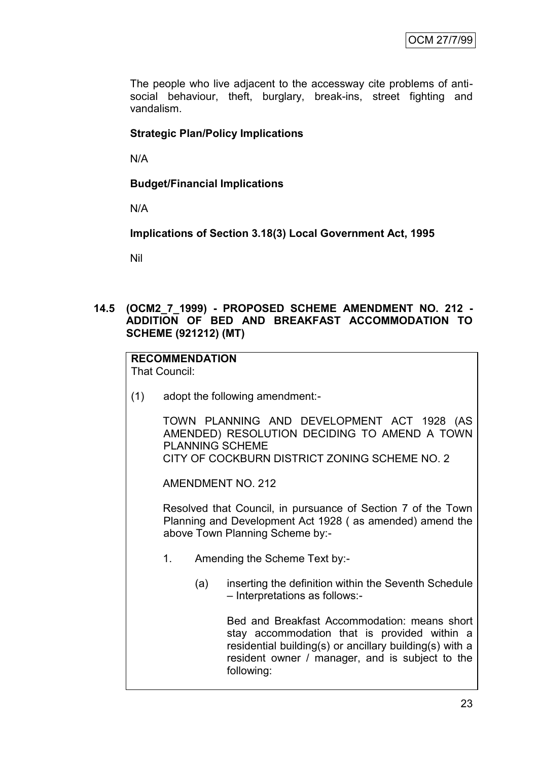The people who live adjacent to the accessway cite problems of anti-social behaviour, theft, burglary, break-ins, street fighting and vandalism.

**Strategic Plan/Policy Implications**

N/A

**Budget/Financial Implications**

N/A

**Implications of Section 3.18(3) Local Government Act, 1995**

Nil

### 14.5 (OCM2_7_1999) - PROPOSED SCHEME AMENDMENT NO. 212 - ADDITION OF BED AND BREAKFAST ACCOMMODATION TO SCHEME (921212) (MT)

**RECOMMENDATION**
That Council:

(1) adopt the following amendment:-

TOWN PLANNING AND DEVELOPMENT ACT 1928 (AS AMENDED) RESOLUTION DECIDING TO AMEND A TOWN PLANNING SCHEME
CITY OF COCKBURN DISTRICT ZONING SCHEME NO. 2

AMENDMENT NO. 212

Resolved that Council, in pursuance of Section 7 of the Town Planning and Development Act 1928 ( as amended) amend the above Town Planning Scheme by:-

1. Amending the Scheme Text by:-

   (a) inserting the definition within the Seventh Schedule – Interpretations as follows:-

   Bed and Breakfast Accommodation: means short stay accommodation that is provided within a residential building(s) or ancillary building(s) with a resident owner / manager, and is subject to the following: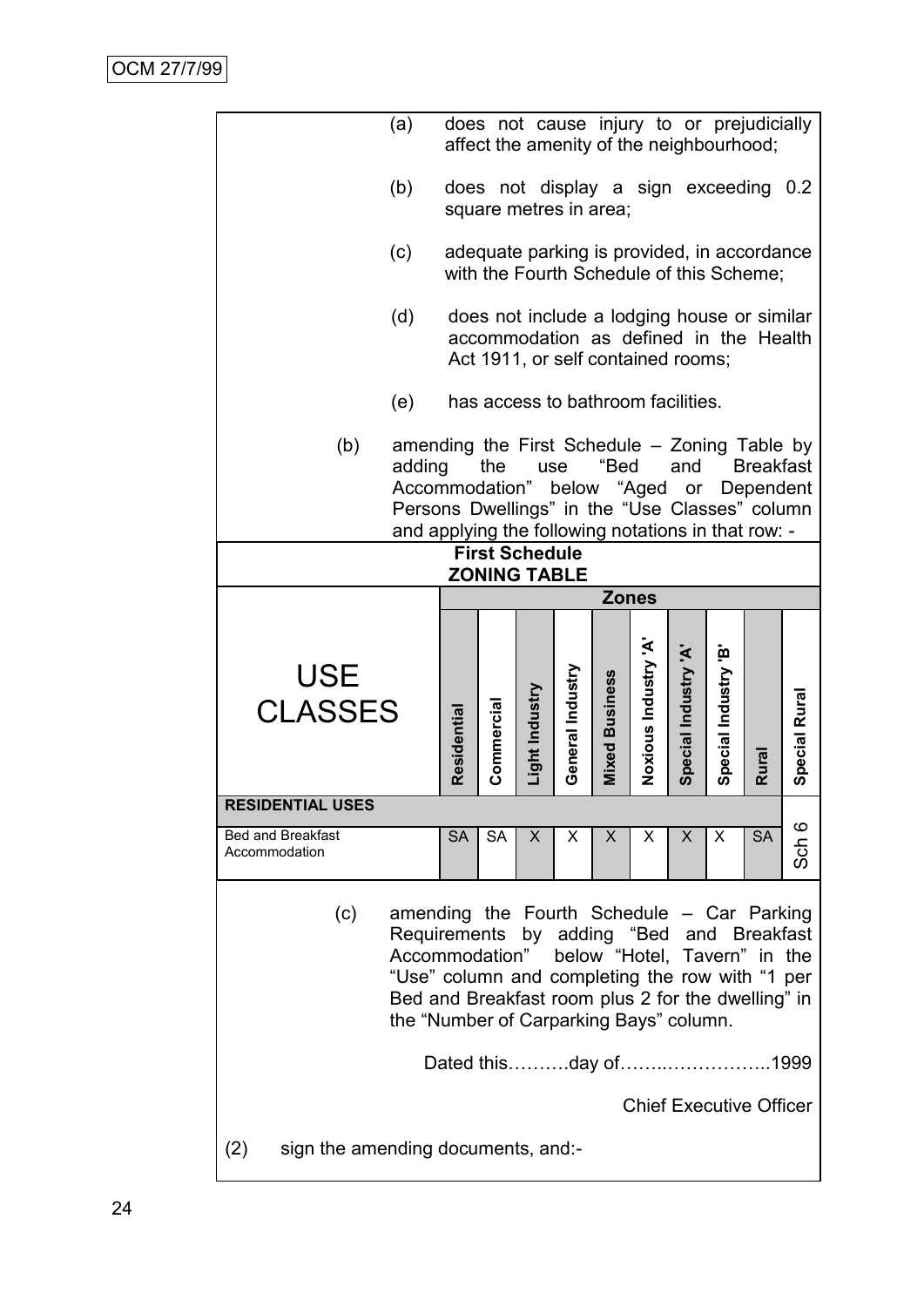(a) does not cause injury to or prejudicially affect the amenity of the neighbourhood;

(b) does not display a sign exceeding 0.2 square metres in area;

(c) adequate parking is provided, in accordance with the Fourth Schedule of this Scheme;

(d) does not include a lodging house or similar accommodation as defined in the Health Act 1911, or self contained rooms;

(e) has access to bathroom facilities.

(b) amending the First Schedule – Zoning Table by adding the use "Bed and Breakfast Accommodation" below "Aged or Dependent Persons Dwellings" in the "Use Classes" column and applying the following notations in that row: -

**First Schedule**
**ZONING TABLE**

| USE CLASSES | Zones | | | | | | | | | |
|---|---|---|---|---|---|---|---|---|---|---|
| | Residential | Commercial | Light Industry | General Industry | Mixed Business | Noxious Industry 'A' | Special Industry 'A' | Special Industry 'B' | Rural | Special Rural |
| **RESIDENTIAL USES** | | | | | | | | | | |
| Bed and Breakfast Accommodation | SA | SA | X | X | X | X | X | X | SA | Sch 6 |

(c) amending the Fourth Schedule – Car Parking Requirements by adding "Bed and Breakfast Accommodation" below "Hotel, Tavern" in the "Use" column and completing the row with "1 per Bed and Breakfast room plus 2 for the dwelling" in the "Number of Carparking Bays" column.

Dated this……….day of……..……………..1999

Chief Executive Officer

(2) sign the amending documents, and:-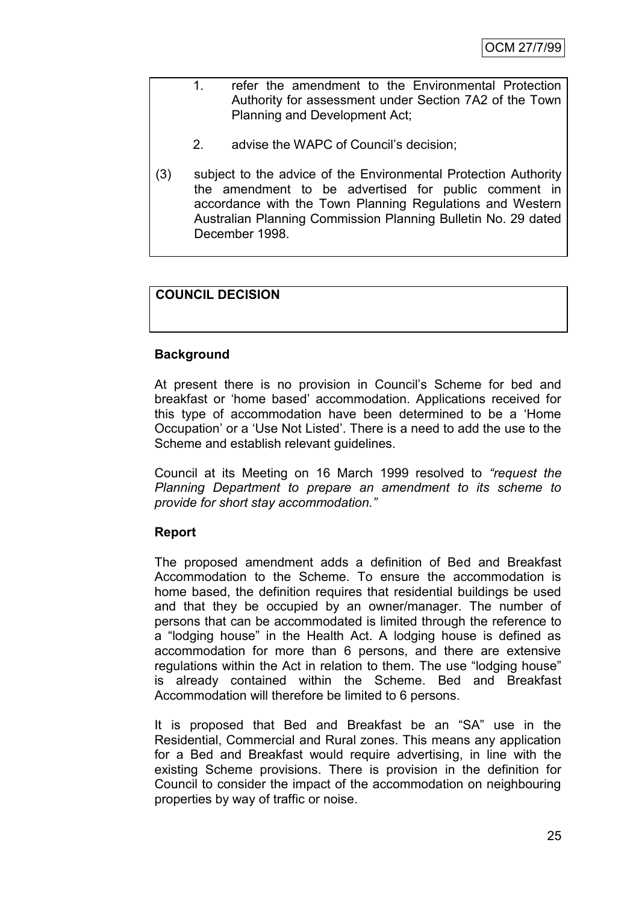1. refer the amendment to the Environmental Protection Authority for assessment under Section 7A2 of the Town Planning and Development Act;

2. advise the WAPC of Council's decision;

(3) subject to the advice of the Environmental Protection Authority the amendment to be advertised for public comment in accordance with the Town Planning Regulations and Western Australian Planning Commission Planning Bulletin No. 29 dated December 1998.

**COUNCIL DECISION**

**Background**

At present there is no provision in Council's Scheme for bed and breakfast or 'home based' accommodation. Applications received for this type of accommodation have been determined to be a 'Home Occupation' or a 'Use Not Listed'. There is a need to add the use to the Scheme and establish relevant guidelines.

Council at its Meeting on 16 March 1999 resolved to *"request the Planning Department to prepare an amendment to its scheme to provide for short stay accommodation."*

**Report**

The proposed amendment adds a definition of Bed and Breakfast Accommodation to the Scheme. To ensure the accommodation is home based, the definition requires that residential buildings be used and that they be occupied by an owner/manager. The number of persons that can be accommodated is limited through the reference to a "lodging house" in the Health Act. A lodging house is defined as accommodation for more than 6 persons, and there are extensive regulations within the Act in relation to them. The use "lodging house" is already contained within the Scheme. Bed and Breakfast Accommodation will therefore be limited to 6 persons.

It is proposed that Bed and Breakfast be an "SA" use in the Residential, Commercial and Rural zones. This means any application for a Bed and Breakfast would require advertising, in line with the existing Scheme provisions. There is provision in the definition for Council to consider the impact of the accommodation on neighbouring properties by way of traffic or noise.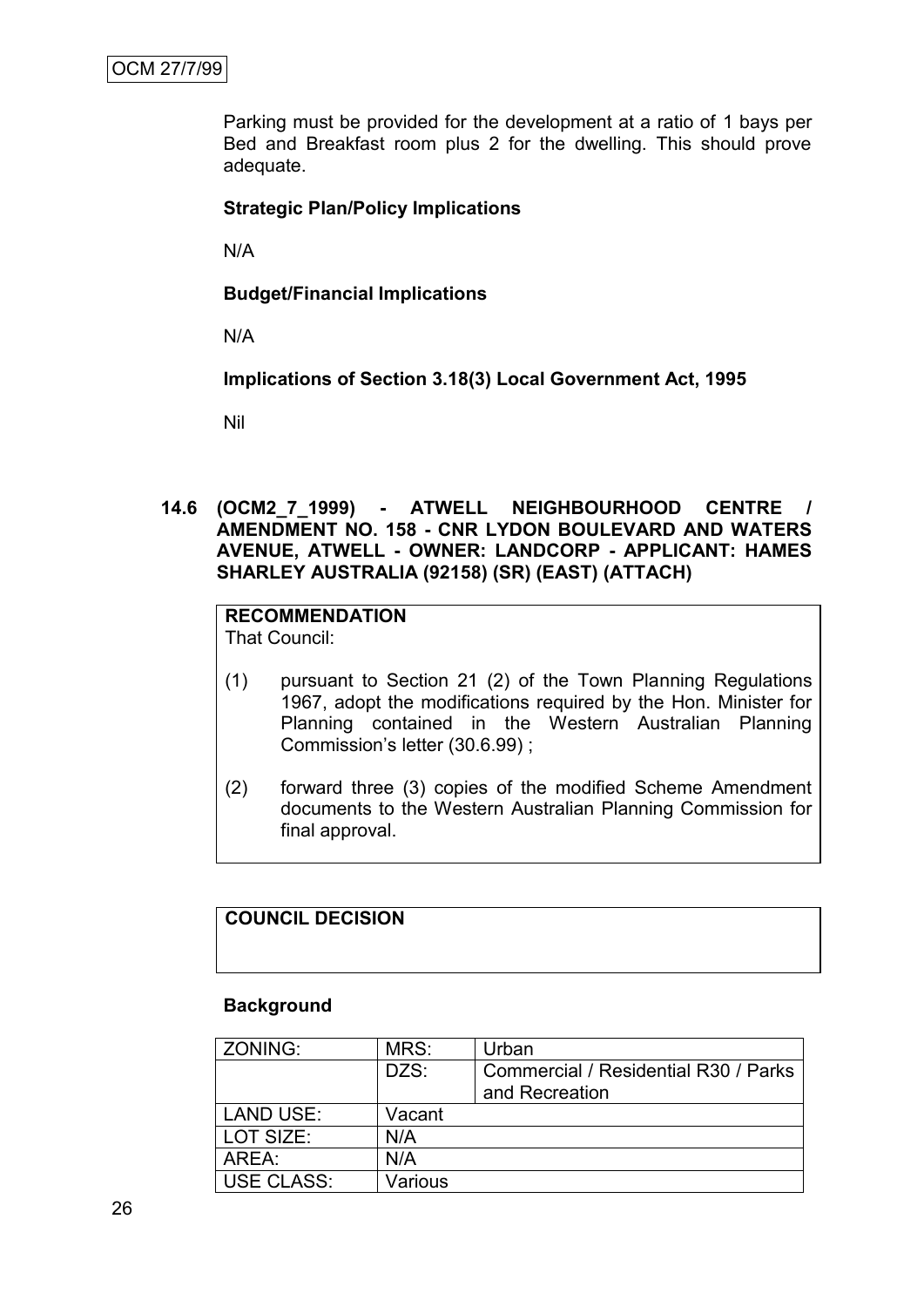Parking must be provided for the development at a ratio of 1 bays per Bed and Breakfast room plus 2 for the dwelling. This should prove adequate.

**Strategic Plan/Policy Implications**

N/A

**Budget/Financial Implications**

N/A

**Implications of Section 3.18(3) Local Government Act, 1995**

Nil

### 14.6 (OCM2_7_1999) - ATWELL NEIGHBOURHOOD CENTRE / AMENDMENT NO. 158 - CNR LYDON BOULEVARD AND WATERS AVENUE, ATWELL - OWNER: LANDCORP - APPLICANT: HAMES SHARLEY AUSTRALIA (92158) (SR) (EAST) (ATTACH)

**RECOMMENDATION**

That Council:

(1) pursuant to Section 21 (2) of the Town Planning Regulations 1967, adopt the modifications required by the Hon. Minister for Planning contained in the Western Australian Planning Commission's letter (30.6.99) ;

(2) forward three (3) copies of the modified Scheme Amendment documents to the Western Australian Planning Commission for final approval.

**COUNCIL DECISION**

**Background**

| ZONING: | MRS: | Urban |
|---|---|---|
| | DZS: | Commercial / Residential R30 / Parks and Recreation |
| LAND USE: | Vacant | |
| LOT SIZE: | N/A | |
| AREA: | N/A | |
| USE CLASS: | Various | |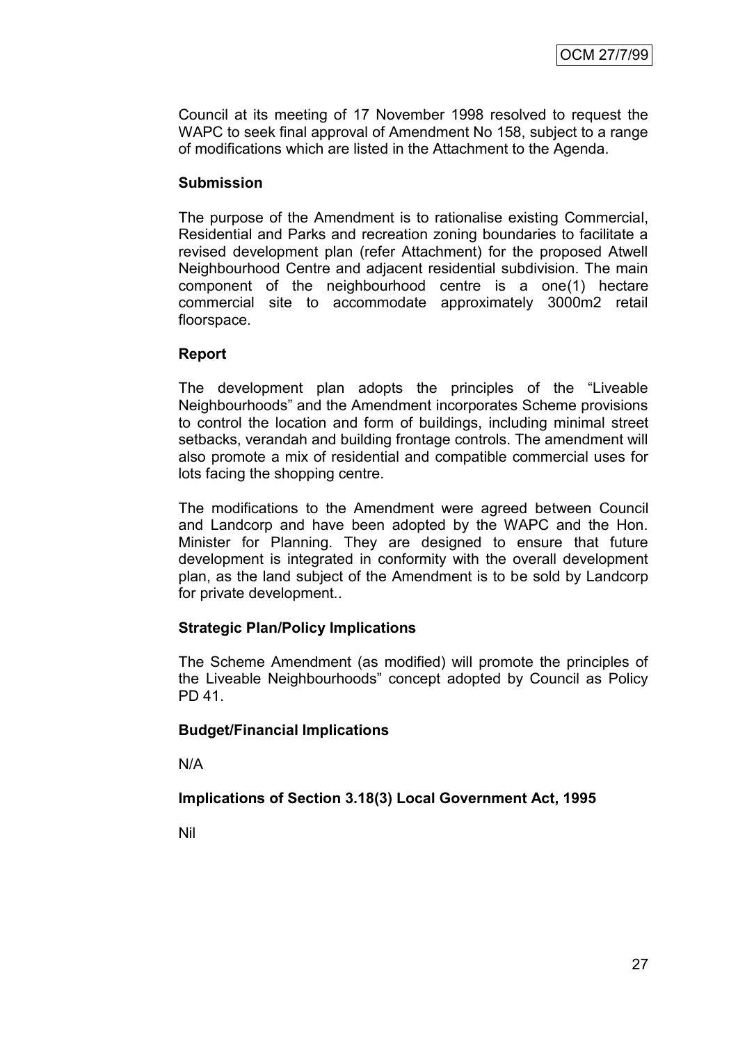Council at its meeting of 17 November 1998 resolved to request the WAPC to seek final approval of Amendment No 158, subject to a range of modifications which are listed in the Attachment to the Agenda.

**Submission**

The purpose of the Amendment is to rationalise existing Commercial, Residential and Parks and recreation zoning boundaries to facilitate a revised development plan (refer Attachment) for the proposed Atwell Neighbourhood Centre and adjacent residential subdivision. The main component of the neighbourhood centre is a one(1) hectare commercial site to accommodate approximately 3000m2 retail floorspace.

**Report**

The development plan adopts the principles of the "Liveable Neighbourhoods" and the Amendment incorporates Scheme provisions to control the location and form of buildings, including minimal street setbacks, verandah and building frontage controls. The amendment will also promote a mix of residential and compatible commercial uses for lots facing the shopping centre.

The modifications to the Amendment were agreed between Council and Landcorp and have been adopted by the WAPC and the Hon. Minister for Planning. They are designed to ensure that future development is integrated in conformity with the overall development plan, as the land subject of the Amendment is to be sold by Landcorp for private development..

**Strategic Plan/Policy Implications**

The Scheme Amendment (as modified) will promote the principles of the Liveable Neighbourhoods" concept adopted by Council as Policy PD 41.

**Budget/Financial Implications**

N/A

**Implications of Section 3.18(3) Local Government Act, 1995**

Nil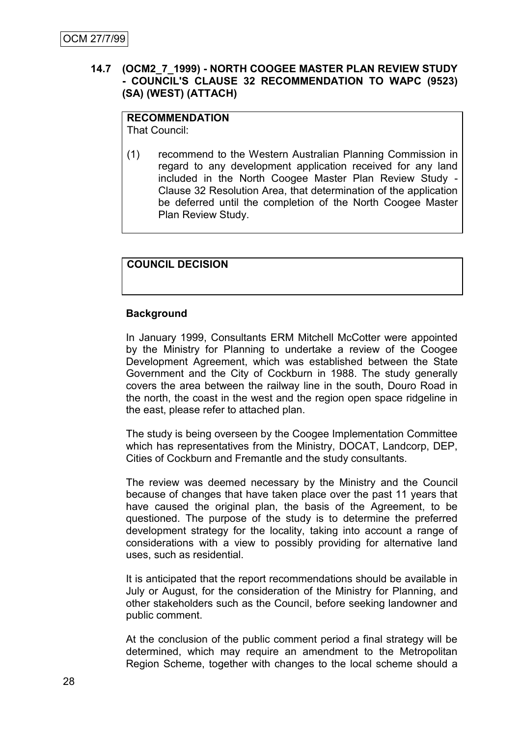### 14.7 (OCM2_7_1999) - NORTH COOGEE MASTER PLAN REVIEW STUDY - COUNCIL'S CLAUSE 32 RECOMMENDATION TO WAPC (9523) (SA) (WEST) (ATTACH)

**RECOMMENDATION**
That Council:

(1) recommend to the Western Australian Planning Commission in regard to any development application received for any land included in the North Coogee Master Plan Review Study - Clause 32 Resolution Area, that determination of the application be deferred until the completion of the North Coogee Master Plan Review Study.

**COUNCIL DECISION**

**Background**

In January 1999, Consultants ERM Mitchell McCotter were appointed by the Ministry for Planning to undertake a review of the Coogee Development Agreement, which was established between the State Government and the City of Cockburn in 1988. The study generally covers the area between the railway line in the south, Douro Road in the north, the coast in the west and the region open space ridgeline in the east, please refer to attached plan.

The study is being overseen by the Coogee Implementation Committee which has representatives from the Ministry, DOCAT, Landcorp, DEP, Cities of Cockburn and Fremantle and the study consultants.

The review was deemed necessary by the Ministry and the Council because of changes that have taken place over the past 11 years that have caused the original plan, the basis of the Agreement, to be questioned. The purpose of the study is to determine the preferred development strategy for the locality, taking into account a range of considerations with a view to possibly providing for alternative land uses, such as residential.

It is anticipated that the report recommendations should be available in July or August, for the consideration of the Ministry for Planning, and other stakeholders such as the Council, before seeking landowner and public comment.

At the conclusion of the public comment period a final strategy will be determined, which may require an amendment to the Metropolitan Region Scheme, together with changes to the local scheme should a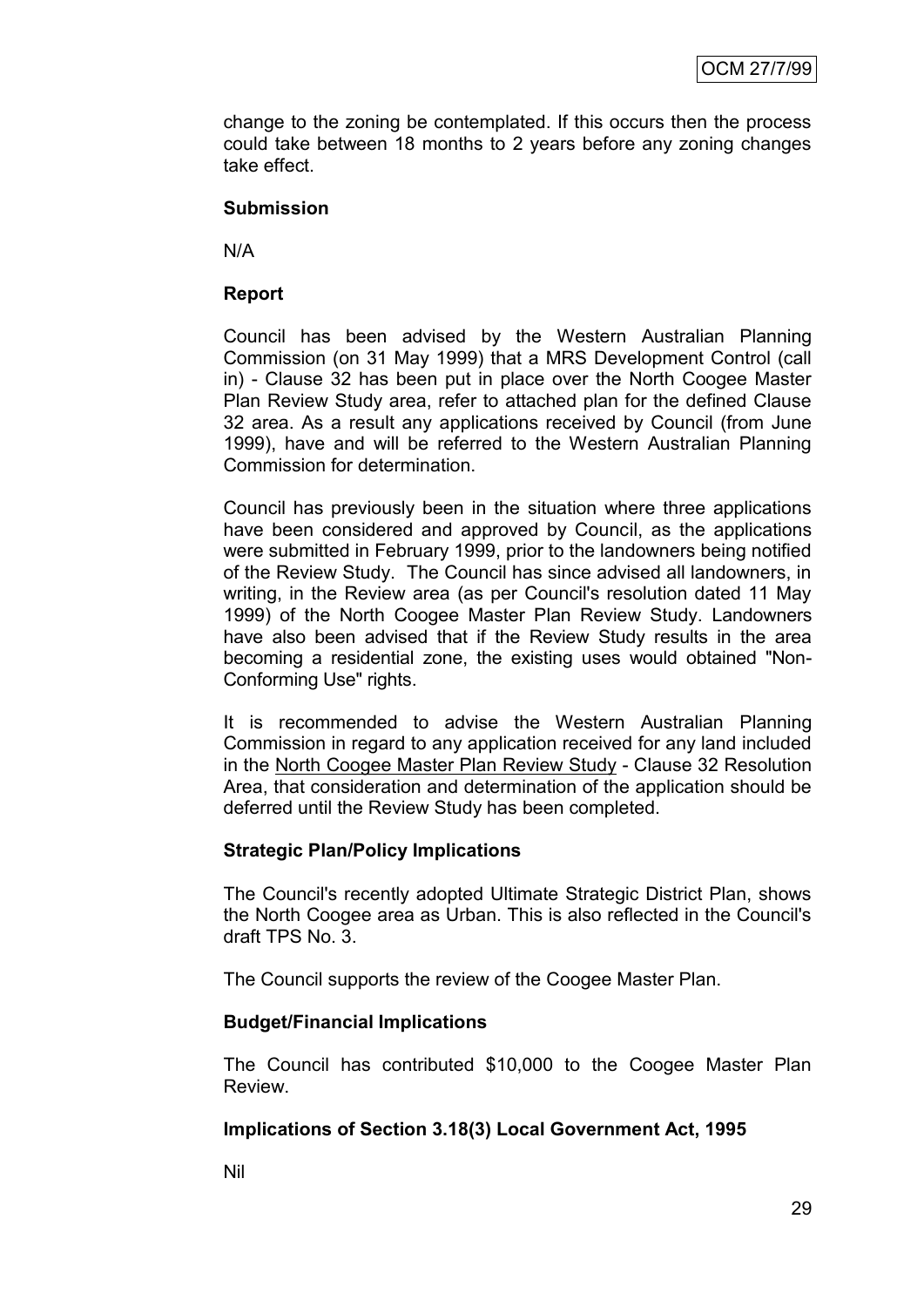change to the zoning be contemplated. If this occurs then the process could take between 18 months to 2 years before any zoning changes take effect.

**Submission**

N/A

**Report**

Council has been advised by the Western Australian Planning Commission (on 31 May 1999) that a MRS Development Control (call in) - Clause 32 has been put in place over the North Coogee Master Plan Review Study area, refer to attached plan for the defined Clause 32 area. As a result any applications received by Council (from June 1999), have and will be referred to the Western Australian Planning Commission for determination.

Council has previously been in the situation where three applications have been considered and approved by Council, as the applications were submitted in February 1999, prior to the landowners being notified of the Review Study. The Council has since advised all landowners, in writing, in the Review area (as per Council's resolution dated 11 May 1999) of the North Coogee Master Plan Review Study. Landowners have also been advised that if the Review Study results in the area becoming a residential zone, the existing uses would obtained "Non-Conforming Use" rights.

It is recommended to advise the Western Australian Planning Commission in regard to any application received for any land included in the North Coogee Master Plan Review Study - Clause 32 Resolution Area, that consideration and determination of the application should be deferred until the Review Study has been completed.

**Strategic Plan/Policy Implications**

The Council's recently adopted Ultimate Strategic District Plan, shows the North Coogee area as Urban. This is also reflected in the Council's draft TPS No. 3.

The Council supports the review of the Coogee Master Plan.

**Budget/Financial Implications**

The Council has contributed $10,000 to the Coogee Master Plan Review.

**Implications of Section 3.18(3) Local Government Act, 1995**

Nil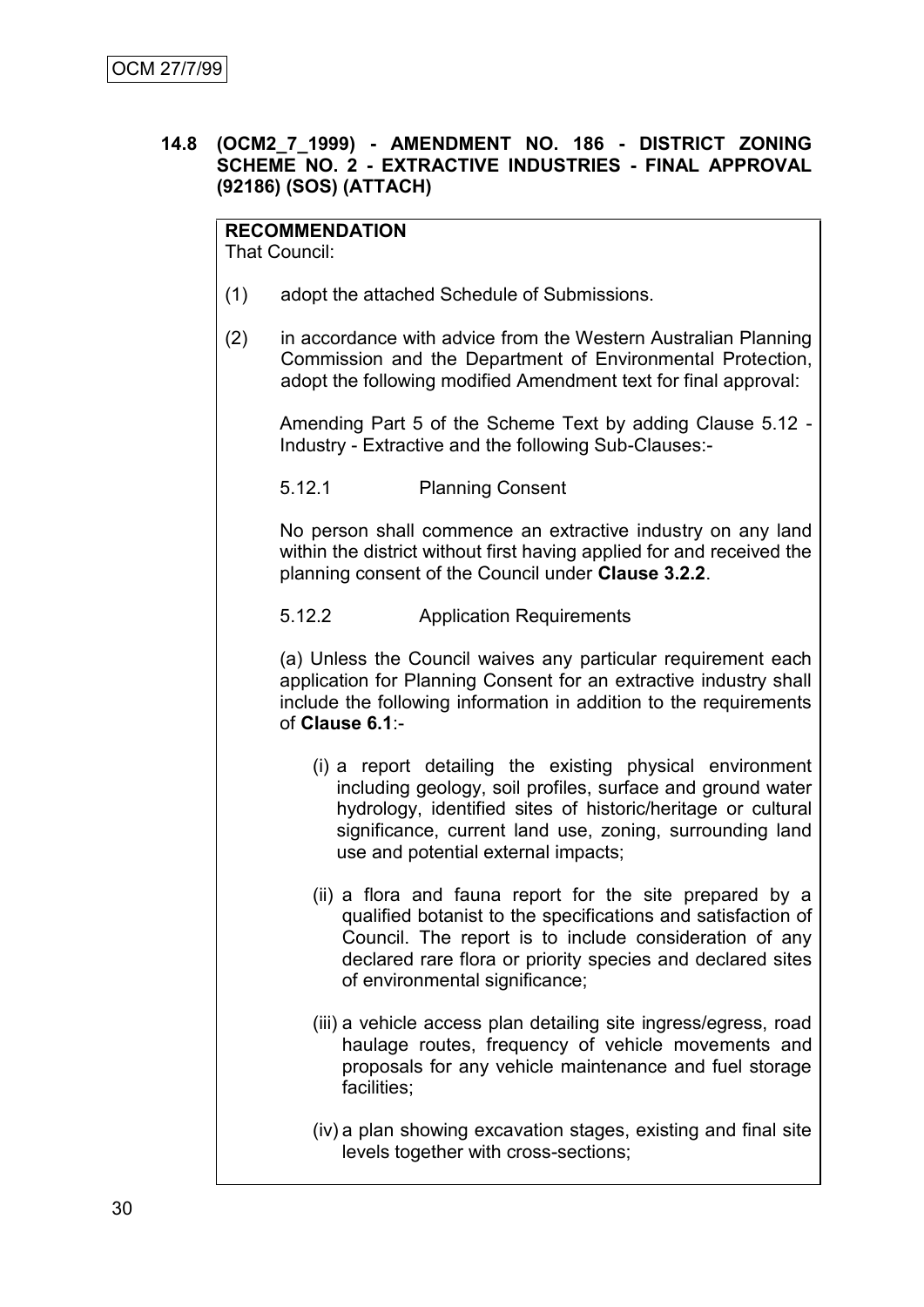OCM 27/7/99

## 14.8 (OCM2_7_1999) - AMENDMENT NO. 186 - DISTRICT ZONING SCHEME NO. 2 - EXTRACTIVE INDUSTRIES - FINAL APPROVAL (92186) (SOS) (ATTACH)

**RECOMMENDATION**
That Council:

(1) adopt the attached Schedule of Submissions.

(2) in accordance with advice from the Western Australian Planning Commission and the Department of Environmental Protection, adopt the following modified Amendment text for final approval:

Amending Part 5 of the Scheme Text by adding Clause 5.12 - Industry - Extractive and the following Sub-Clauses:-

5.12.1 Planning Consent

No person shall commence an extractive industry on any land within the district without first having applied for and received the planning consent of the Council under **Clause 3.2.2**.

5.12.2 Application Requirements

(a) Unless the Council waives any particular requirement each application for Planning Consent for an extractive industry shall include the following information in addition to the requirements of **Clause 6.1**:-

(i) a report detailing the existing physical environment including geology, soil profiles, surface and ground water hydrology, identified sites of historic/heritage or cultural significance, current land use, zoning, surrounding land use and potential external impacts;

(ii) a flora and fauna report for the site prepared by a qualified botanist to the specifications and satisfaction of Council. The report is to include consideration of any declared rare flora or priority species and declared sites of environmental significance;

(iii) a vehicle access plan detailing site ingress/egress, road haulage routes, frequency of vehicle movements and proposals for any vehicle maintenance and fuel storage facilities;

(iv) a plan showing excavation stages, existing and final site levels together with cross-sections;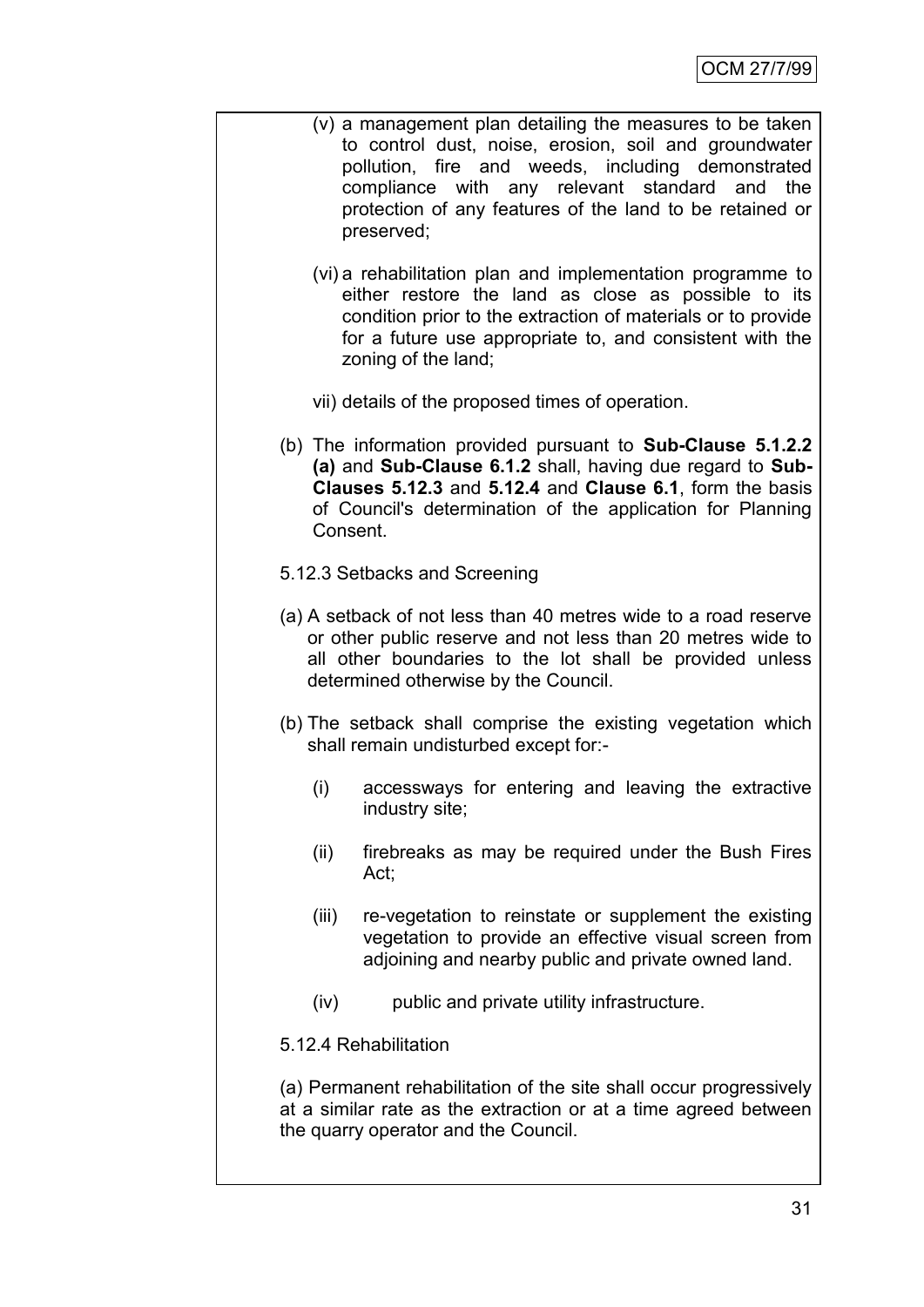(v) a management plan detailing the measures to be taken to control dust, noise, erosion, soil and groundwater pollution, fire and weeds, including demonstrated compliance with any relevant standard and the protection of any features of the land to be retained or preserved;

(vi) a rehabilitation plan and implementation programme to either restore the land as close as possible to its condition prior to the extraction of materials or to provide for a future use appropriate to, and consistent with the zoning of the land;

vii) details of the proposed times of operation.

(b) The information provided pursuant to **Sub-Clause 5.1.2.2 (a)** and **Sub-Clause 6.1.2** shall, having due regard to **Sub-Clauses 5.12.3** and **5.12.4** and **Clause 6.1**, form the basis of Council's determination of the application for Planning Consent.

5.12.3 Setbacks and Screening

(a) A setback of not less than 40 metres wide to a road reserve or other public reserve and not less than 20 metres wide to all other boundaries to the lot shall be provided unless determined otherwise by the Council.

(b) The setback shall comprise the existing vegetation which shall remain undisturbed except for:-

(i) accessways for entering and leaving the extractive industry site;

(ii) firebreaks as may be required under the Bush Fires Act;

(iii) re-vegetation to reinstate or supplement the existing vegetation to provide an effective visual screen from adjoining and nearby public and private owned land.

(iv) public and private utility infrastructure.

5.12.4 Rehabilitation

(a) Permanent rehabilitation of the site shall occur progressively at a similar rate as the extraction or at a time agreed between the quarry operator and the Council.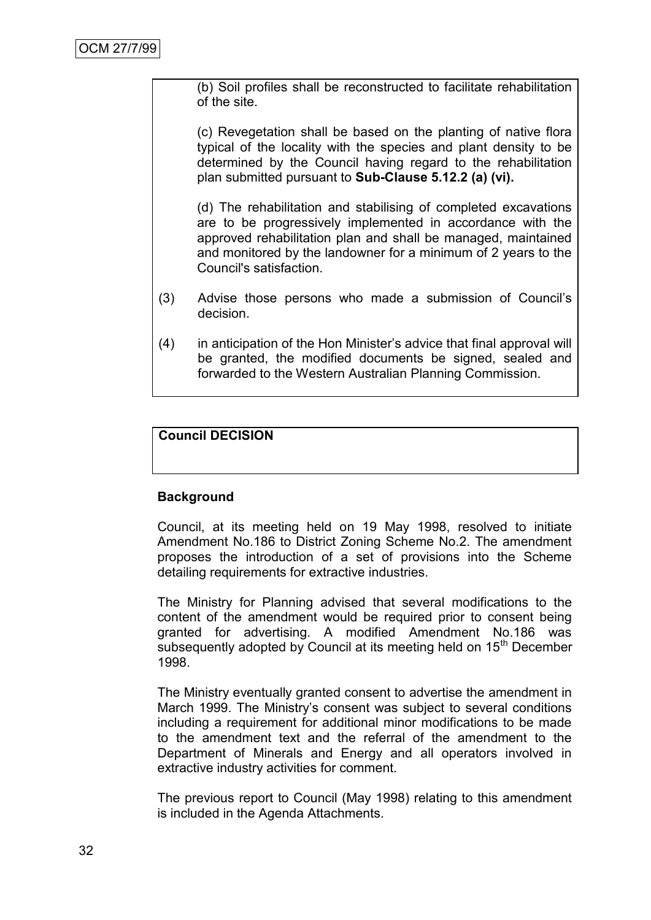(b) Soil profiles shall be reconstructed to facilitate rehabilitation of the site.

(c) Revegetation shall be based on the planting of native flora typical of the locality with the species and plant density to be determined by the Council having regard to the rehabilitation plan submitted pursuant to **Sub-Clause 5.12.2 (a) (vi).**

(d) The rehabilitation and stabilising of completed excavations are to be progressively implemented in accordance with the approved rehabilitation plan and shall be managed, maintained and monitored by the landowner for a minimum of 2 years to the Council's satisfaction.

(3) Advise those persons who made a submission of Council's decision.

(4) in anticipation of the Hon Minister's advice that final approval will be granted, the modified documents be signed, sealed and forwarded to the Western Australian Planning Commission.

**Council DECISION**

**Background**

Council, at its meeting held on 19 May 1998, resolved to initiate Amendment No.186 to District Zoning Scheme No.2. The amendment proposes the introduction of a set of provisions into the Scheme detailing requirements for extractive industries.

The Ministry for Planning advised that several modifications to the content of the amendment would be required prior to consent being granted for advertising. A modified Amendment No.186 was subsequently adopted by Council at its meeting held on 15th December 1998.

The Ministry eventually granted consent to advertise the amendment in March 1999. The Ministry's consent was subject to several conditions including a requirement for additional minor modifications to be made to the amendment text and the referral of the amendment to the Department of Minerals and Energy and all operators involved in extractive industry activities for comment.

The previous report to Council (May 1998) relating to this amendment is included in the Agenda Attachments.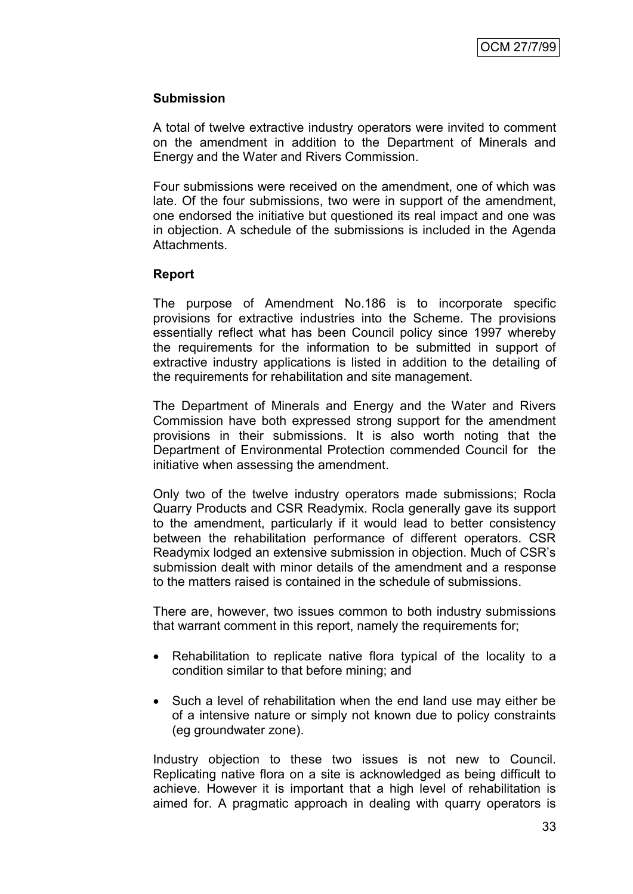**Submission**

A total of twelve extractive industry operators were invited to comment on the amendment in addition to the Department of Minerals and Energy and the Water and Rivers Commission.

Four submissions were received on the amendment, one of which was late. Of the four submissions, two were in support of the amendment, one endorsed the initiative but questioned its real impact and one was in objection. A schedule of the submissions is included in the Agenda Attachments.

**Report**

The purpose of Amendment No.186 is to incorporate specific provisions for extractive industries into the Scheme. The provisions essentially reflect what has been Council policy since 1997 whereby the requirements for the information to be submitted in support of extractive industry applications is listed in addition to the detailing of the requirements for rehabilitation and site management.

The Department of Minerals and Energy and the Water and Rivers Commission have both expressed strong support for the amendment provisions in their submissions. It is also worth noting that the Department of Environmental Protection commended Council for the initiative when assessing the amendment.

Only two of the twelve industry operators made submissions; Rocla Quarry Products and CSR Readymix. Rocla generally gave its support to the amendment, particularly if it would lead to better consistency between the rehabilitation performance of different operators. CSR Readymix lodged an extensive submission in objection. Much of CSR's submission dealt with minor details of the amendment and a response to the matters raised is contained in the schedule of submissions.

There are, however, two issues common to both industry submissions that warrant comment in this report, namely the requirements for;

- Rehabilitation to replicate native flora typical of the locality to a condition similar to that before mining; and
- Such a level of rehabilitation when the end land use may either be of a intensive nature or simply not known due to policy constraints (eg groundwater zone).

Industry objection to these two issues is not new to Council. Replicating native flora on a site is acknowledged as being difficult to achieve. However it is important that a high level of rehabilitation is aimed for. A pragmatic approach in dealing with quarry operators is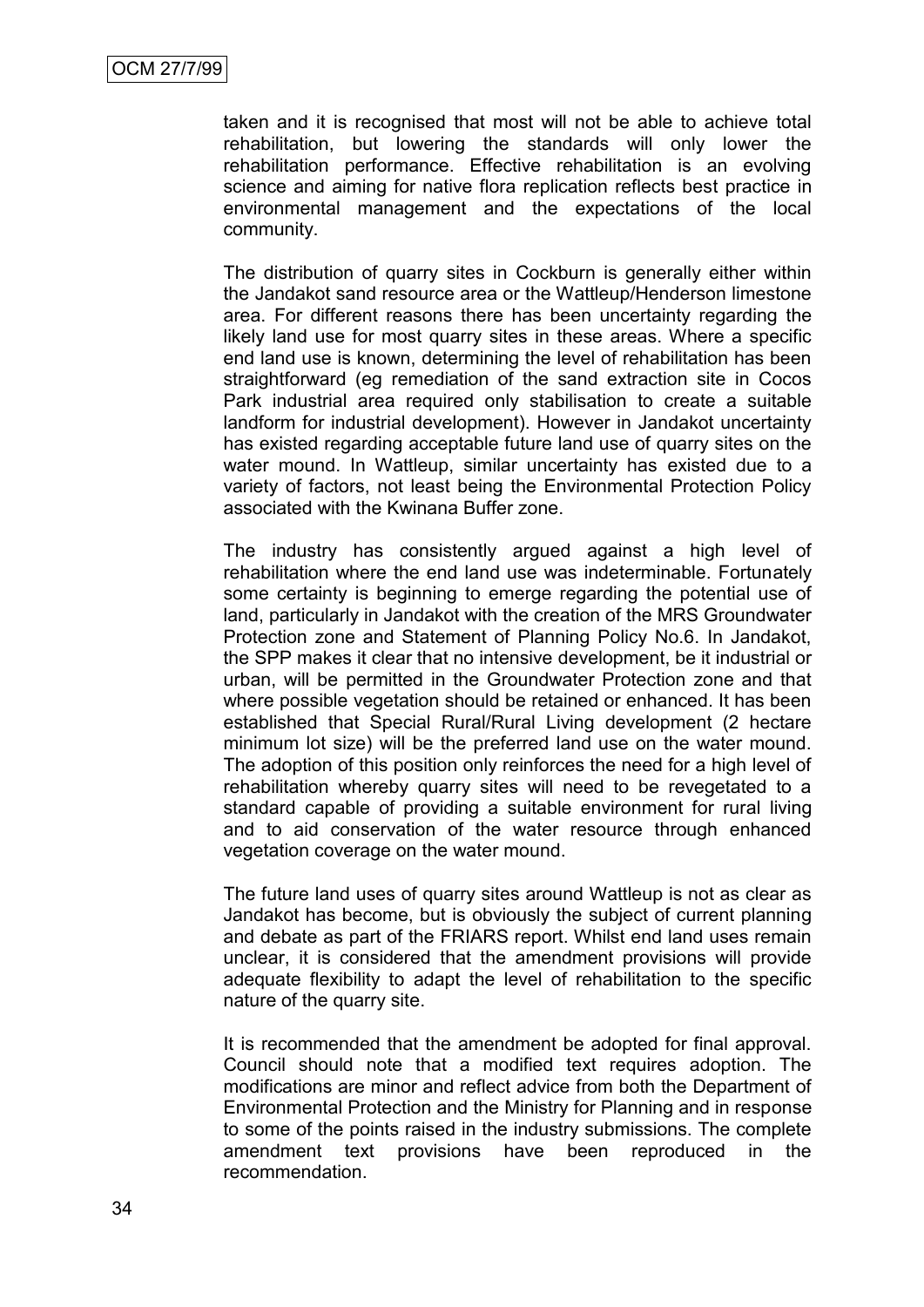taken and it is recognised that most will not be able to achieve total rehabilitation, but lowering the standards will only lower the rehabilitation performance. Effective rehabilitation is an evolving science and aiming for native flora replication reflects best practice in environmental management and the expectations of the local community.

The distribution of quarry sites in Cockburn is generally either within the Jandakot sand resource area or the Wattleup/Henderson limestone area. For different reasons there has been uncertainty regarding the likely land use for most quarry sites in these areas. Where a specific end land use is known, determining the level of rehabilitation has been straightforward (eg remediation of the sand extraction site in Cocos Park industrial area required only stabilisation to create a suitable landform for industrial development). However in Jandakot uncertainty has existed regarding acceptable future land use of quarry sites on the water mound. In Wattleup, similar uncertainty has existed due to a variety of factors, not least being the Environmental Protection Policy associated with the Kwinana Buffer zone.

The industry has consistently argued against a high level of rehabilitation where the end land use was indeterminable. Fortunately some certainty is beginning to emerge regarding the potential use of land, particularly in Jandakot with the creation of the MRS Groundwater Protection zone and Statement of Planning Policy No.6. In Jandakot, the SPP makes it clear that no intensive development, be it industrial or urban, will be permitted in the Groundwater Protection zone and that where possible vegetation should be retained or enhanced. It has been established that Special Rural/Rural Living development (2 hectare minimum lot size) will be the preferred land use on the water mound. The adoption of this position only reinforces the need for a high level of rehabilitation whereby quarry sites will need to be revegetated to a standard capable of providing a suitable environment for rural living and to aid conservation of the water resource through enhanced vegetation coverage on the water mound.

The future land uses of quarry sites around Wattleup is not as clear as Jandakot has become, but is obviously the subject of current planning and debate as part of the FRIARS report. Whilst end land uses remain unclear, it is considered that the amendment provisions will provide adequate flexibility to adapt the level of rehabilitation to the specific nature of the quarry site.

It is recommended that the amendment be adopted for final approval. Council should note that a modified text requires adoption. The modifications are minor and reflect advice from both the Department of Environmental Protection and the Ministry for Planning and in response to some of the points raised in the industry submissions. The complete amendment text provisions have been reproduced in the recommendation.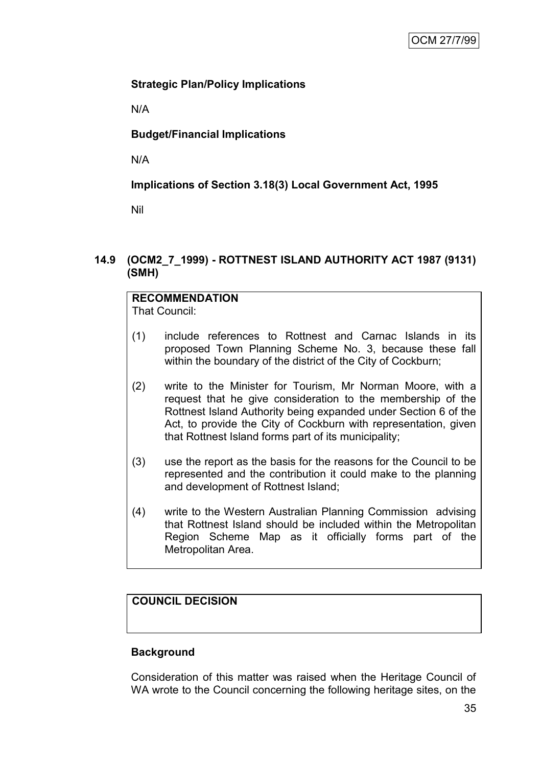**Strategic Plan/Policy Implications**

N/A

**Budget/Financial Implications**

N/A

**Implications of Section 3.18(3) Local Government Act, 1995**

Nil

### 14.9 (OCM2_7_1999) - ROTTNEST ISLAND AUTHORITY ACT 1987 (9131) (SMH)

**RECOMMENDATION**
That Council:

(1) include references to Rottnest and Carnac Islands in its proposed Town Planning Scheme No. 3, because these fall within the boundary of the district of the City of Cockburn;

(2) write to the Minister for Tourism, Mr Norman Moore, with a request that he give consideration to the membership of the Rottnest Island Authority being expanded under Section 6 of the Act, to provide the City of Cockburn with representation, given that Rottnest Island forms part of its municipality;

(3) use the report as the basis for the reasons for the Council to be represented and the contribution it could make to the planning and development of Rottnest Island;

(4) write to the Western Australian Planning Commission advising that Rottnest Island should be included within the Metropolitan Region Scheme Map as it officially forms part of the Metropolitan Area.

**COUNCIL DECISION**

**Background**

Consideration of this matter was raised when the Heritage Council of WA wrote to the Council concerning the following heritage sites, on the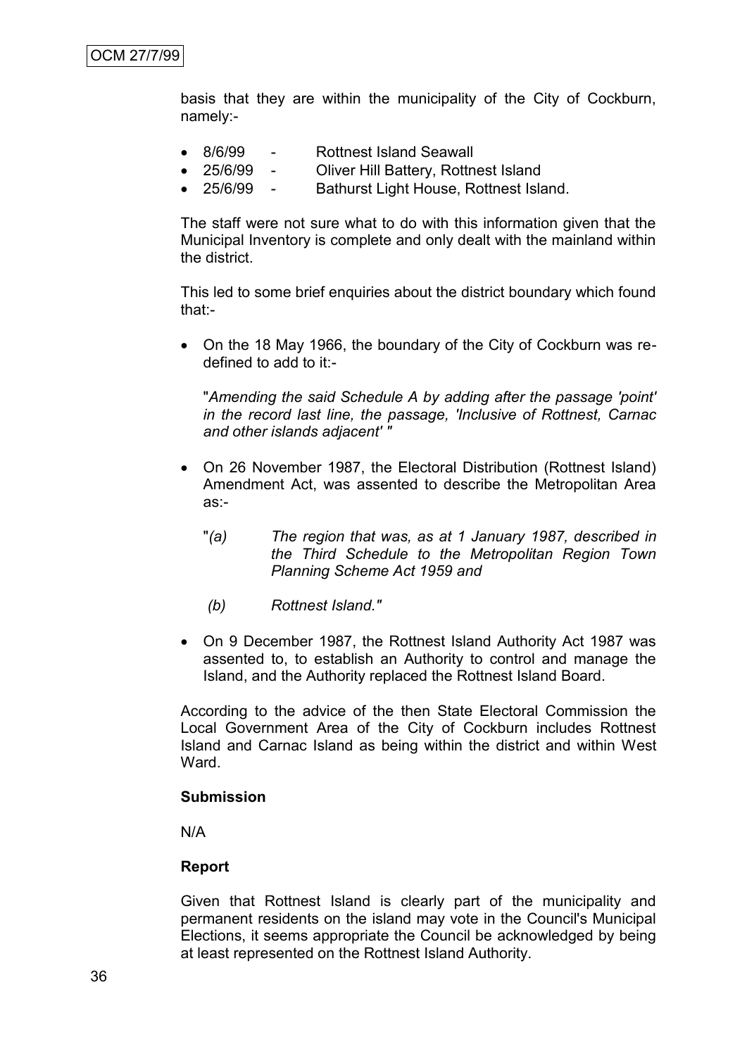basis that they are within the municipality of the City of Cockburn, namely:-

- 8/6/99 - Rottnest Island Seawall
- 25/6/99 - Oliver Hill Battery, Rottnest Island
- 25/6/99 - Bathurst Light House, Rottnest Island.

The staff were not sure what to do with this information given that the Municipal Inventory is complete and only dealt with the mainland within the district.

This led to some brief enquiries about the district boundary which found that:-

- On the 18 May 1966, the boundary of the City of Cockburn was re-defined to add to it:-

  "*Amending the said Schedule A by adding after the passage 'point' in the record last line, the passage, 'Inclusive of Rottnest, Carnac and other islands adjacent'* "

- On 26 November 1987, the Electoral Distribution (Rottnest Island) Amendment Act, was assented to describe the Metropolitan Area as:-

  "*(a) The region that was, as at 1 January 1987, described in the Third Schedule to the Metropolitan Region Town Planning Scheme Act 1959 and*

  *(b) Rottnest Island."*

- On 9 December 1987, the Rottnest Island Authority Act 1987 was assented to, to establish an Authority to control and manage the Island, and the Authority replaced the Rottnest Island Board.

According to the advice of the then State Electoral Commission the Local Government Area of the City of Cockburn includes Rottnest Island and Carnac Island as being within the district and within West Ward.

**Submission**

N/A

**Report**

Given that Rottnest Island is clearly part of the municipality and permanent residents on the island may vote in the Council's Municipal Elections, it seems appropriate the Council be acknowledged by being at least represented on the Rottnest Island Authority.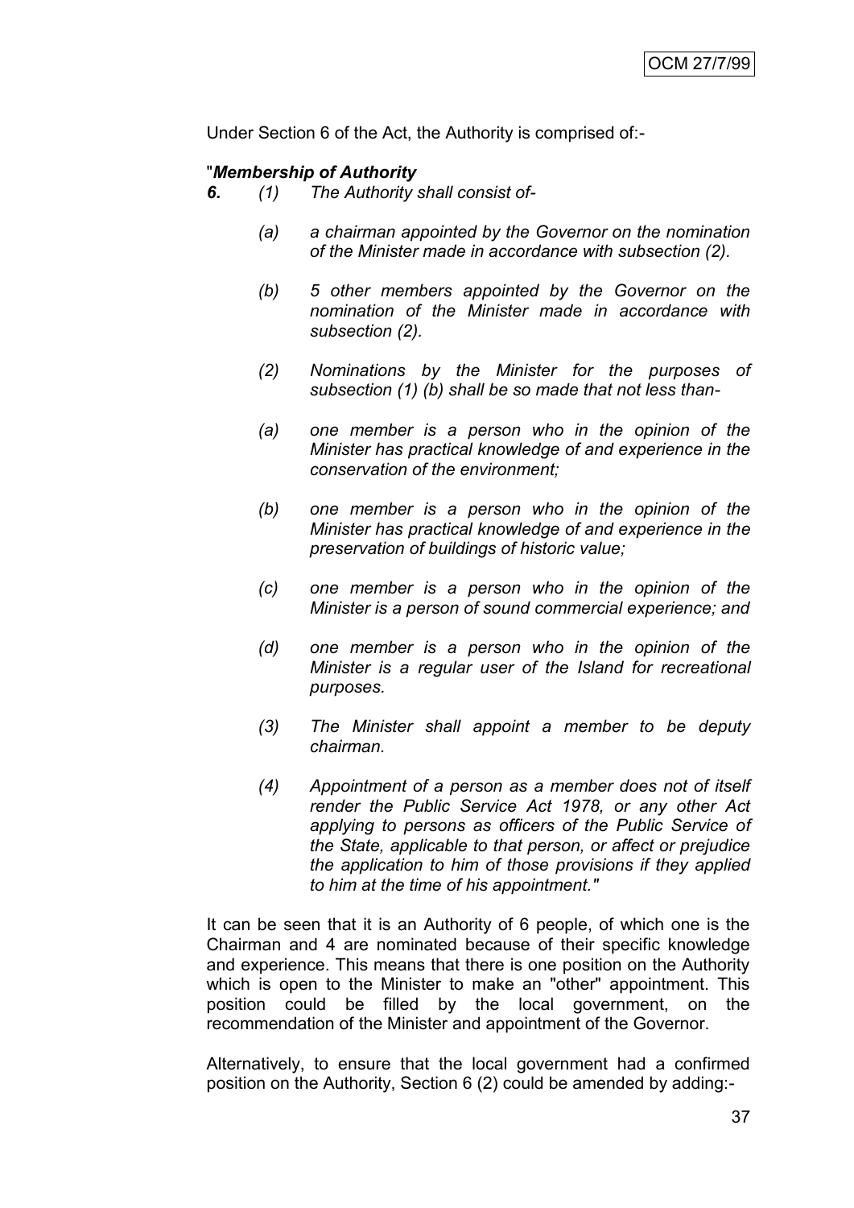Under Section 6 of the Act, the Authority is comprised of:-

"***Membership of Authority***

***6.*** *(1) The Authority shall consist of-*

> *(a) a chairman appointed by the Governor on the nomination of the Minister made in accordance with subsection (2).*
>
> *(b) 5 other members appointed by the Governor on the nomination of the Minister made in accordance with subsection (2).*

*(2) Nominations by the Minister for the purposes of subsection (1) (b) shall be so made that not less than-*

> *(a) one member is a person who in the opinion of the Minister has practical knowledge of and experience in the conservation of the environment;*
>
> *(b) one member is a person who in the opinion of the Minister has practical knowledge of and experience in the preservation of buildings of historic value;*
>
> *(c) one member is a person who in the opinion of the Minister is a person of sound commercial experience; and*
>
> *(d) one member is a person who in the opinion of the Minister is a regular user of the Island for recreational purposes.*

*(3) The Minister shall appoint a member to be deputy chairman.*

*(4) Appointment of a person as a member does not of itself render the Public Service Act 1978, or any other Act applying to persons as officers of the Public Service of the State, applicable to that person, or affect or prejudice the application to him of those provisions if they applied to him at the time of his appointment."*

It can be seen that it is an Authority of 6 people, of which one is the Chairman and 4 are nominated because of their specific knowledge and experience. This means that there is one position on the Authority which is open to the Minister to make an "other" appointment. This position could be filled by the local government, on the recommendation of the Minister and appointment of the Governor.

Alternatively, to ensure that the local government had a confirmed position on the Authority, Section 6 (2) could be amended by adding:-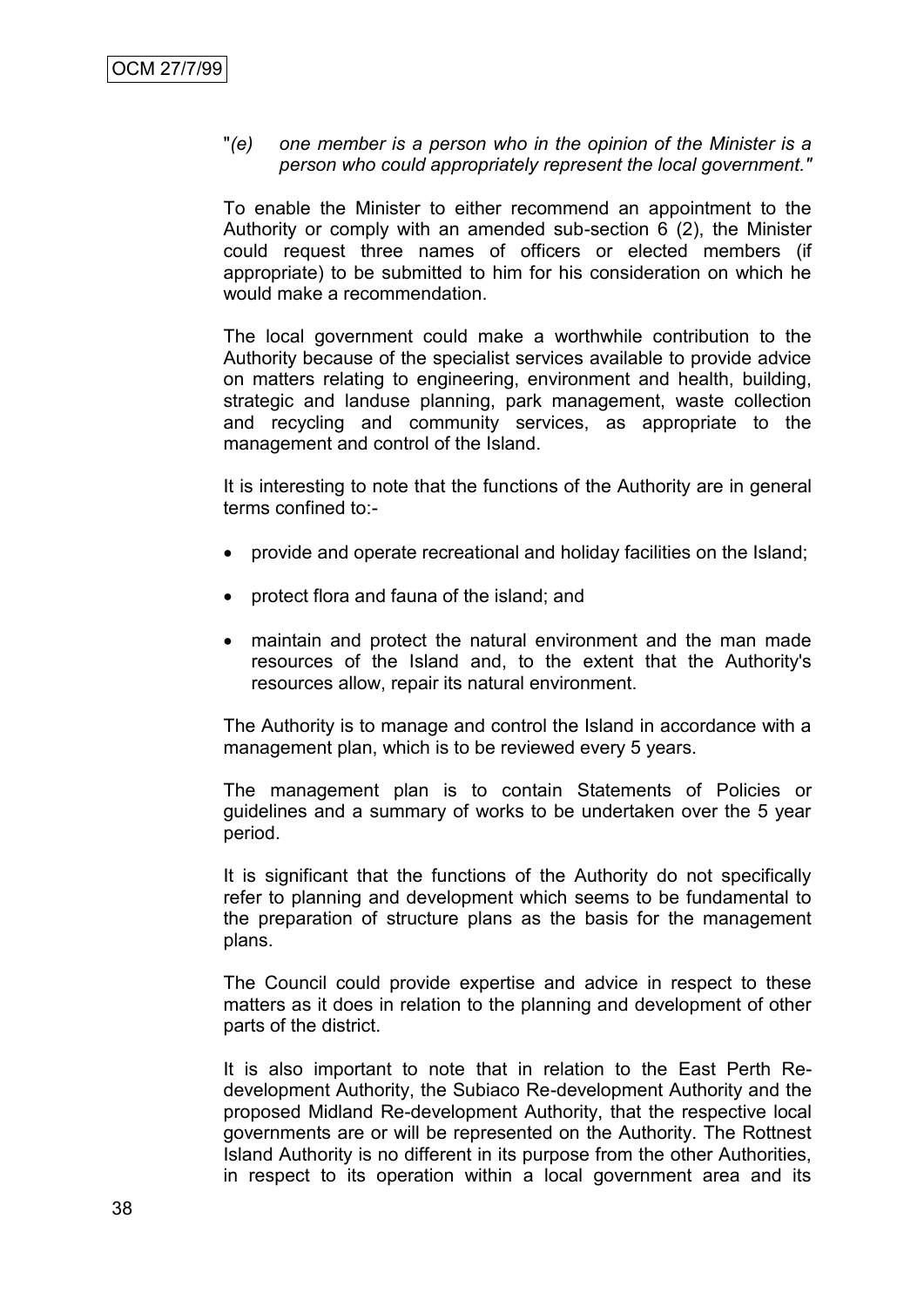"*(e) one member is a person who in the opinion of the Minister is a person who could appropriately represent the local government."*

To enable the Minister to either recommend an appointment to the Authority or comply with an amended sub-section 6 (2), the Minister could request three names of officers or elected members (if appropriate) to be submitted to him for his consideration on which he would make a recommendation.

The local government could make a worthwhile contribution to the Authority because of the specialist services available to provide advice on matters relating to engineering, environment and health, building, strategic and landuse planning, park management, waste collection and recycling and community services, as appropriate to the management and control of the Island.

It is interesting to note that the functions of the Authority are in general terms confined to:-

- provide and operate recreational and holiday facilities on the Island;
- protect flora and fauna of the island; and
- maintain and protect the natural environment and the man made resources of the Island and, to the extent that the Authority's resources allow, repair its natural environment.

The Authority is to manage and control the Island in accordance with a management plan, which is to be reviewed every 5 years.

The management plan is to contain Statements of Policies or guidelines and a summary of works to be undertaken over the 5 year period.

It is significant that the functions of the Authority do not specifically refer to planning and development which seems to be fundamental to the preparation of structure plans as the basis for the management plans.

The Council could provide expertise and advice in respect to these matters as it does in relation to the planning and development of other parts of the district.

It is also important to note that in relation to the East Perth Re-development Authority, the Subiaco Re-development Authority and the proposed Midland Re-development Authority, that the respective local governments are or will be represented on the Authority. The Rottnest Island Authority is no different in its purpose from the other Authorities, in respect to its operation within a local government area and its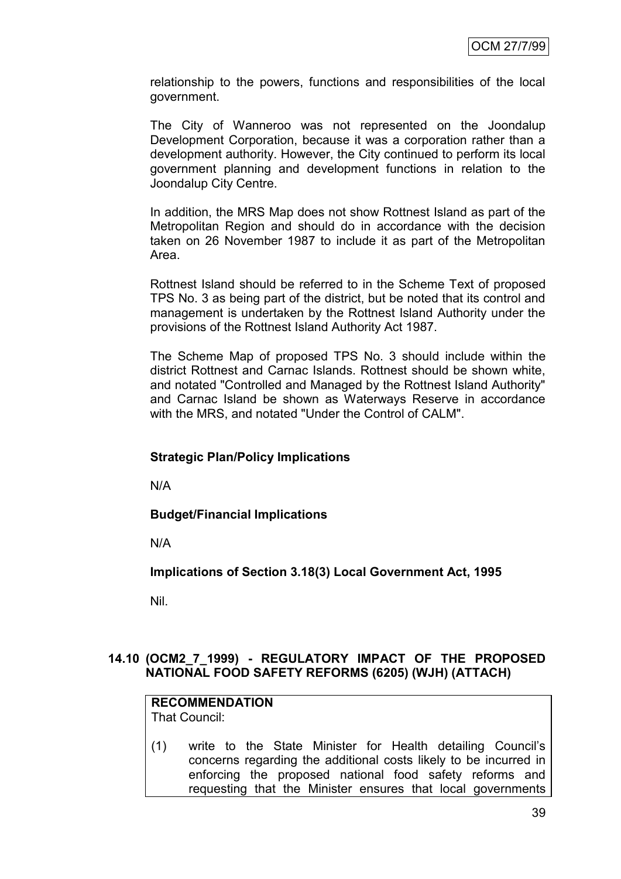relationship to the powers, functions and responsibilities of the local government.

The City of Wanneroo was not represented on the Joondalup Development Corporation, because it was a corporation rather than a development authority. However, the City continued to perform its local government planning and development functions in relation to the Joondalup City Centre.

In addition, the MRS Map does not show Rottnest Island as part of the Metropolitan Region and should do in accordance with the decision taken on 26 November 1987 to include it as part of the Metropolitan Area.

Rottnest Island should be referred to in the Scheme Text of proposed TPS No. 3 as being part of the district, but be noted that its control and management is undertaken by the Rottnest Island Authority under the provisions of the Rottnest Island Authority Act 1987.

The Scheme Map of proposed TPS No. 3 should include within the district Rottnest and Carnac Islands. Rottnest should be shown white, and notated "Controlled and Managed by the Rottnest Island Authority" and Carnac Island be shown as Waterways Reserve in accordance with the MRS, and notated "Under the Control of CALM".

**Strategic Plan/Policy Implications**

N/A

**Budget/Financial Implications**

N/A

**Implications of Section 3.18(3) Local Government Act, 1995**

Nil.

## 14.10 (OCM2_7_1999) - REGULATORY IMPACT OF THE PROPOSED NATIONAL FOOD SAFETY REFORMS (6205) (WJH) (ATTACH)

**RECOMMENDATION**

That Council:

(1) write to the State Minister for Health detailing Council's concerns regarding the additional costs likely to be incurred in enforcing the proposed national food safety reforms and requesting that the Minister ensures that local governments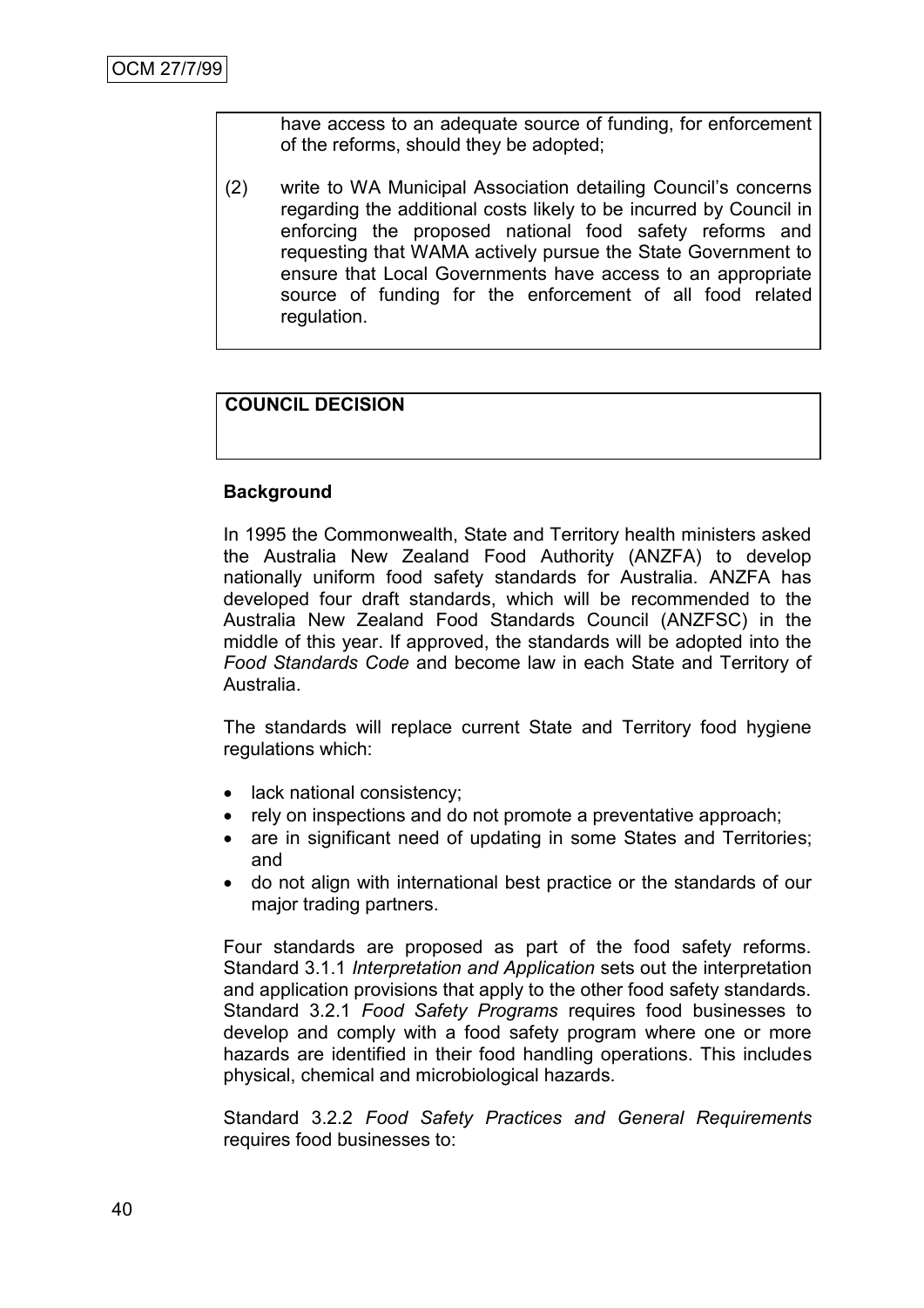have access to an adequate source of funding, for enforcement of the reforms, should they be adopted;

(2) write to WA Municipal Association detailing Council's concerns regarding the additional costs likely to be incurred by Council in enforcing the proposed national food safety reforms and requesting that WAMA actively pursue the State Government to ensure that Local Governments have access to an appropriate source of funding for the enforcement of all food related regulation.

**COUNCIL DECISION**

**Background**

In 1995 the Commonwealth, State and Territory health ministers asked the Australia New Zealand Food Authority (ANZFA) to develop nationally uniform food safety standards for Australia. ANZFA has developed four draft standards, which will be recommended to the Australia New Zealand Food Standards Council (ANZFSC) in the middle of this year. If approved, the standards will be adopted into the *Food Standards Code* and become law in each State and Territory of Australia.

The standards will replace current State and Territory food hygiene regulations which:

- lack national consistency;
- rely on inspections and do not promote a preventative approach;
- are in significant need of updating in some States and Territories; and
- do not align with international best practice or the standards of our major trading partners.

Four standards are proposed as part of the food safety reforms. Standard 3.1.1 *Interpretation and Application* sets out the interpretation and application provisions that apply to the other food safety standards. Standard 3.2.1 *Food Safety Programs* requires food businesses to develop and comply with a food safety program where one or more hazards are identified in their food handling operations. This includes physical, chemical and microbiological hazards.

Standard 3.2.2 *Food Safety Practices and General Requirements* requires food businesses to: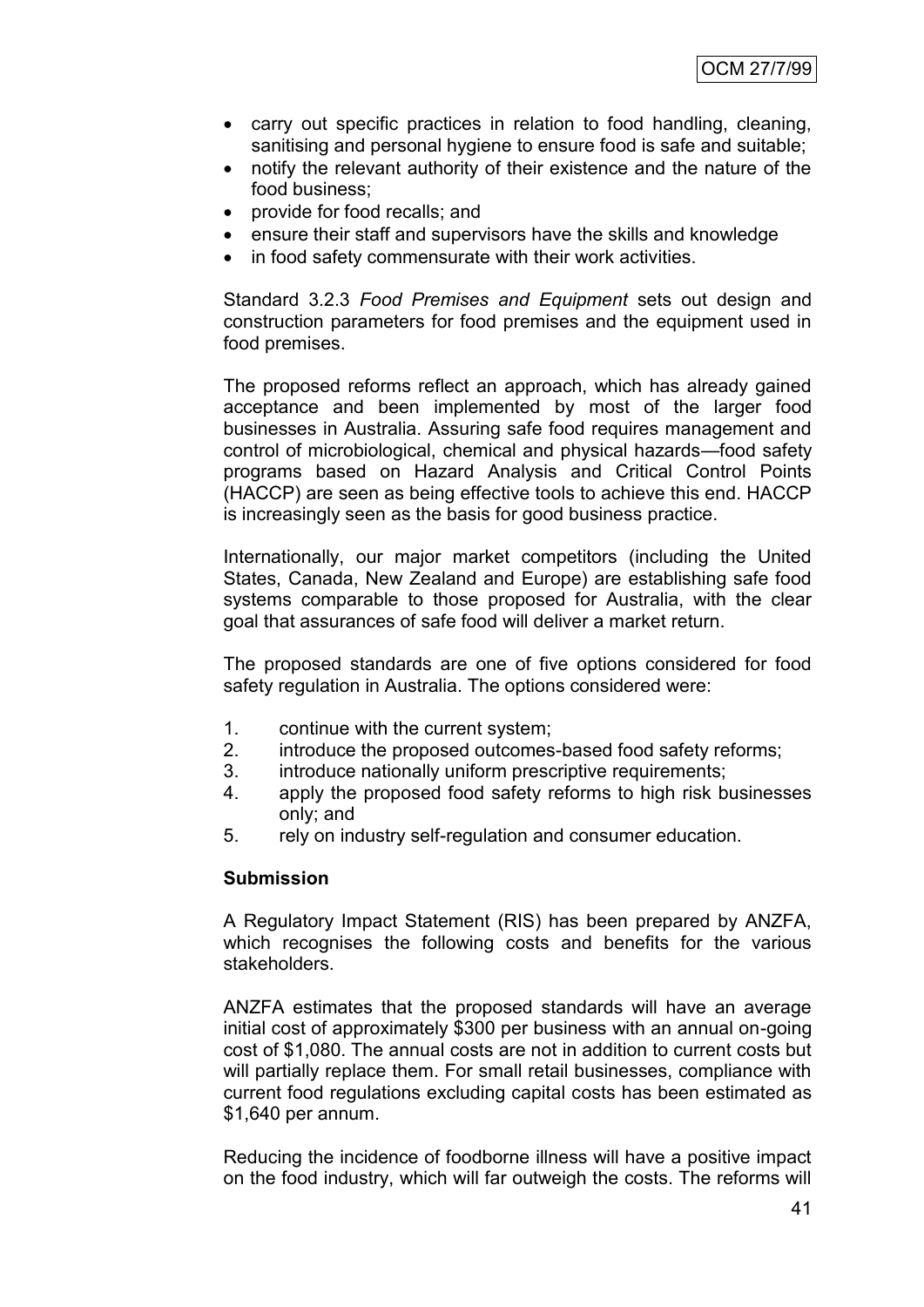- carry out specific practices in relation to food handling, cleaning, sanitising and personal hygiene to ensure food is safe and suitable;
- notify the relevant authority of their existence and the nature of the food business;
- provide for food recalls; and
- ensure their staff and supervisors have the skills and knowledge
- in food safety commensurate with their work activities.

Standard 3.2.3 *Food Premises and Equipment* sets out design and construction parameters for food premises and the equipment used in food premises.

The proposed reforms reflect an approach, which has already gained acceptance and been implemented by most of the larger food businesses in Australia. Assuring safe food requires management and control of microbiological, chemical and physical hazards—food safety programs based on Hazard Analysis and Critical Control Points (HACCP) are seen as being effective tools to achieve this end. HACCP is increasingly seen as the basis for good business practice.

Internationally, our major market competitors (including the United States, Canada, New Zealand and Europe) are establishing safe food systems comparable to those proposed for Australia, with the clear goal that assurances of safe food will deliver a market return.

The proposed standards are one of five options considered for food safety regulation in Australia. The options considered were:

1. continue with the current system;
2. introduce the proposed outcomes-based food safety reforms;
3. introduce nationally uniform prescriptive requirements;
4. apply the proposed food safety reforms to high risk businesses only; and
5. rely on industry self-regulation and consumer education.

**Submission**

A Regulatory Impact Statement (RIS) has been prepared by ANZFA, which recognises the following costs and benefits for the various stakeholders.

ANZFA estimates that the proposed standards will have an average initial cost of approximately $300 per business with an annual on-going cost of $1,080. The annual costs are not in addition to current costs but will partially replace them. For small retail businesses, compliance with current food regulations excluding capital costs has been estimated as $1,640 per annum.

Reducing the incidence of foodborne illness will have a positive impact on the food industry, which will far outweigh the costs. The reforms will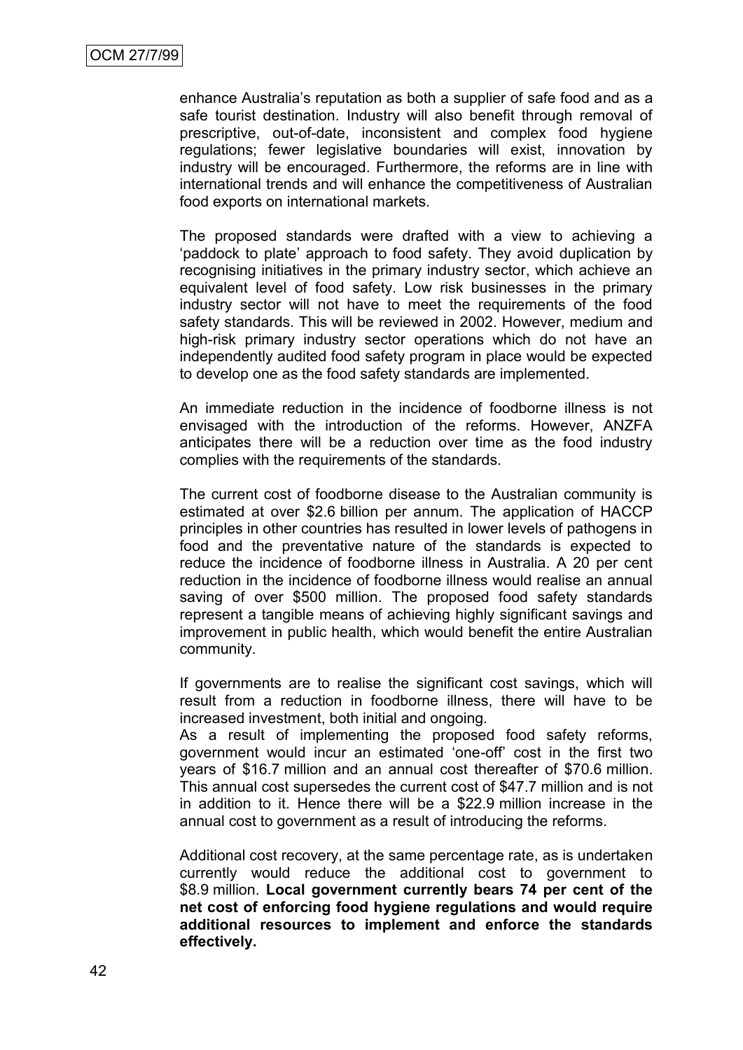enhance Australia's reputation as both a supplier of safe food and as a safe tourist destination. Industry will also benefit through removal of prescriptive, out-of-date, inconsistent and complex food hygiene regulations; fewer legislative boundaries will exist, innovation by industry will be encouraged. Furthermore, the reforms are in line with international trends and will enhance the competitiveness of Australian food exports on international markets.

The proposed standards were drafted with a view to achieving a 'paddock to plate' approach to food safety. They avoid duplication by recognising initiatives in the primary industry sector, which achieve an equivalent level of food safety. Low risk businesses in the primary industry sector will not have to meet the requirements of the food safety standards. This will be reviewed in 2002. However, medium and high-risk primary industry sector operations which do not have an independently audited food safety program in place would be expected to develop one as the food safety standards are implemented.

An immediate reduction in the incidence of foodborne illness is not envisaged with the introduction of the reforms. However, ANZFA anticipates there will be a reduction over time as the food industry complies with the requirements of the standards.

The current cost of foodborne disease to the Australian community is estimated at over $2.6 billion per annum. The application of HACCP principles in other countries has resulted in lower levels of pathogens in food and the preventative nature of the standards is expected to reduce the incidence of foodborne illness in Australia. A 20 per cent reduction in the incidence of foodborne illness would realise an annual saving of over $500 million. The proposed food safety standards represent a tangible means of achieving highly significant savings and improvement in public health, which would benefit the entire Australian community.

If governments are to realise the significant cost savings, which will result from a reduction in foodborne illness, there will have to be increased investment, both initial and ongoing.
As a result of implementing the proposed food safety reforms, government would incur an estimated 'one-off' cost in the first two years of $16.7 million and an annual cost thereafter of $70.6 million. This annual cost supersedes the current cost of $47.7 million and is not in addition to it. Hence there will be a $22.9 million increase in the annual cost to government as a result of introducing the reforms.

Additional cost recovery, at the same percentage rate, as is undertaken currently would reduce the additional cost to government to $8.9 million. **Local government currently bears 74 per cent of the net cost of enforcing food hygiene regulations and would require additional resources to implement and enforce the standards effectively.**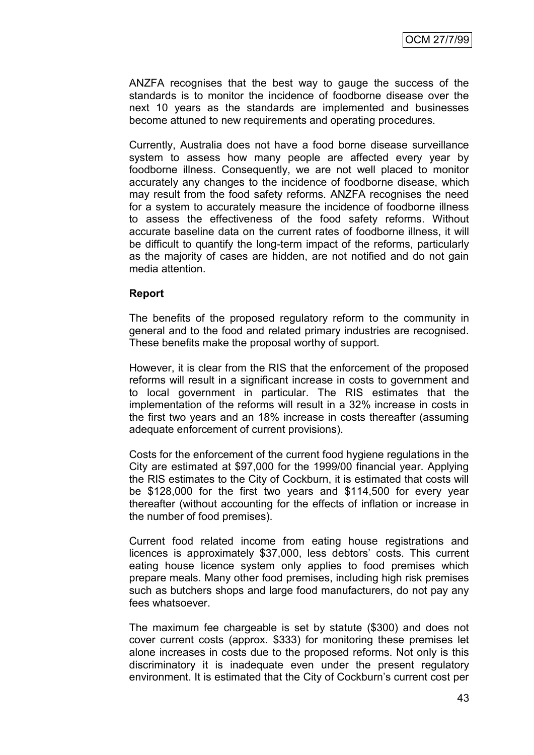ANZFA recognises that the best way to gauge the success of the standards is to monitor the incidence of foodborne disease over the next 10 years as the standards are implemented and businesses become attuned to new requirements and operating procedures.

Currently, Australia does not have a food borne disease surveillance system to assess how many people are affected every year by foodborne illness. Consequently, we are not well placed to monitor accurately any changes to the incidence of foodborne disease, which may result from the food safety reforms. ANZFA recognises the need for a system to accurately measure the incidence of foodborne illness to assess the effectiveness of the food safety reforms. Without accurate baseline data on the current rates of foodborne illness, it will be difficult to quantify the long-term impact of the reforms, particularly as the majority of cases are hidden, are not notified and do not gain media attention.

**Report**

The benefits of the proposed regulatory reform to the community in general and to the food and related primary industries are recognised. These benefits make the proposal worthy of support.

However, it is clear from the RIS that the enforcement of the proposed reforms will result in a significant increase in costs to government and to local government in particular. The RIS estimates that the implementation of the reforms will result in a 32% increase in costs in the first two years and an 18% increase in costs thereafter (assuming adequate enforcement of current provisions).

Costs for the enforcement of the current food hygiene regulations in the City are estimated at $97,000 for the 1999/00 financial year. Applying the RIS estimates to the City of Cockburn, it is estimated that costs will be $128,000 for the first two years and $114,500 for every year thereafter (without accounting for the effects of inflation or increase in the number of food premises).

Current food related income from eating house registrations and licences is approximately $37,000, less debtors' costs. This current eating house licence system only applies to food premises which prepare meals. Many other food premises, including high risk premises such as butchers shops and large food manufacturers, do not pay any fees whatsoever.

The maximum fee chargeable is set by statute ($300) and does not cover current costs (approx. $333) for monitoring these premises let alone increases in costs due to the proposed reforms. Not only is this discriminatory it is inadequate even under the present regulatory environment. It is estimated that the City of Cockburn's current cost per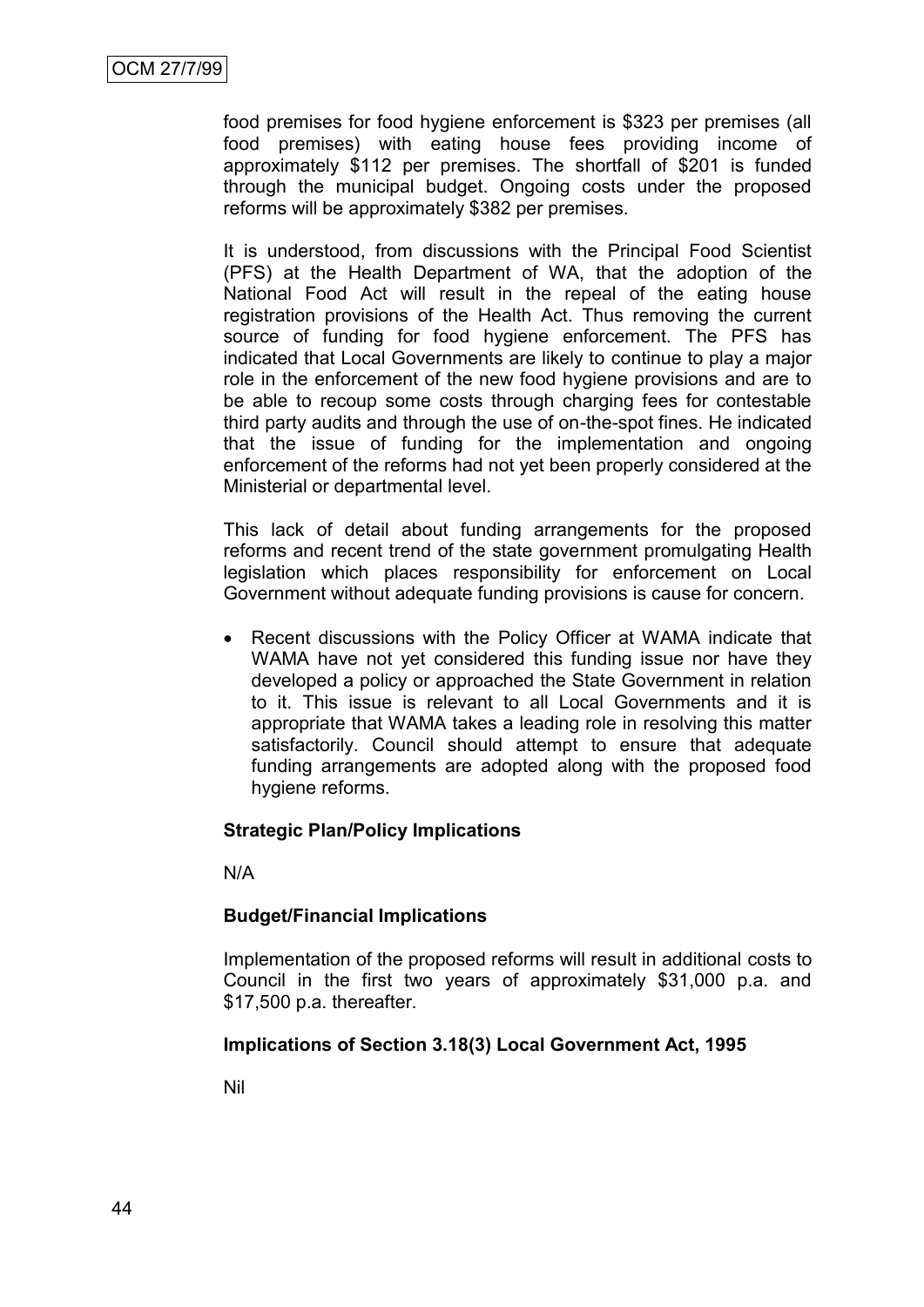food premises for food hygiene enforcement is $323 per premises (all food premises) with eating house fees providing income of approximately $112 per premises. The shortfall of $201 is funded through the municipal budget. Ongoing costs under the proposed reforms will be approximately $382 per premises.

It is understood, from discussions with the Principal Food Scientist (PFS) at the Health Department of WA, that the adoption of the National Food Act will result in the repeal of the eating house registration provisions of the Health Act. Thus removing the current source of funding for food hygiene enforcement. The PFS has indicated that Local Governments are likely to continue to play a major role in the enforcement of the new food hygiene provisions and are to be able to recoup some costs through charging fees for contestable third party audits and through the use of on-the-spot fines. He indicated that the issue of funding for the implementation and ongoing enforcement of the reforms had not yet been properly considered at the Ministerial or departmental level.

This lack of detail about funding arrangements for the proposed reforms and recent trend of the state government promulgating Health legislation which places responsibility for enforcement on Local Government without adequate funding provisions is cause for concern.

- Recent discussions with the Policy Officer at WAMA indicate that WAMA have not yet considered this funding issue nor have they developed a policy or approached the State Government in relation to it. This issue is relevant to all Local Governments and it is appropriate that WAMA takes a leading role in resolving this matter satisfactorily. Council should attempt to ensure that adequate funding arrangements are adopted along with the proposed food hygiene reforms.

**Strategic Plan/Policy Implications**

N/A

**Budget/Financial Implications**

Implementation of the proposed reforms will result in additional costs to Council in the first two years of approximately $31,000 p.a. and $17,500 p.a. thereafter.

**Implications of Section 3.18(3) Local Government Act, 1995**

Nil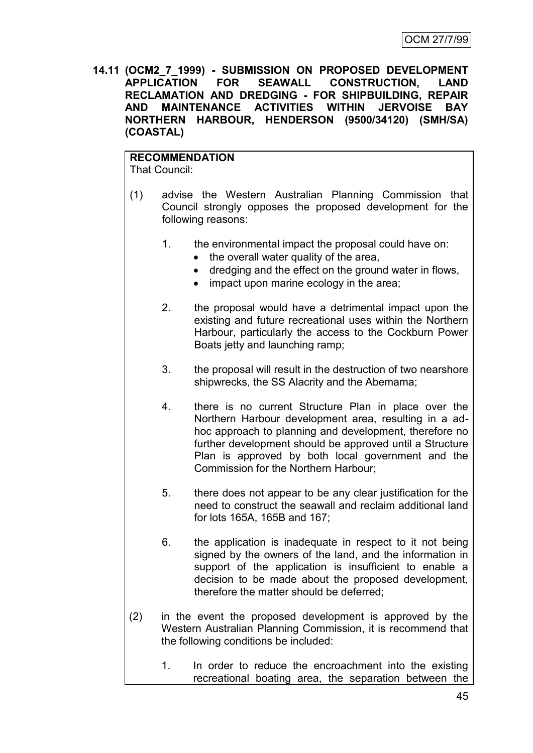**14.11 (OCM2_7_1999) - SUBMISSION ON PROPOSED DEVELOPMENT APPLICATION FOR SEAWALL CONSTRUCTION, LAND RECLAMATION AND DREDGING - FOR SHIPBUILDING, REPAIR AND MAINTENANCE ACTIVITIES WITHIN JERVOISE BAY NORTHERN HARBOUR, HENDERSON (9500/34120) (SMH/SA) (COASTAL)**

**RECOMMENDATION**

That Council:

(1) advise the Western Australian Planning Commission that Council strongly opposes the proposed development for the following reasons:

1. the environmental impact the proposal could have on:
   - the overall water quality of the area,
   - dredging and the effect on the ground water in flows,
   - impact upon marine ecology in the area;

2. the proposal would have a detrimental impact upon the existing and future recreational uses within the Northern Harbour, particularly the access to the Cockburn Power Boats jetty and launching ramp;

3. the proposal will result in the destruction of two nearshore shipwrecks, the SS Alacrity and the Abemama;

4. there is no current Structure Plan in place over the Northern Harbour development area, resulting in a ad-hoc approach to planning and development, therefore no further development should be approved until a Structure Plan is approved by both local government and the Commission for the Northern Harbour;

5. there does not appear to be any clear justification for the need to construct the seawall and reclaim additional land for lots 165A, 165B and 167;

6. the application is inadequate in respect to it not being signed by the owners of the land, and the information in support of the application is insufficient to enable a decision to be made about the proposed development, therefore the matter should be deferred;

(2) in the event the proposed development is approved by the Western Australian Planning Commission, it is recommend that the following conditions be included:

1. In order to reduce the encroachment into the existing recreational boating area, the separation between the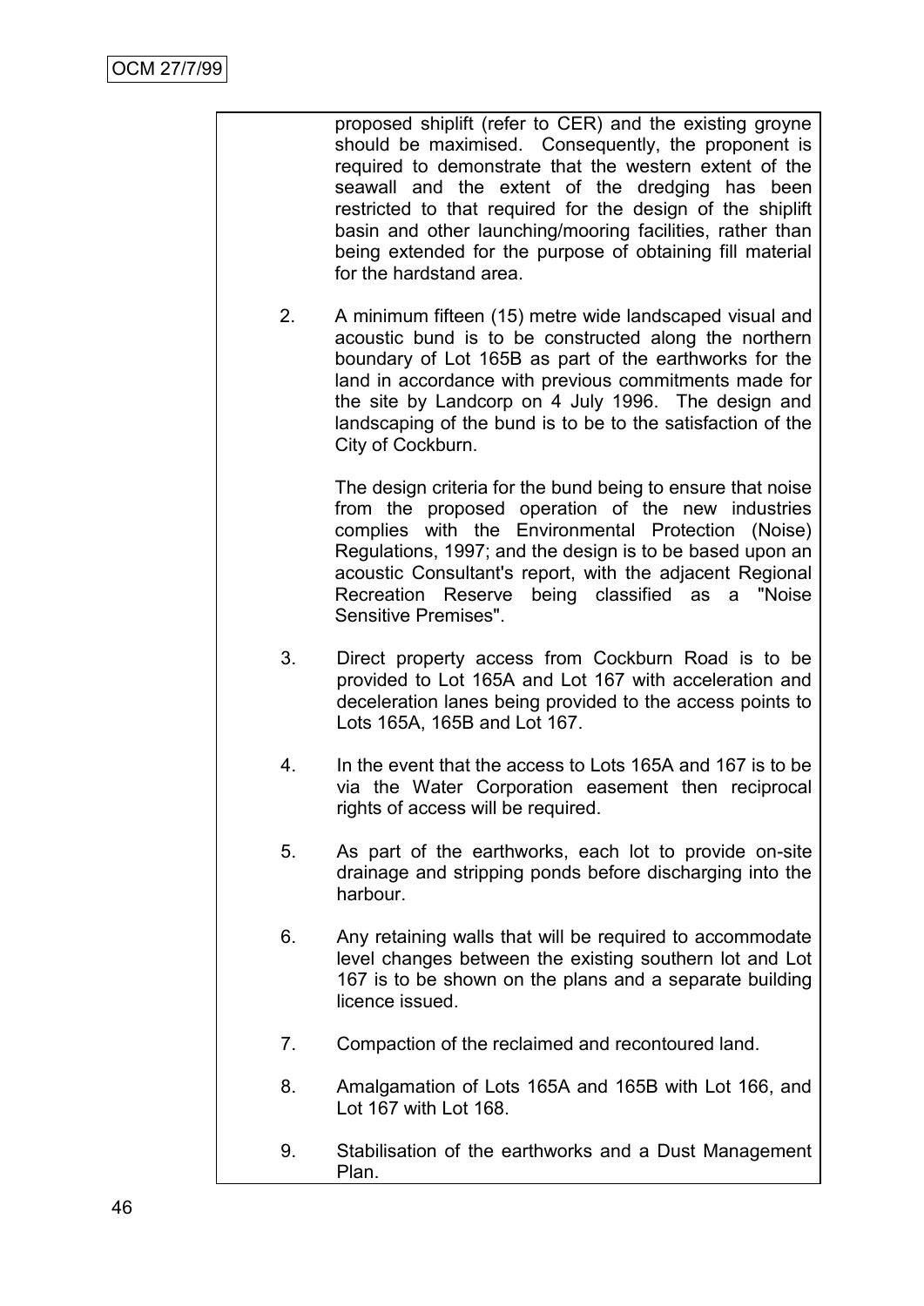proposed shiplift (refer to CER) and the existing groyne should be maximised. Consequently, the proponent is required to demonstrate that the western extent of the seawall and the extent of the dredging has been restricted to that required for the design of the shiplift basin and other launching/mooring facilities, rather than being extended for the purpose of obtaining fill material for the hardstand area.

2. A minimum fifteen (15) metre wide landscaped visual and acoustic bund is to be constructed along the northern boundary of Lot 165B as part of the earthworks for the land in accordance with previous commitments made for the site by Landcorp on 4 July 1996. The design and landscaping of the bund is to be to the satisfaction of the City of Cockburn.

   The design criteria for the bund being to ensure that noise from the proposed operation of the new industries complies with the Environmental Protection (Noise) Regulations, 1997; and the design is to be based upon an acoustic Consultant's report, with the adjacent Regional Recreation Reserve being classified as a "Noise Sensitive Premises".

3. Direct property access from Cockburn Road is to be provided to Lot 165A and Lot 167 with acceleration and deceleration lanes being provided to the access points to Lots 165A, 165B and Lot 167.

4. In the event that the access to Lots 165A and 167 is to be via the Water Corporation easement then reciprocal rights of access will be required.

5. As part of the earthworks, each lot to provide on-site drainage and stripping ponds before discharging into the harbour.

6. Any retaining walls that will be required to accommodate level changes between the existing southern lot and Lot 167 is to be shown on the plans and a separate building licence issued.

7. Compaction of the reclaimed and recontoured land.

8. Amalgamation of Lots 165A and 165B with Lot 166, and Lot 167 with Lot 168.

9. Stabilisation of the earthworks and a Dust Management Plan.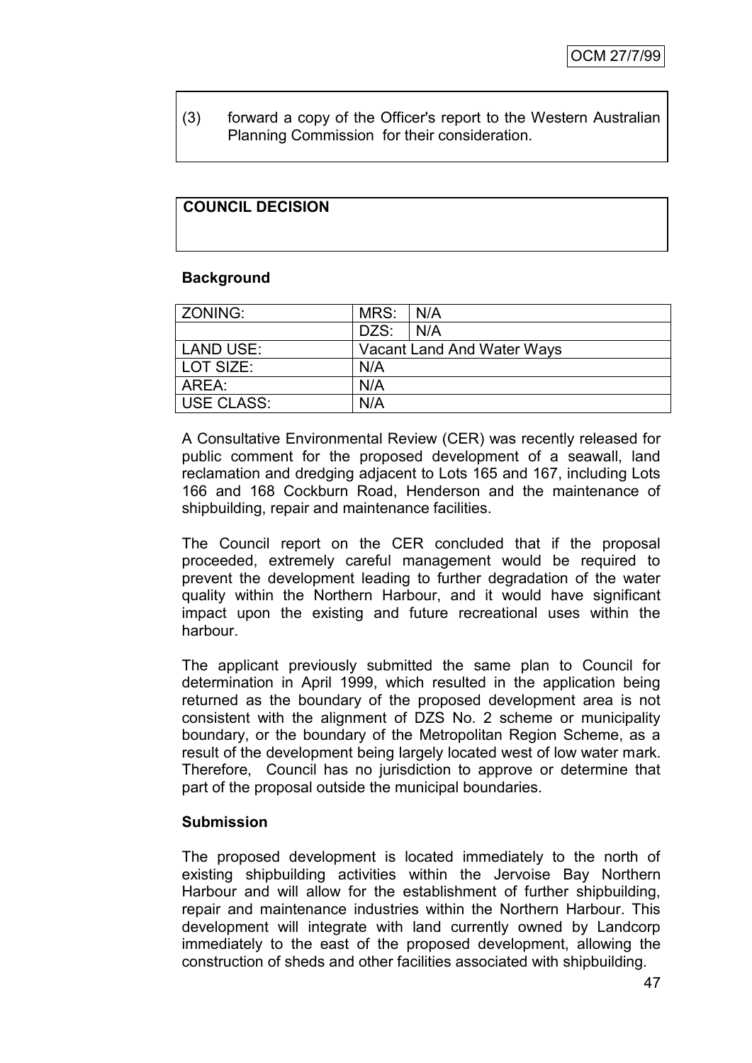(3) forward a copy of the Officer's report to the Western Australian Planning Commission for their consideration.

**COUNCIL DECISION**

**Background**

| ZONING: | MRS: | N/A |
|---|---|---|
| | DZS: | N/A |
| LAND USE: | Vacant Land And Water Ways | |
| LOT SIZE: | N/A | |
| AREA: | N/A | |
| USE CLASS: | N/A | |

A Consultative Environmental Review (CER) was recently released for public comment for the proposed development of a seawall, land reclamation and dredging adjacent to Lots 165 and 167, including Lots 166 and 168 Cockburn Road, Henderson and the maintenance of shipbuilding, repair and maintenance facilities.

The Council report on the CER concluded that if the proposal proceeded, extremely careful management would be required to prevent the development leading to further degradation of the water quality within the Northern Harbour, and it would have significant impact upon the existing and future recreational uses within the harbour.

The applicant previously submitted the same plan to Council for determination in April 1999, which resulted in the application being returned as the boundary of the proposed development area is not consistent with the alignment of DZS No. 2 scheme or municipality boundary, or the boundary of the Metropolitan Region Scheme, as a result of the development being largely located west of low water mark. Therefore, Council has no jurisdiction to approve or determine that part of the proposal outside the municipal boundaries.

**Submission**

The proposed development is located immediately to the north of existing shipbuilding activities within the Jervoise Bay Northern Harbour and will allow for the establishment of further shipbuilding, repair and maintenance industries within the Northern Harbour. This development will integrate with land currently owned by Landcorp immediately to the east of the proposed development, allowing the construction of sheds and other facilities associated with shipbuilding.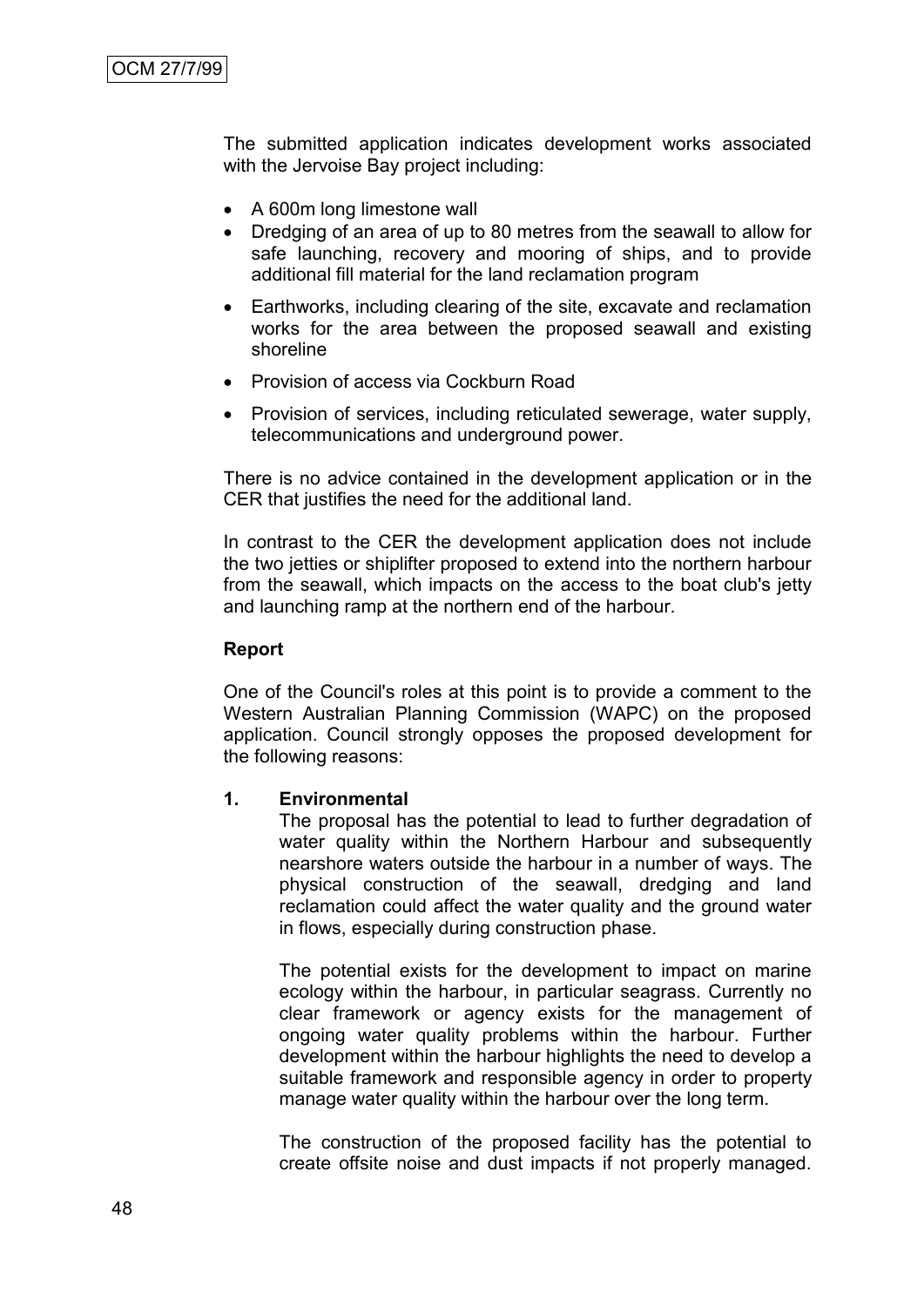The submitted application indicates development works associated with the Jervoise Bay project including:

- A 600m long limestone wall
- Dredging of an area of up to 80 metres from the seawall to allow for safe launching, recovery and mooring of ships, and to provide additional fill material for the land reclamation program
- Earthworks, including clearing of the site, excavate and reclamation works for the area between the proposed seawall and existing shoreline
- Provision of access via Cockburn Road
- Provision of services, including reticulated sewerage, water supply, telecommunications and underground power.

There is no advice contained in the development application or in the CER that justifies the need for the additional land.

In contrast to the CER the development application does not include the two jetties or shiplifter proposed to extend into the northern harbour from the seawall, which impacts on the access to the boat club's jetty and launching ramp at the northern end of the harbour.

**Report**

One of the Council's roles at this point is to provide a comment to the Western Australian Planning Commission (WAPC) on the proposed application. Council strongly opposes the proposed development for the following reasons:

**1. Environmental**

The proposal has the potential to lead to further degradation of water quality within the Northern Harbour and subsequently nearshore waters outside the harbour in a number of ways. The physical construction of the seawall, dredging and land reclamation could affect the water quality and the ground water in flows, especially during construction phase.

The potential exists for the development to impact on marine ecology within the harbour, in particular seagrass. Currently no clear framework or agency exists for the management of ongoing water quality problems within the harbour. Further development within the harbour highlights the need to develop a suitable framework and responsible agency in order to property manage water quality within the harbour over the long term.

The construction of the proposed facility has the potential to create offsite noise and dust impacts if not properly managed.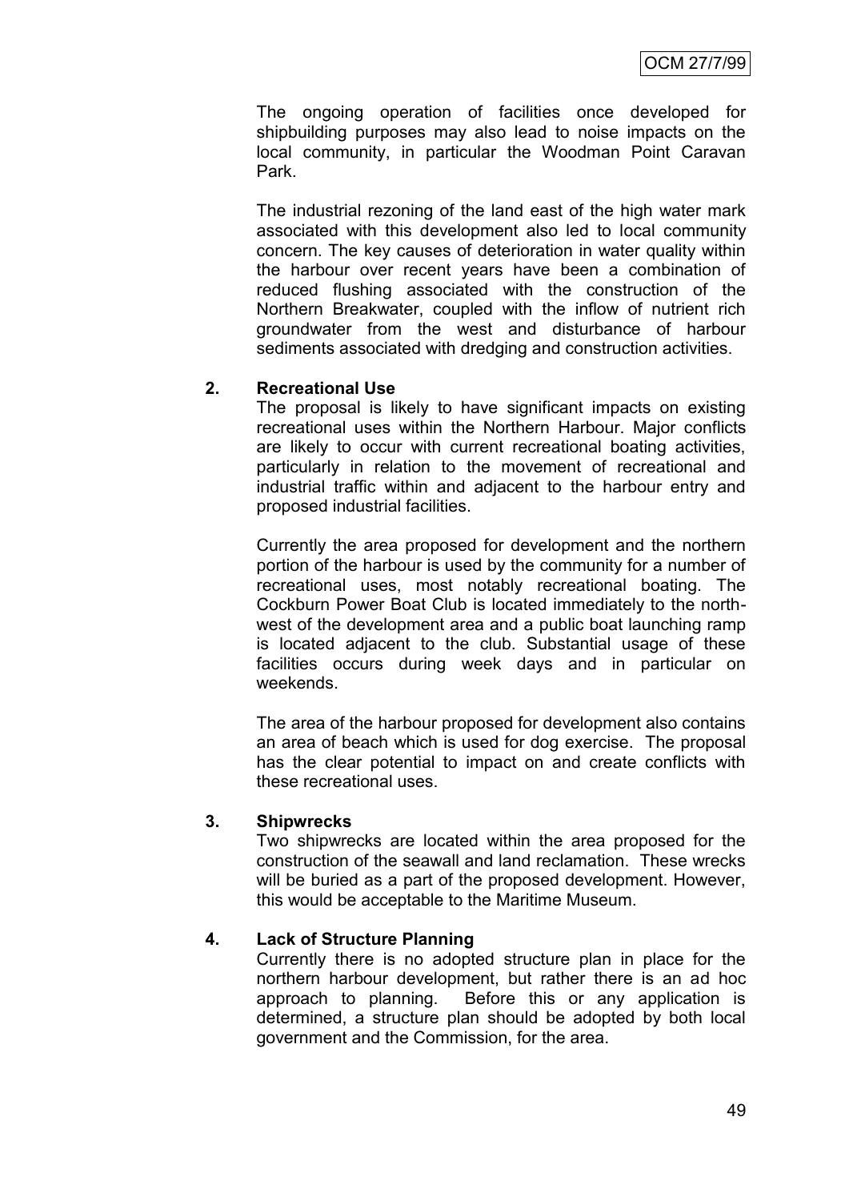The ongoing operation of facilities once developed for shipbuilding purposes may also lead to noise impacts on the local community, in particular the Woodman Point Caravan Park.

The industrial rezoning of the land east of the high water mark associated with this development also led to local community concern. The key causes of deterioration in water quality within the harbour over recent years have been a combination of reduced flushing associated with the construction of the Northern Breakwater, coupled with the inflow of nutrient rich groundwater from the west and disturbance of harbour sediments associated with dredging and construction activities.

**2. Recreational Use**

The proposal is likely to have significant impacts on existing recreational uses within the Northern Harbour. Major conflicts are likely to occur with current recreational boating activities, particularly in relation to the movement of recreational and industrial traffic within and adjacent to the harbour entry and proposed industrial facilities.

Currently the area proposed for development and the northern portion of the harbour is used by the community for a number of recreational uses, most notably recreational boating. The Cockburn Power Boat Club is located immediately to the north-west of the development area and a public boat launching ramp is located adjacent to the club. Substantial usage of these facilities occurs during week days and in particular on weekends.

The area of the harbour proposed for development also contains an area of beach which is used for dog exercise. The proposal has the clear potential to impact on and create conflicts with these recreational uses.

**3. Shipwrecks**

Two shipwrecks are located within the area proposed for the construction of the seawall and land reclamation. These wrecks will be buried as a part of the proposed development. However, this would be acceptable to the Maritime Museum.

**4. Lack of Structure Planning**

Currently there is no adopted structure plan in place for the northern harbour development, but rather there is an ad hoc approach to planning. Before this or any application is determined, a structure plan should be adopted by both local government and the Commission, for the area.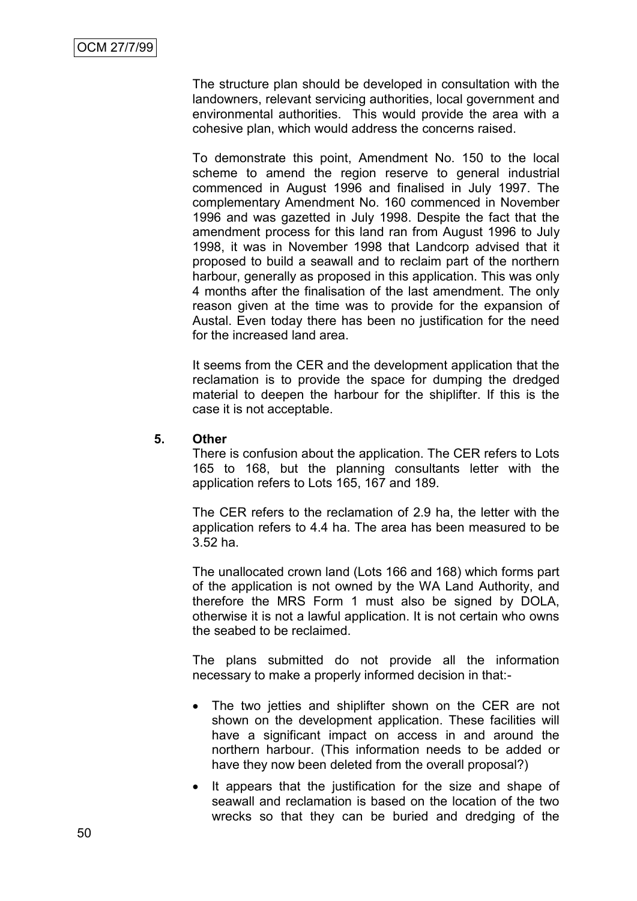The structure plan should be developed in consultation with the landowners, relevant servicing authorities, local government and environmental authorities. This would provide the area with a cohesive plan, which would address the concerns raised.

To demonstrate this point, Amendment No. 150 to the local scheme to amend the region reserve to general industrial commenced in August 1996 and finalised in July 1997. The complementary Amendment No. 160 commenced in November 1996 and was gazetted in July 1998. Despite the fact that the amendment process for this land ran from August 1996 to July 1998, it was in November 1998 that Landcorp advised that it proposed to build a seawall and to reclaim part of the northern harbour, generally as proposed in this application. This was only 4 months after the finalisation of the last amendment. The only reason given at the time was to provide for the expansion of Austal. Even today there has been no justification for the need for the increased land area.

It seems from the CER and the development application that the reclamation is to provide the space for dumping the dredged material to deepen the harbour for the shiplifter. If this is the case it is not acceptable.

**5. Other**

There is confusion about the application. The CER refers to Lots 165 to 168, but the planning consultants letter with the application refers to Lots 165, 167 and 189.

The CER refers to the reclamation of 2.9 ha, the letter with the application refers to 4.4 ha. The area has been measured to be 3.52 ha.

The unallocated crown land (Lots 166 and 168) which forms part of the application is not owned by the WA Land Authority, and therefore the MRS Form 1 must also be signed by DOLA, otherwise it is not a lawful application. It is not certain who owns the seabed to be reclaimed.

The plans submitted do not provide all the information necessary to make a properly informed decision in that:-

- The two jetties and shiplifter shown on the CER are not shown on the development application. These facilities will have a significant impact on access in and around the northern harbour. (This information needs to be added or have they now been deleted from the overall proposal?)
- It appears that the justification for the size and shape of seawall and reclamation is based on the location of the two wrecks so that they can be buried and dredging of the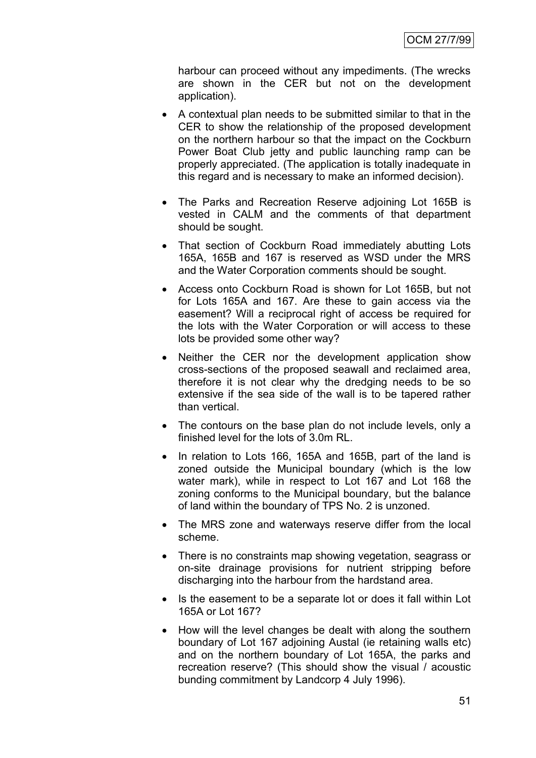harbour can proceed without any impediments. (The wrecks are shown in the CER but not on the development application).

- A contextual plan needs to be submitted similar to that in the CER to show the relationship of the proposed development on the northern harbour so that the impact on the Cockburn Power Boat Club jetty and public launching ramp can be properly appreciated. (The application is totally inadequate in this regard and is necessary to make an informed decision).
- The Parks and Recreation Reserve adjoining Lot 165B is vested in CALM and the comments of that department should be sought.
- That section of Cockburn Road immediately abutting Lots 165A, 165B and 167 is reserved as WSD under the MRS and the Water Corporation comments should be sought.
- Access onto Cockburn Road is shown for Lot 165B, but not for Lots 165A and 167. Are these to gain access via the easement? Will a reciprocal right of access be required for the lots with the Water Corporation or will access to these lots be provided some other way?
- Neither the CER nor the development application show cross-sections of the proposed seawall and reclaimed area, therefore it is not clear why the dredging needs to be so extensive if the sea side of the wall is to be tapered rather than vertical.
- The contours on the base plan do not include levels, only a finished level for the lots of 3.0m RL.
- In relation to Lots 166, 165A and 165B, part of the land is zoned outside the Municipal boundary (which is the low water mark), while in respect to Lot 167 and Lot 168 the zoning conforms to the Municipal boundary, but the balance of land within the boundary of TPS No. 2 is unzoned.
- The MRS zone and waterways reserve differ from the local scheme.
- There is no constraints map showing vegetation, seagrass or on-site drainage provisions for nutrient stripping before discharging into the harbour from the hardstand area.
- Is the easement to be a separate lot or does it fall within Lot 165A or Lot 167?
- How will the level changes be dealt with along the southern boundary of Lot 167 adjoining Austal (ie retaining walls etc) and on the northern boundary of Lot 165A, the parks and recreation reserve? (This should show the visual / acoustic bunding commitment by Landcorp 4 July 1996).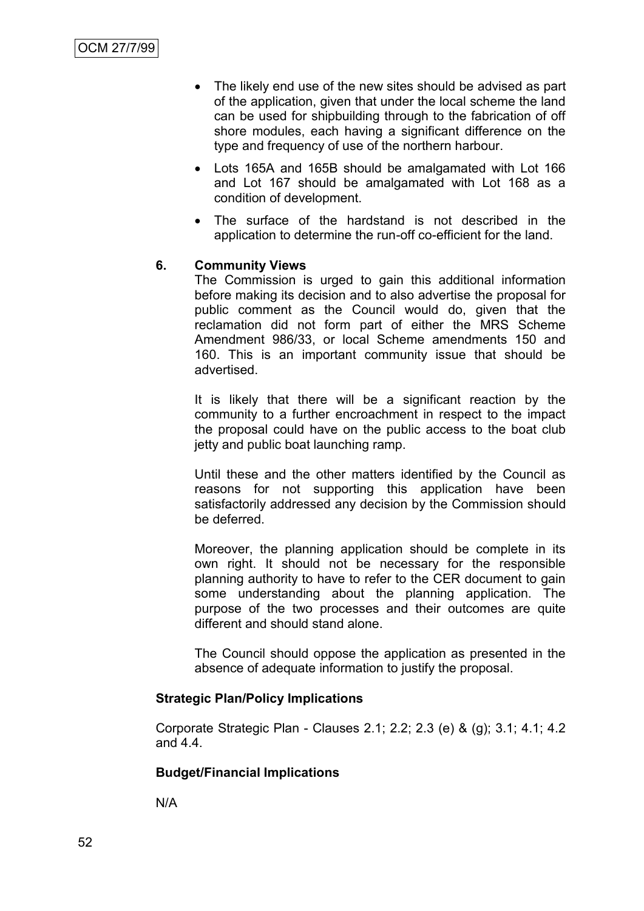- The likely end use of the new sites should be advised as part of the application, given that under the local scheme the land can be used for shipbuilding through to the fabrication of off shore modules, each having a significant difference on the type and frequency of use of the northern harbour.
- Lots 165A and 165B should be amalgamated with Lot 166 and Lot 167 should be amalgamated with Lot 168 as a condition of development.
- The surface of the hardstand is not described in the application to determine the run-off co-efficient for the land.

**6. Community Views**

The Commission is urged to gain this additional information before making its decision and to also advertise the proposal for public comment as the Council would do, given that the reclamation did not form part of either the MRS Scheme Amendment 986/33, or local Scheme amendments 150 and 160. This is an important community issue that should be advertised.

It is likely that there will be a significant reaction by the community to a further encroachment in respect to the impact the proposal could have on the public access to the boat club jetty and public boat launching ramp.

Until these and the other matters identified by the Council as reasons for not supporting this application have been satisfactorily addressed any decision by the Commission should be deferred.

Moreover, the planning application should be complete in its own right. It should not be necessary for the responsible planning authority to have to refer to the CER document to gain some understanding about the planning application. The purpose of the two processes and their outcomes are quite different and should stand alone.

The Council should oppose the application as presented in the absence of adequate information to justify the proposal.

**Strategic Plan/Policy Implications**

Corporate Strategic Plan - Clauses 2.1; 2.2; 2.3 (e) & (g); 3.1; 4.1; 4.2 and 4.4.

**Budget/Financial Implications**

N/A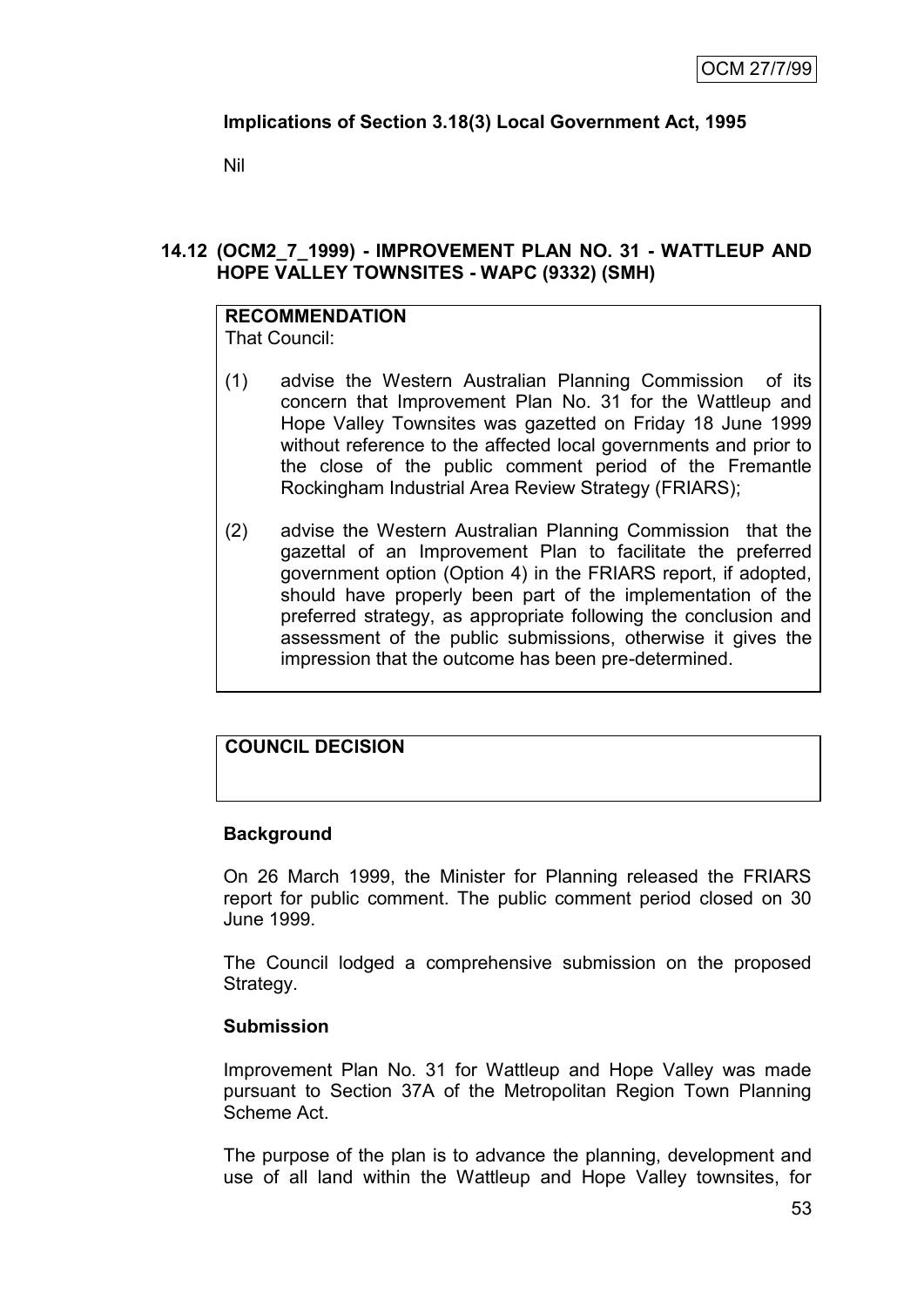**Implications of Section 3.18(3) Local Government Act, 1995**

Nil

## 14.12 (OCM2_7_1999) - IMPROVEMENT PLAN NO. 31 - WATTLEUP AND HOPE VALLEY TOWNSITES - WAPC (9332) (SMH)

**RECOMMENDATION**

That Council:

(1) advise the Western Australian Planning Commission of its concern that Improvement Plan No. 31 for the Wattleup and Hope Valley Townsites was gazetted on Friday 18 June 1999 without reference to the affected local governments and prior to the close of the public comment period of the Fremantle Rockingham Industrial Area Review Strategy (FRIARS);

(2) advise the Western Australian Planning Commission that the gazettal of an Improvement Plan to facilitate the preferred government option (Option 4) in the FRIARS report, if adopted, should have properly been part of the implementation of the preferred strategy, as appropriate following the conclusion and assessment of the public submissions, otherwise it gives the impression that the outcome has been pre-determined.

**COUNCIL DECISION**

**Background**

On 26 March 1999, the Minister for Planning released the FRIARS report for public comment. The public comment period closed on 30 June 1999.

The Council lodged a comprehensive submission on the proposed Strategy.

**Submission**

Improvement Plan No. 31 for Wattleup and Hope Valley was made pursuant to Section 37A of the Metropolitan Region Town Planning Scheme Act.

The purpose of the plan is to advance the planning, development and use of all land within the Wattleup and Hope Valley townsites, for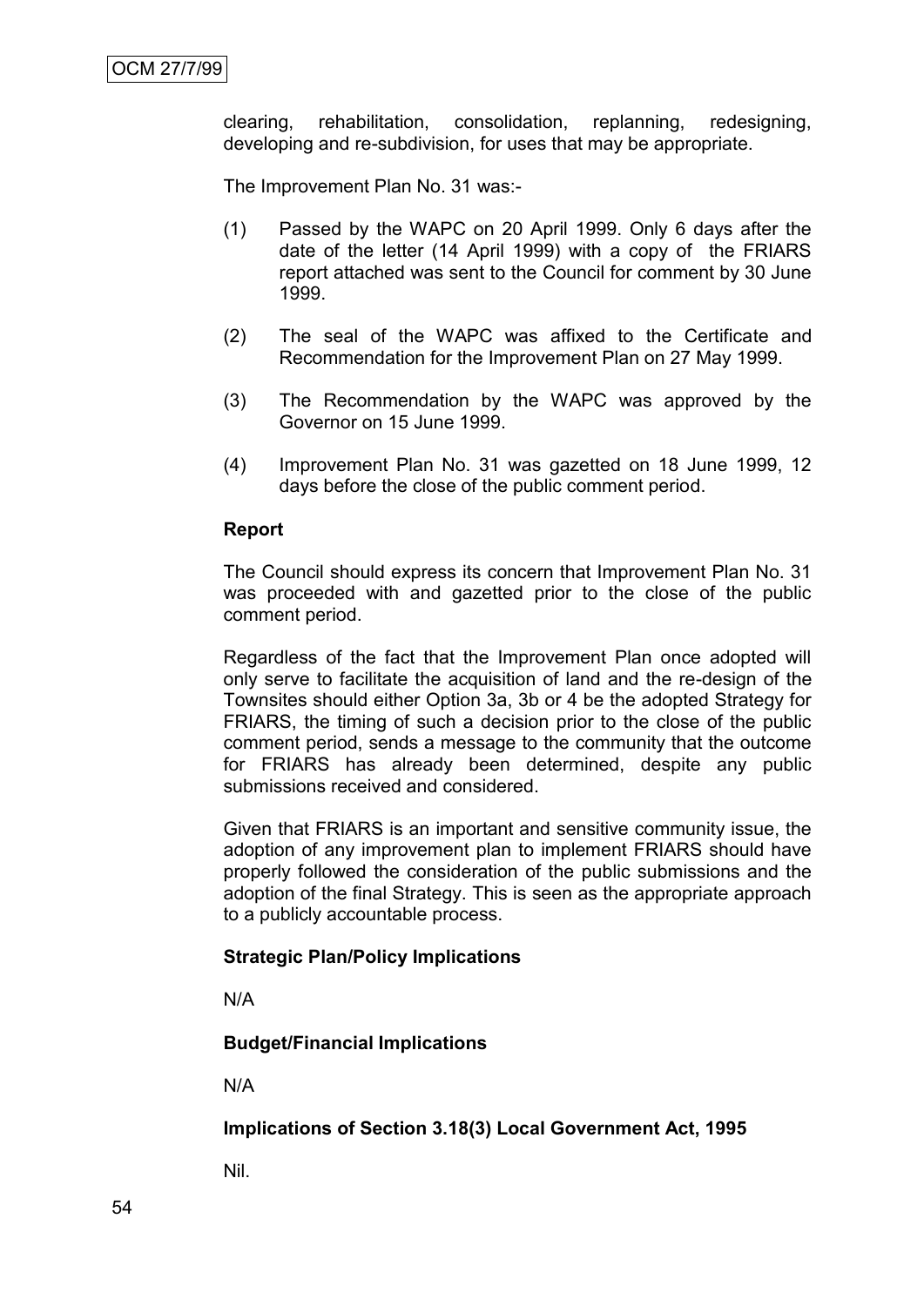clearing, rehabilitation, consolidation, replanning, redesigning, developing and re-subdivision, for uses that may be appropriate.

The Improvement Plan No. 31 was:-

(1) Passed by the WAPC on 20 April 1999. Only 6 days after the date of the letter (14 April 1999) with a copy of the FRIARS report attached was sent to the Council for comment by 30 June 1999.

(2) The seal of the WAPC was affixed to the Certificate and Recommendation for the Improvement Plan on 27 May 1999.

(3) The Recommendation by the WAPC was approved by the Governor on 15 June 1999.

(4) Improvement Plan No. 31 was gazetted on 18 June 1999, 12 days before the close of the public comment period.

**Report**

The Council should express its concern that Improvement Plan No. 31 was proceeded with and gazetted prior to the close of the public comment period.

Regardless of the fact that the Improvement Plan once adopted will only serve to facilitate the acquisition of land and the re-design of the Townsites should either Option 3a, 3b or 4 be the adopted Strategy for FRIARS, the timing of such a decision prior to the close of the public comment period, sends a message to the community that the outcome for FRIARS has already been determined, despite any public submissions received and considered.

Given that FRIARS is an important and sensitive community issue, the adoption of any improvement plan to implement FRIARS should have properly followed the consideration of the public submissions and the adoption of the final Strategy. This is seen as the appropriate approach to a publicly accountable process.

**Strategic Plan/Policy Implications**

N/A

**Budget/Financial Implications**

N/A

**Implications of Section 3.18(3) Local Government Act, 1995**

Nil.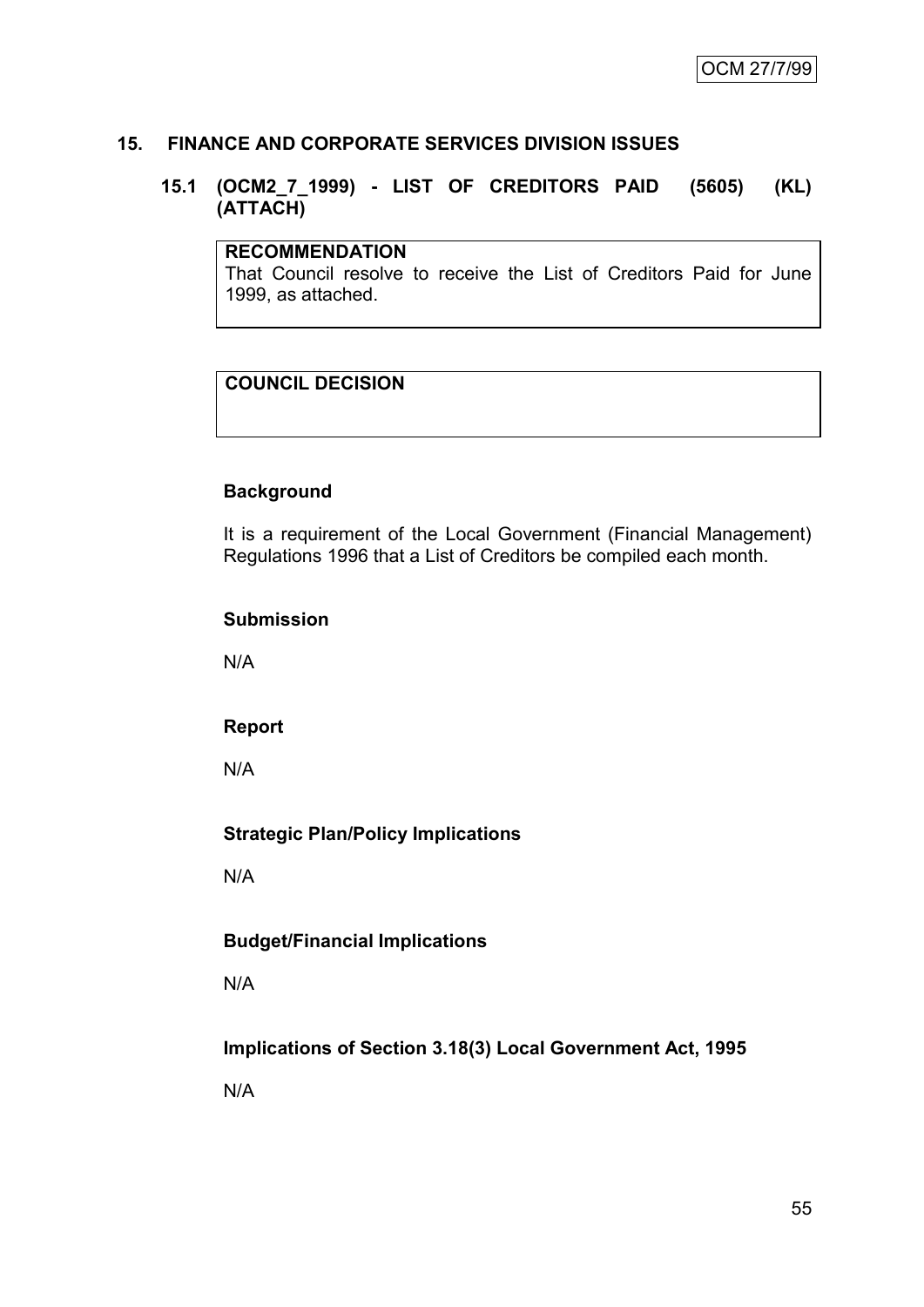## 15. FINANCE AND CORPORATE SERVICES DIVISION ISSUES

### 15.1 (OCM2_7_1999) - LIST OF CREDITORS PAID (5605) (KL) (ATTACH)

**RECOMMENDATION**
That Council resolve to receive the List of Creditors Paid for June 1999, as attached.

**COUNCIL DECISION**

**Background**

It is a requirement of the Local Government (Financial Management) Regulations 1996 that a List of Creditors be compiled each month.

**Submission**

N/A

**Report**

N/A

**Strategic Plan/Policy Implications**

N/A

**Budget/Financial Implications**

N/A

**Implications of Section 3.18(3) Local Government Act, 1995**

N/A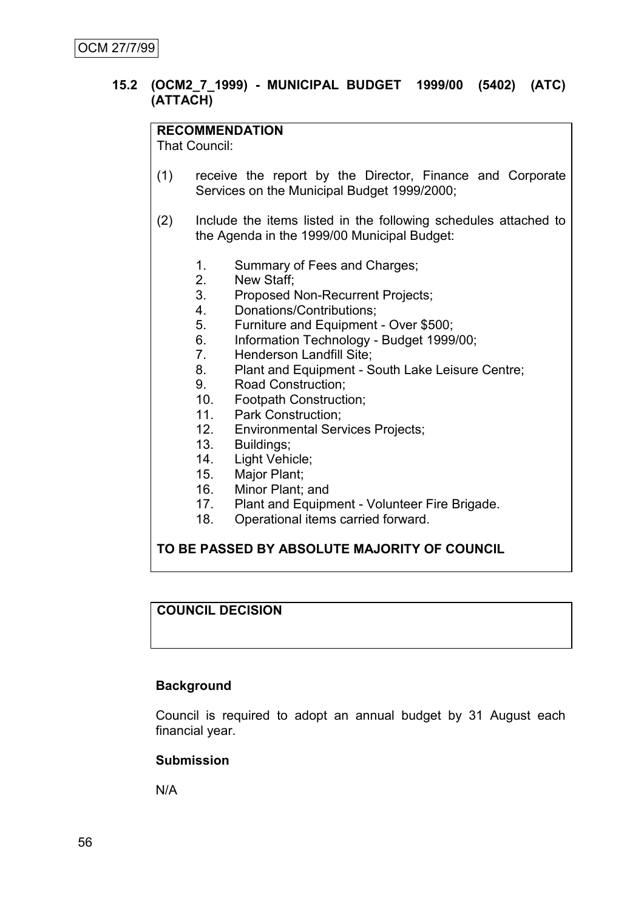OCM 27/7/99

## 15.2 (OCM2_7_1999) - MUNICIPAL BUDGET 1999/00 (5402) (ATC) (ATTACH)

**RECOMMENDATION**
That Council:

(1) receive the report by the Director, Finance and Corporate Services on the Municipal Budget 1999/2000;

(2) Include the items listed in the following schedules attached to the Agenda in the 1999/00 Municipal Budget:

1. Summary of Fees and Charges;
2. New Staff;
3. Proposed Non-Recurrent Projects;
4. Donations/Contributions;
5. Furniture and Equipment - Over $500;
6. Information Technology - Budget 1999/00;
7. Henderson Landfill Site;
8. Plant and Equipment - South Lake Leisure Centre;
9. Road Construction;
10. Footpath Construction;
11. Park Construction;
12. Environmental Services Projects;
13. Buildings;
14. Light Vehicle;
15. Major Plant;
16. Minor Plant; and
17. Plant and Equipment - Volunteer Fire Brigade.
18. Operational items carried forward.

**TO BE PASSED BY ABSOLUTE MAJORITY OF COUNCIL**

**COUNCIL DECISION**

**Background**

Council is required to adopt an annual budget by 31 August each financial year.

**Submission**

N/A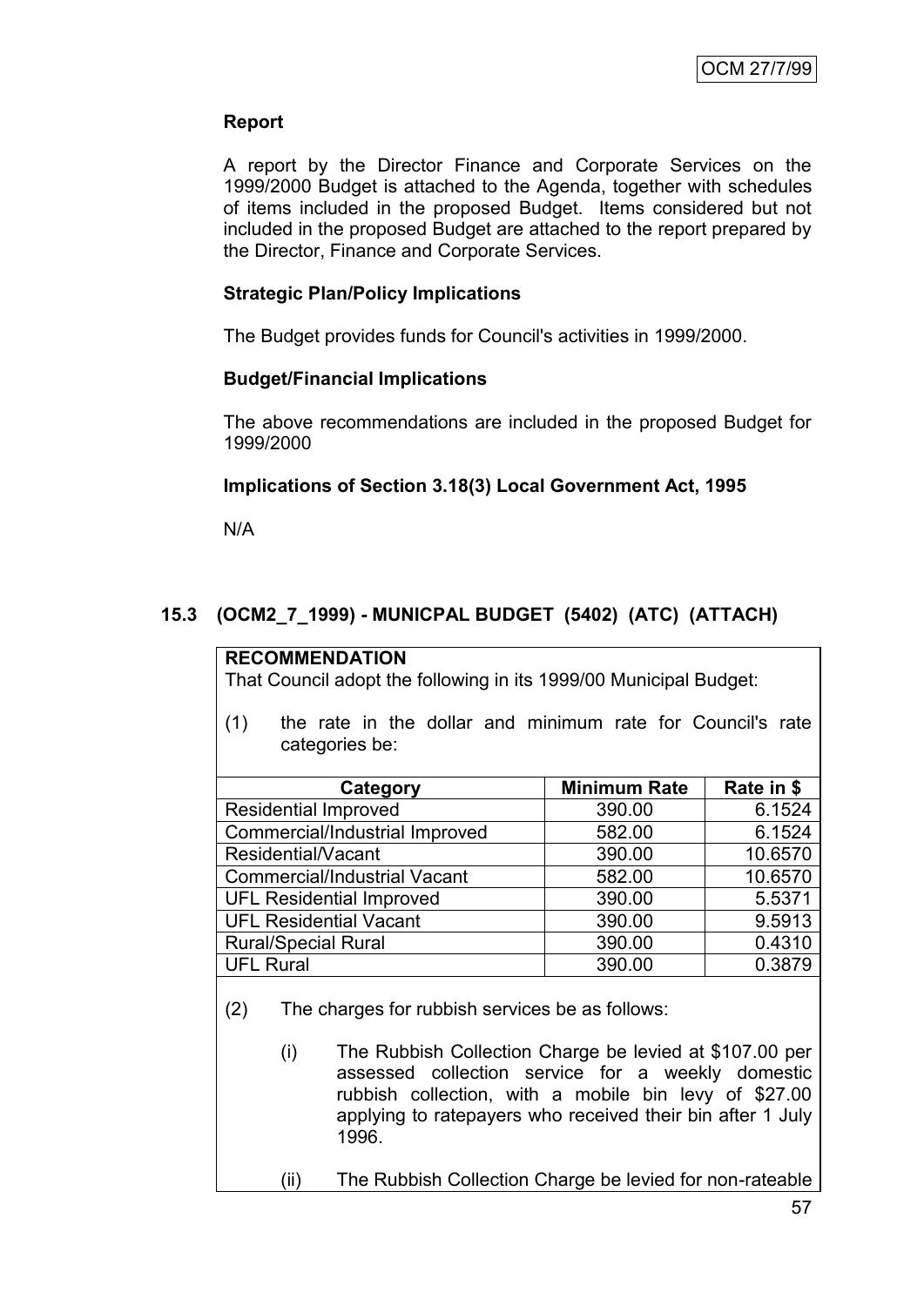**Report**

A report by the Director Finance and Corporate Services on the 1999/2000 Budget is attached to the Agenda, together with schedules of items included in the proposed Budget. Items considered but not included in the proposed Budget are attached to the report prepared by the Director, Finance and Corporate Services.

**Strategic Plan/Policy Implications**

The Budget provides funds for Council's activities in 1999/2000.

**Budget/Financial Implications**

The above recommendations are included in the proposed Budget for 1999/2000

**Implications of Section 3.18(3) Local Government Act, 1995**

N/A

## 15.3 (OCM2_7_1999) - MUNICPAL BUDGET (5402) (ATC) (ATTACH)

**RECOMMENDATION**

That Council adopt the following in its 1999/00 Municipal Budget:

(1) the rate in the dollar and minimum rate for Council's rate categories be:

| Category | Minimum Rate | Rate in $ |
|---|---|---|
| Residential Improved | 390.00 | 6.1524 |
| Commercial/Industrial Improved | 582.00 | 6.1524 |
| Residential/Vacant | 390.00 | 10.6570 |
| Commercial/Industrial Vacant | 582.00 | 10.6570 |
| UFL Residential Improved | 390.00 | 5.5371 |
| UFL Residential Vacant | 390.00 | 9.5913 |
| Rural/Special Rural | 390.00 | 0.4310 |
| UFL Rural | 390.00 | 0.3879 |

(2) The charges for rubbish services be as follows:

(i) The Rubbish Collection Charge be levied at $107.00 per assessed collection service for a weekly domestic rubbish collection, with a mobile bin levy of $27.00 applying to ratepayers who received their bin after 1 July 1996.

(ii) The Rubbish Collection Charge be levied for non-rateable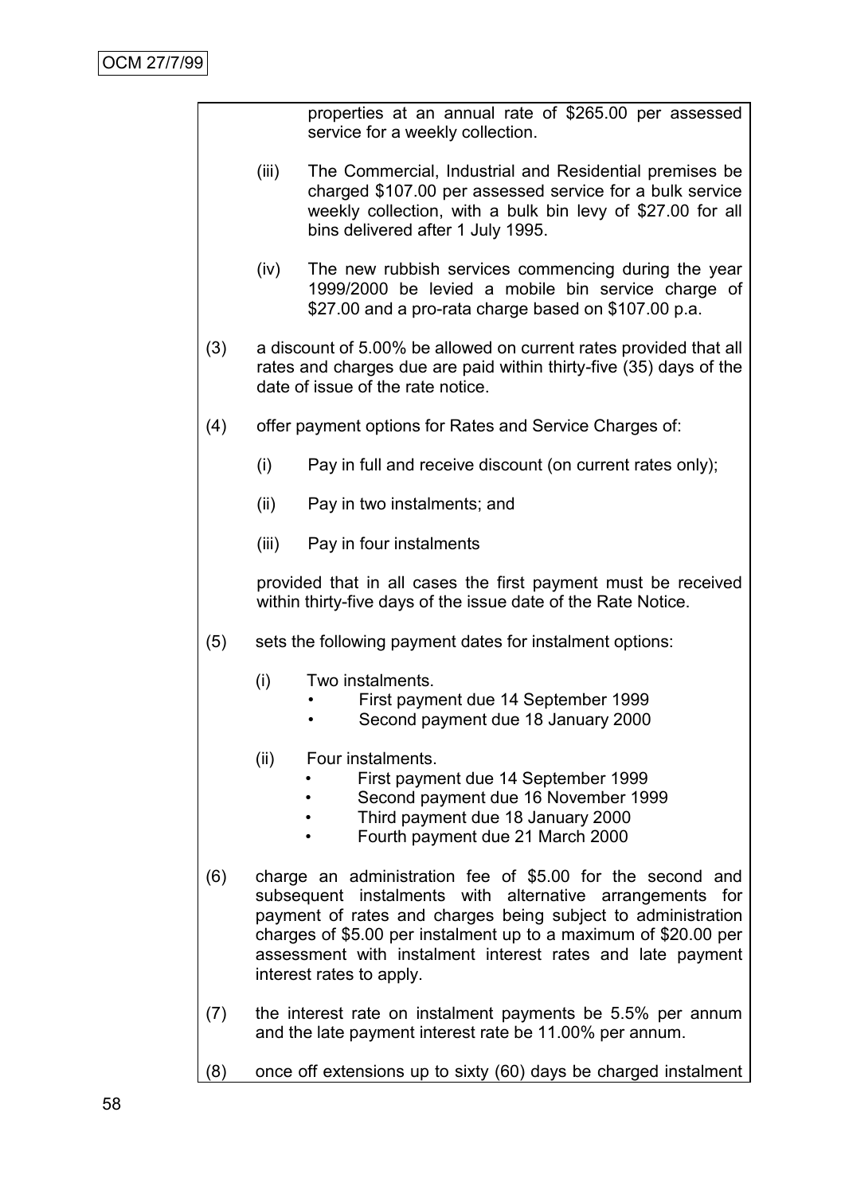properties at an annual rate of $265.00 per assessed service for a weekly collection.

(iii) The Commercial, Industrial and Residential premises be charged $107.00 per assessed service for a bulk service weekly collection, with a bulk bin levy of $27.00 for all bins delivered after 1 July 1995.

(iv) The new rubbish services commencing during the year 1999/2000 be levied a mobile bin service charge of $27.00 and a pro-rata charge based on $107.00 p.a.

(3) a discount of 5.00% be allowed on current rates provided that all rates and charges due are paid within thirty-five (35) days of the date of issue of the rate notice.

(4) offer payment options for Rates and Service Charges of:

(i) Pay in full and receive discount (on current rates only);

(ii) Pay in two instalments; and

(iii) Pay in four instalments

provided that in all cases the first payment must be received within thirty-five days of the issue date of the Rate Notice.

(5) sets the following payment dates for instalment options:

(i) Two instalments.
- First payment due 14 September 1999
- Second payment due 18 January 2000

(ii) Four instalments.
- First payment due 14 September 1999
- Second payment due 16 November 1999
- Third payment due 18 January 2000
- Fourth payment due 21 March 2000

(6) charge an administration fee of $5.00 for the second and subsequent instalments with alternative arrangements for payment of rates and charges being subject to administration charges of $5.00 per instalment up to a maximum of $20.00 per assessment with instalment interest rates and late payment interest rates to apply.

(7) the interest rate on instalment payments be 5.5% per annum and the late payment interest rate be 11.00% per annum.

(8) once off extensions up to sixty (60) days be charged instalment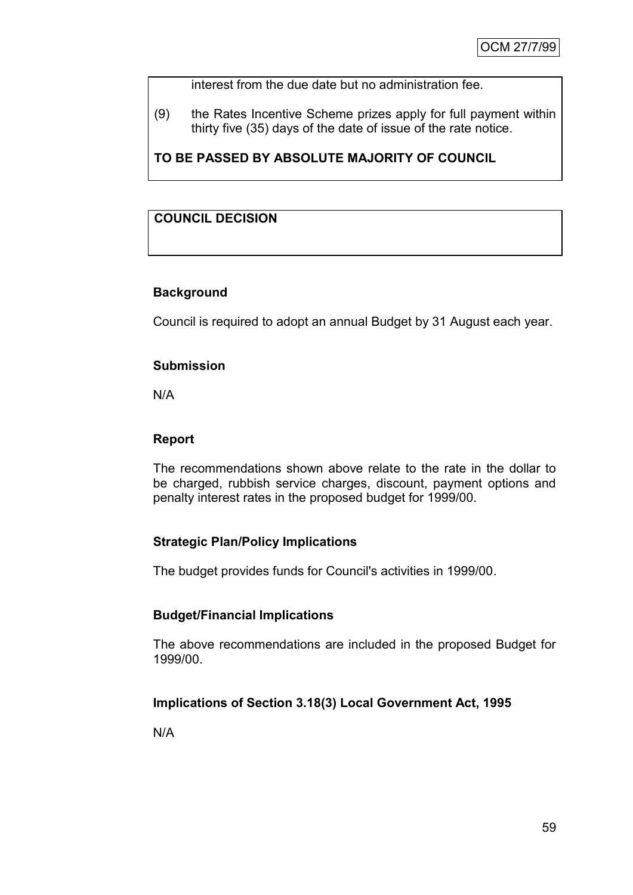interest from the due date but no administration fee.

(9) the Rates Incentive Scheme prizes apply for full payment within thirty five (35) days of the date of issue of the rate notice.

**TO BE PASSED BY ABSOLUTE MAJORITY OF COUNCIL**

**COUNCIL DECISION**

**Background**

Council is required to adopt an annual Budget by 31 August each year.

**Submission**

N/A

**Report**

The recommendations shown above relate to the rate in the dollar to be charged, rubbish service charges, discount, payment options and penalty interest rates in the proposed budget for 1999/00.

**Strategic Plan/Policy Implications**

The budget provides funds for Council's activities in 1999/00.

**Budget/Financial Implications**

The above recommendations are included in the proposed Budget for 1999/00.

**Implications of Section 3.18(3) Local Government Act, 1995**

N/A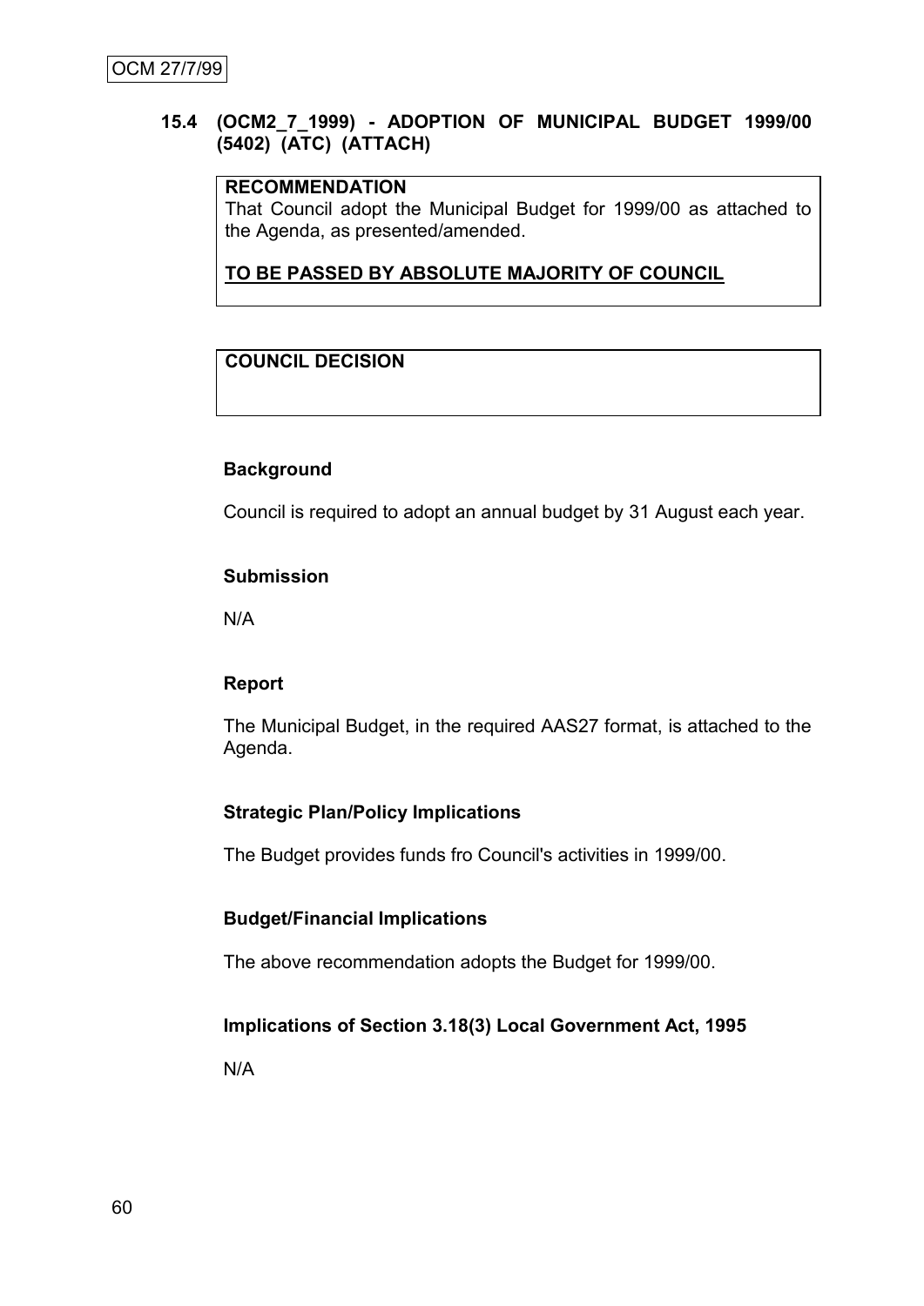## 15.4 (OCM2_7_1999) - ADOPTION OF MUNICIPAL BUDGET 1999/00 (5402) (ATC) (ATTACH)

**RECOMMENDATION**

That Council adopt the Municipal Budget for 1999/00 as attached to the Agenda, as presented/amended.

**TO BE PASSED BY ABSOLUTE MAJORITY OF COUNCIL**

**COUNCIL DECISION**

### Background

Council is required to adopt an annual budget by 31 August each year.

### Submission

N/A

### Report

The Municipal Budget, in the required AAS27 format, is attached to the Agenda.

### Strategic Plan/Policy Implications

The Budget provides funds fro Council's activities in 1999/00.

### Budget/Financial Implications

The above recommendation adopts the Budget for 1999/00.

### Implications of Section 3.18(3) Local Government Act, 1995

N/A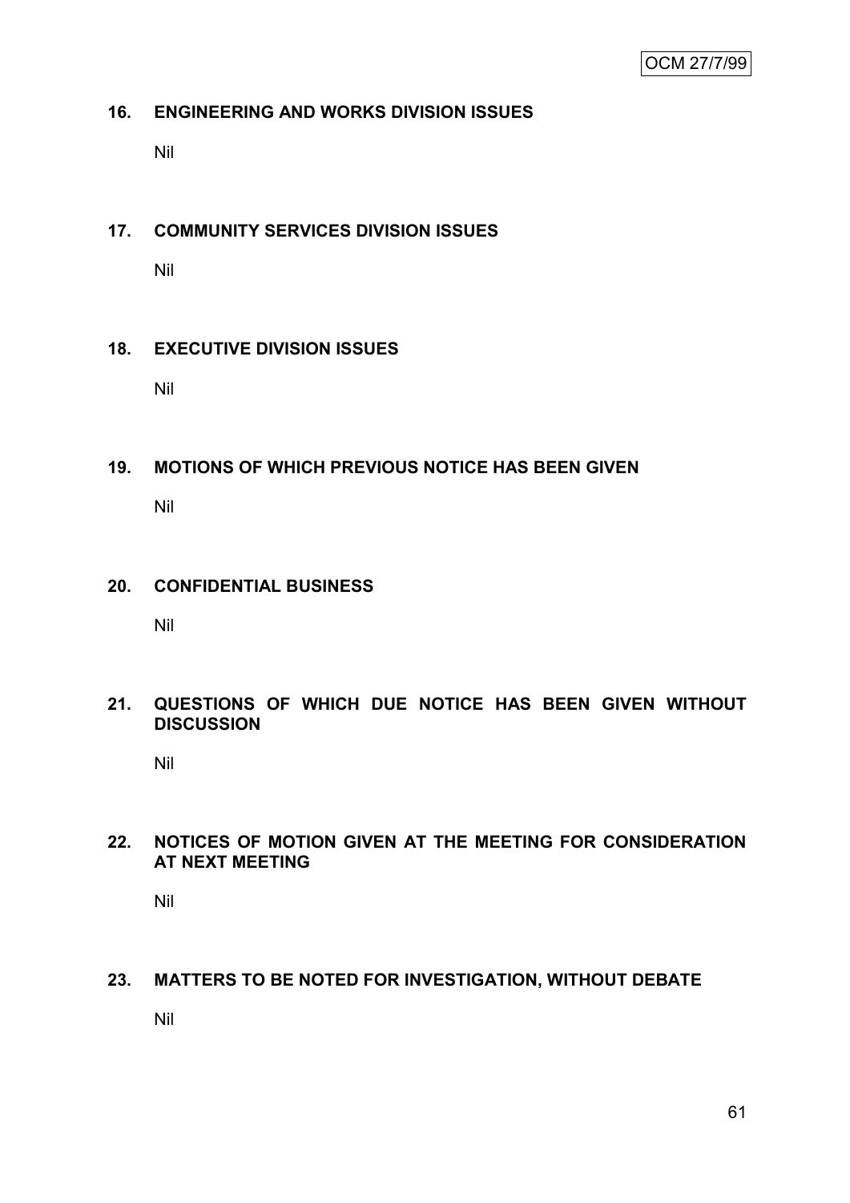## 16. ENGINEERING AND WORKS DIVISION ISSUES

Nil

## 17. COMMUNITY SERVICES DIVISION ISSUES

Nil

## 18. EXECUTIVE DIVISION ISSUES

Nil

## 19. MOTIONS OF WHICH PREVIOUS NOTICE HAS BEEN GIVEN

Nil

## 20. CONFIDENTIAL BUSINESS

Nil

## 21. QUESTIONS OF WHICH DUE NOTICE HAS BEEN GIVEN WITHOUT DISCUSSION

Nil

## 22. NOTICES OF MOTION GIVEN AT THE MEETING FOR CONSIDERATION AT NEXT MEETING

Nil

## 23. MATTERS TO BE NOTED FOR INVESTIGATION, WITHOUT DEBATE

Nil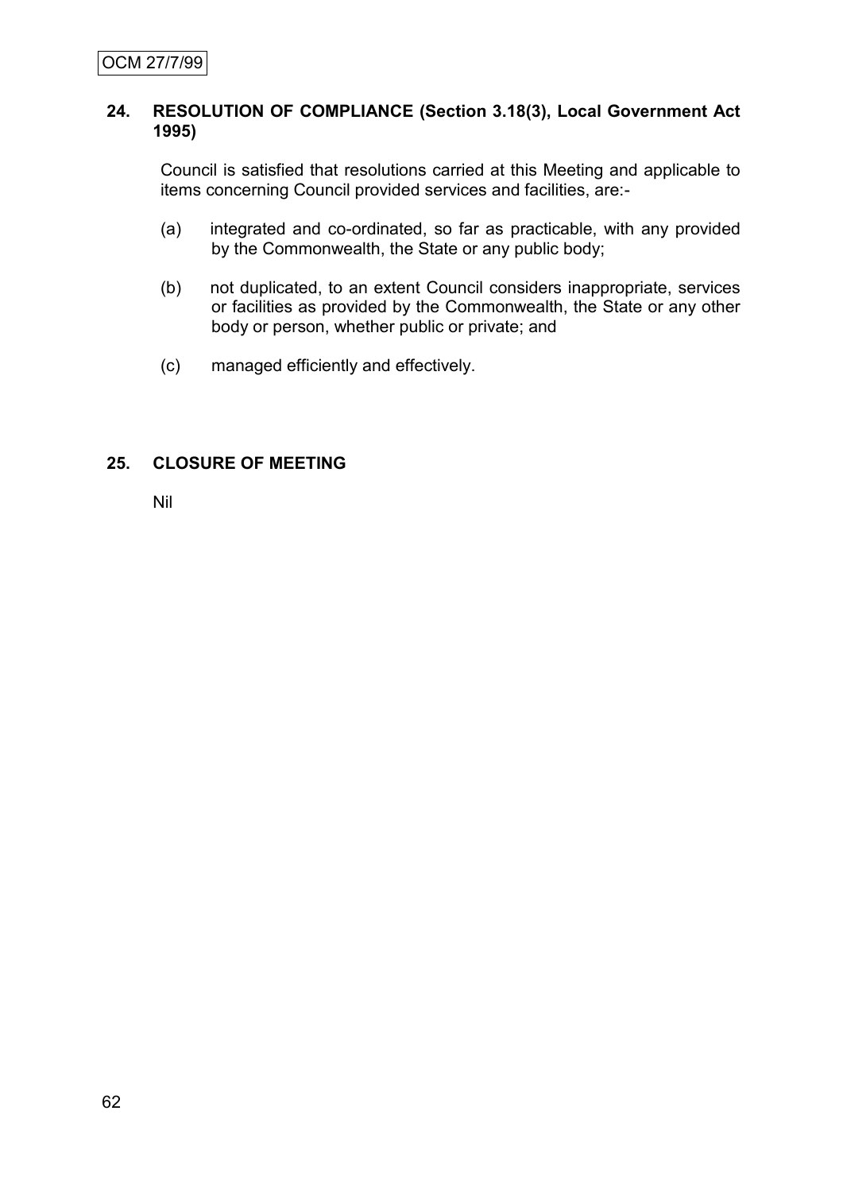## 24. RESOLUTION OF COMPLIANCE (Section 3.18(3), Local Government Act 1995)

Council is satisfied that resolutions carried at this Meeting and applicable to items concerning Council provided services and facilities, are:-

(a) integrated and co-ordinated, so far as practicable, with any provided by the Commonwealth, the State or any public body;

(b) not duplicated, to an extent Council considers inappropriate, services or facilities as provided by the Commonwealth, the State or any other body or person, whether public or private; and

(c) managed efficiently and effectively.

## 25. CLOSURE OF MEETING

Nil